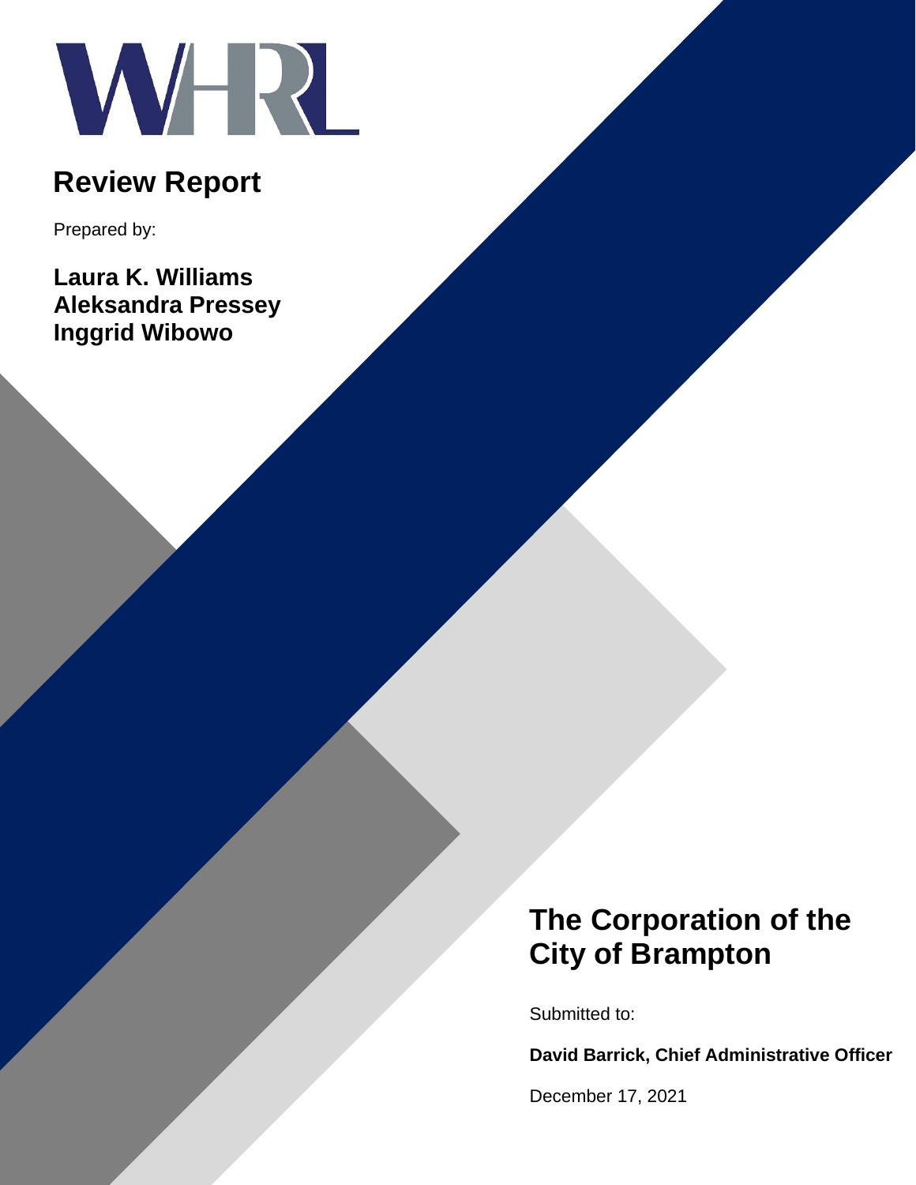WHRL

# Review Report

Prepared by:

**Laura K. Williams**
**Aleksandra Pressey**
**Inggrid Wibowo**

## The Corporation of the City of Brampton

Submitted to:

**David Barrick, Chief Administrative Officer**

December 17, 2021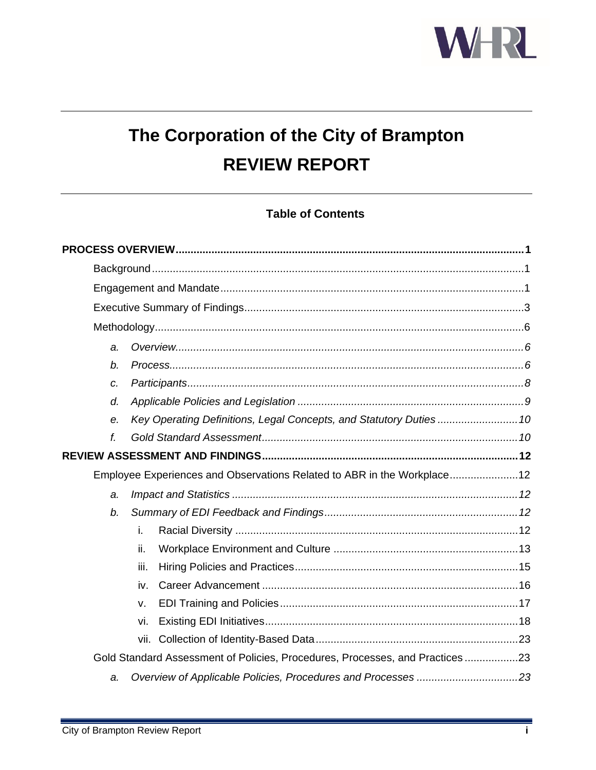# The Corporation of the City of Brampton
# REVIEW REPORT

## Table of Contents

**PROCESS OVERVIEW** .......... **1**

- Background .......... 1
- Engagement and Mandate .......... 1
- Executive Summary of Findings .......... 3
- Methodology .......... 6
  - *a. Overview* .......... *6*
  - *b. Process* .......... *6*
  - *c. Participants* .......... *8*
  - *d. Applicable Policies and Legislation* .......... *9*
  - *e. Key Operating Definitions, Legal Concepts, and Statutory Duties* .......... *10*
  - *f. Gold Standard Assessment* .......... *10*

**REVIEW ASSESSMENT AND FINDINGS** .......... **12**

- Employee Experiences and Observations Related to ABR in the Workplace .......... 12
  - *a. Impact and Statistics* .......... *12*
  - *b. Summary of EDI Feedback and Findings* .......... *12*
    - i. Racial Diversity .......... 12
    - ii. Workplace Environment and Culture .......... 13
    - iii. Hiring Policies and Practices .......... 15
    - iv. Career Advancement .......... 16
    - v. EDI Training and Policies .......... 17
    - vi. Existing EDI Initiatives .......... 18
    - vii. Collection of Identity-Based Data .......... 23
- Gold Standard Assessment of Policies, Procedures, Processes, and Practices .......... 23
  - *a. Overview of Applicable Policies, Procedures and Processes* .......... *23*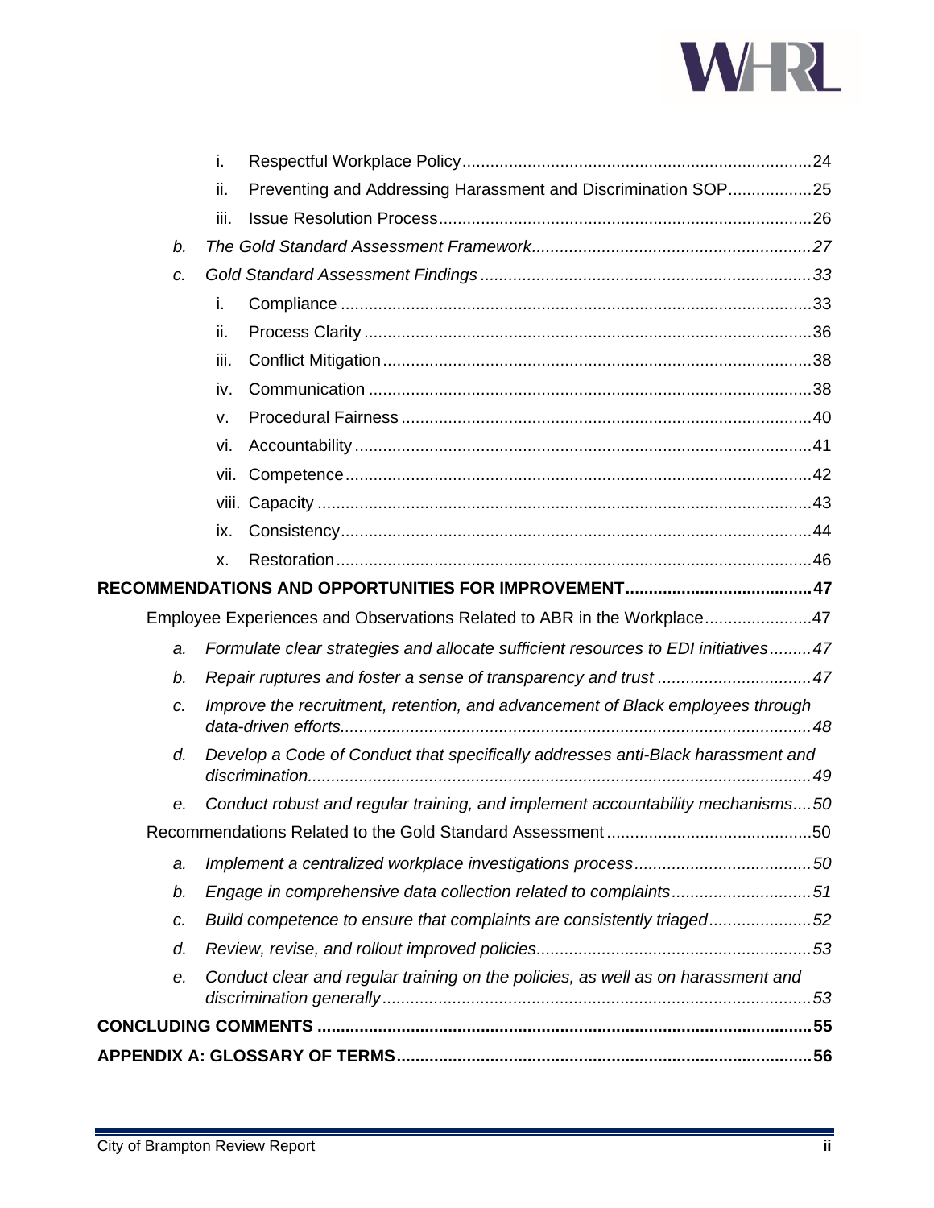i. Respectful Workplace Policy ... 24
ii. Preventing and Addressing Harassment and Discrimination SOP ... 25
iii. Issue Resolution Process ... 26

*b. The Gold Standard Assessment Framework ... 27*

*c. Gold Standard Assessment Findings ... 33*

i. Compliance ... 33
ii. Process Clarity ... 36
iii. Conflict Mitigation ... 38
iv. Communication ... 38
v. Procedural Fairness ... 40
vi. Accountability ... 41
vii. Competence ... 42
viii. Capacity ... 43
ix. Consistency ... 44
x. Restoration ... 46

**RECOMMENDATIONS AND OPPORTUNITIES FOR IMPROVEMENT ... 47**

Employee Experiences and Observations Related to ABR in the Workplace ... 47

*a. Formulate clear strategies and allocate sufficient resources to EDI initiatives ... 47*

*b. Repair ruptures and foster a sense of transparency and trust ... 47*

*c. Improve the recruitment, retention, and advancement of Black employees through data-driven efforts ... 48*

*d. Develop a Code of Conduct that specifically addresses anti-Black harassment and discrimination ... 49*

*e. Conduct robust and regular training, and implement accountability mechanisms ... 50*

Recommendations Related to the Gold Standard Assessment ... 50

*a. Implement a centralized workplace investigations process ... 50*

*b. Engage in comprehensive data collection related to complaints ... 51*

*c. Build competence to ensure that complaints are consistently triaged ... 52*

*d. Review, revise, and rollout improved policies ... 53*

*e. Conduct clear and regular training on the policies, as well as on harassment and discrimination generally ... 53*

**CONCLUDING COMMENTS ... 55**

**APPENDIX A: GLOSSARY OF TERMS ... 56**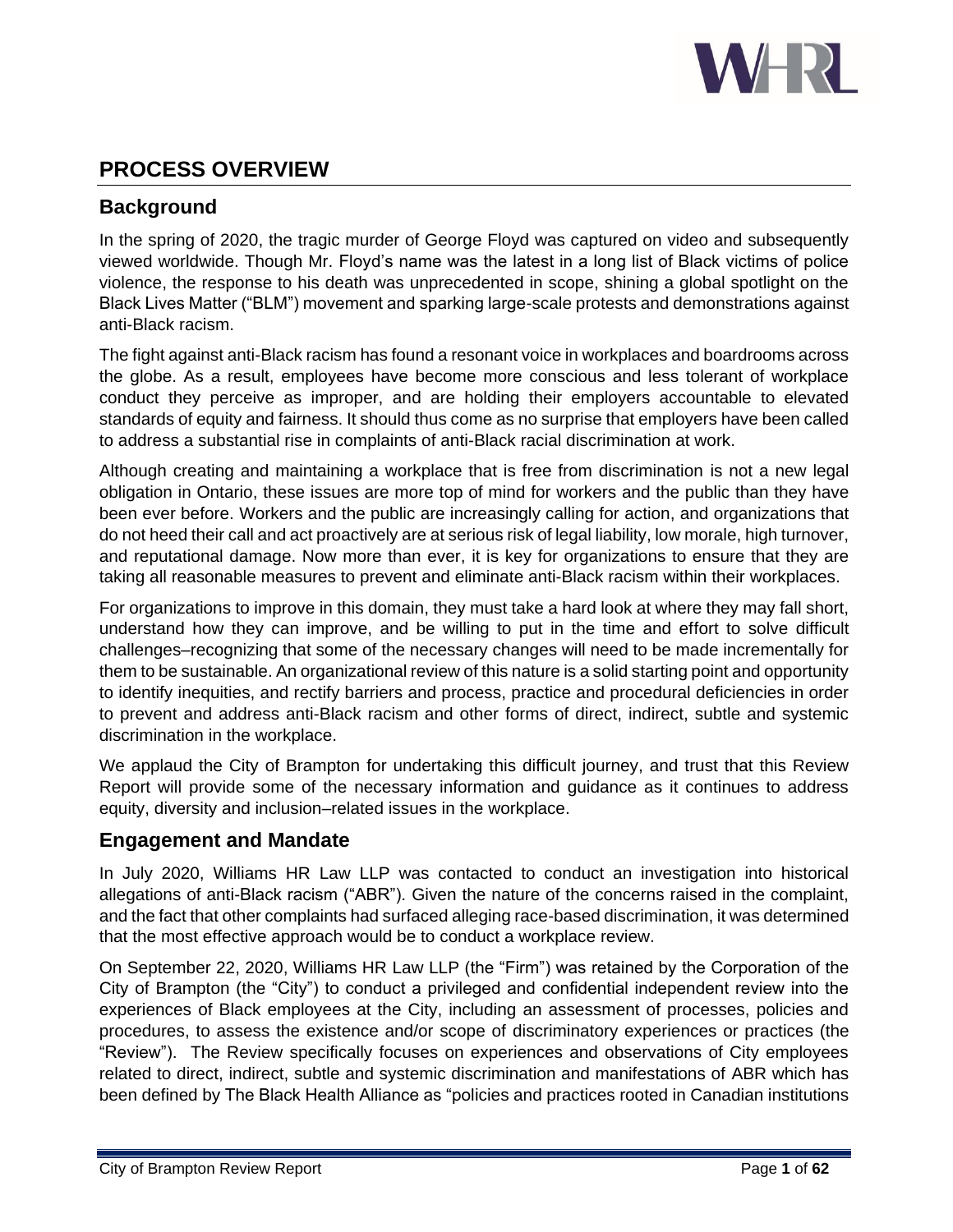# PROCESS OVERVIEW

## Background

In the spring of 2020, the tragic murder of George Floyd was captured on video and subsequently viewed worldwide. Though Mr. Floyd's name was the latest in a long list of Black victims of police violence, the response to his death was unprecedented in scope, shining a global spotlight on the Black Lives Matter ("BLM") movement and sparking large-scale protests and demonstrations against anti-Black racism.

The fight against anti-Black racism has found a resonant voice in workplaces and boardrooms across the globe. As a result, employees have become more conscious and less tolerant of workplace conduct they perceive as improper, and are holding their employers accountable to elevated standards of equity and fairness. It should thus come as no surprise that employers have been called to address a substantial rise in complaints of anti-Black racial discrimination at work.

Although creating and maintaining a workplace that is free from discrimination is not a new legal obligation in Ontario, these issues are more top of mind for workers and the public than they have been ever before. Workers and the public are increasingly calling for action, and organizations that do not heed their call and act proactively are at serious risk of legal liability, low morale, high turnover, and reputational damage. Now more than ever, it is key for organizations to ensure that they are taking all reasonable measures to prevent and eliminate anti-Black racism within their workplaces.

For organizations to improve in this domain, they must take a hard look at where they may fall short, understand how they can improve, and be willing to put in the time and effort to solve difficult challenges–recognizing that some of the necessary changes will need to be made incrementally for them to be sustainable. An organizational review of this nature is a solid starting point and opportunity to identify inequities, and rectify barriers and process, practice and procedural deficiencies in order to prevent and address anti-Black racism and other forms of direct, indirect, subtle and systemic discrimination in the workplace.

We applaud the City of Brampton for undertaking this difficult journey, and trust that this Review Report will provide some of the necessary information and guidance as it continues to address equity, diversity and inclusion–related issues in the workplace.

## Engagement and Mandate

In July 2020, Williams HR Law LLP was contacted to conduct an investigation into historical allegations of anti-Black racism ("ABR"). Given the nature of the concerns raised in the complaint, and the fact that other complaints had surfaced alleging race-based discrimination, it was determined that the most effective approach would be to conduct a workplace review.

On September 22, 2020, Williams HR Law LLP (the "Firm") was retained by the Corporation of the City of Brampton (the "City") to conduct a privileged and confidential independent review into the experiences of Black employees at the City, including an assessment of processes, policies and procedures, to assess the existence and/or scope of discriminatory experiences or practices (the "Review"). The Review specifically focuses on experiences and observations of City employees related to direct, indirect, subtle and systemic discrimination and manifestations of ABR which has been defined by The Black Health Alliance as "policies and practices rooted in Canadian institutions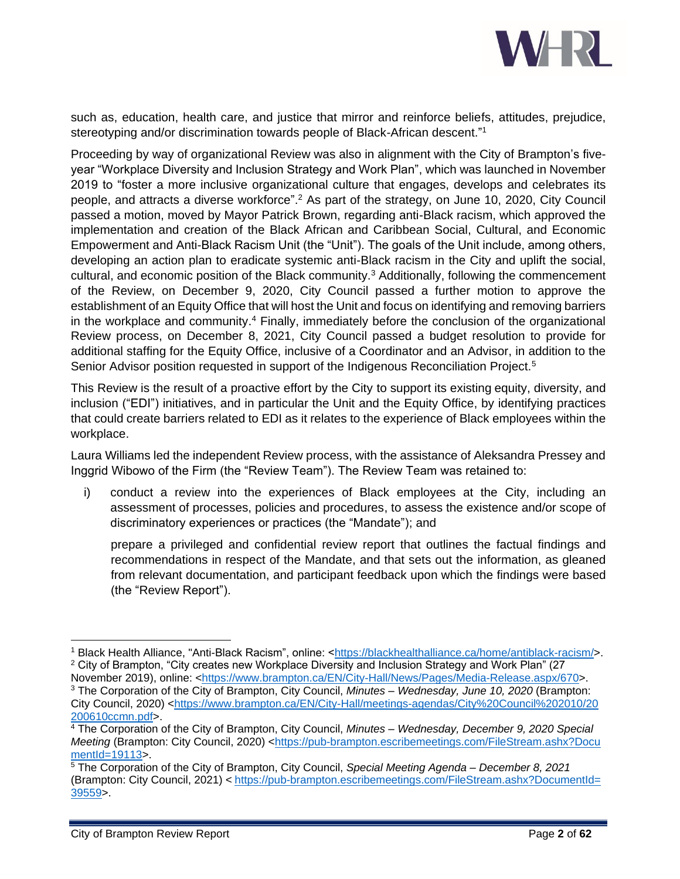such as, education, health care, and justice that mirror and reinforce beliefs, attitudes, prejudice, stereotyping and/or discrimination towards people of Black-African descent."[1]

Proceeding by way of organizational Review was also in alignment with the City of Brampton's five-year "Workplace Diversity and Inclusion Strategy and Work Plan", which was launched in November 2019 to "foster a more inclusive organizational culture that engages, develops and celebrates its people, and attracts a diverse workforce".[2] As part of the strategy, on June 10, 2020, City Council passed a motion, moved by Mayor Patrick Brown, regarding anti-Black racism, which approved the implementation and creation of the Black African and Caribbean Social, Cultural, and Economic Empowerment and Anti-Black Racism Unit (the "Unit"). The goals of the Unit include, among others, developing an action plan to eradicate systemic anti-Black racism in the City and uplift the social, cultural, and economic position of the Black community.[3] Additionally, following the commencement of the Review, on December 9, 2020, City Council passed a further motion to approve the establishment of an Equity Office that will host the Unit and focus on identifying and removing barriers in the workplace and community.[4] Finally, immediately before the conclusion of the organizational Review process, on December 8, 2021, City Council passed a budget resolution to provide for additional staffing for the Equity Office, inclusive of a Coordinator and an Advisor, in addition to the Senior Advisor position requested in support of the Indigenous Reconciliation Project.[5]

This Review is the result of a proactive effort by the City to support its existing equity, diversity, and inclusion ("EDI") initiatives, and in particular the Unit and the Equity Office, by identifying practices that could create barriers related to EDI as it relates to the experience of Black employees within the workplace.

Laura Williams led the independent Review process, with the assistance of Aleksandra Pressey and Inggrid Wibowo of the Firm (the "Review Team"). The Review Team was retained to:

i) conduct a review into the experiences of Black employees at the City, including an assessment of processes, policies and procedures, to assess the existence and/or scope of discriminatory experiences or practices (the "Mandate"); and

   prepare a privileged and confidential review report that outlines the factual findings and recommendations in respect of the Mandate, and that sets out the information, as gleaned from relevant documentation, and participant feedback upon which the findings were based (the "Review Report").

---

[1] Black Health Alliance, "Anti-Black Racism", online: <https://blackhealthalliance.ca/home/antiblack-racism/>.

[2] City of Brampton, "City creates new Workplace Diversity and Inclusion Strategy and Work Plan" (27 November 2019), online: <https://www.brampton.ca/EN/City-Hall/News/Pages/Media-Release.aspx/670>.

[3] The Corporation of the City of Brampton, City Council, *Minutes – Wednesday, June 10, 2020* (Brampton: City Council, 2020) <https://www.brampton.ca/EN/City-Hall/meetings-agendas/City%20Council%202010/20200610ccmn.pdf>.

[4] The Corporation of the City of Brampton, City Council, *Minutes – Wednesday, December 9, 2020 Special Meeting* (Brampton: City Council, 2020) <https://pub-brampton.escribemeetings.com/FileStream.ashx?DocumentId=19113>.

[5] The Corporation of the City of Brampton, City Council, *Special Meeting Agenda – December 8, 2021* (Brampton: City Council, 2021) < https://pub-brampton.escribemeetings.com/FileStream.ashx?DocumentId=39559>.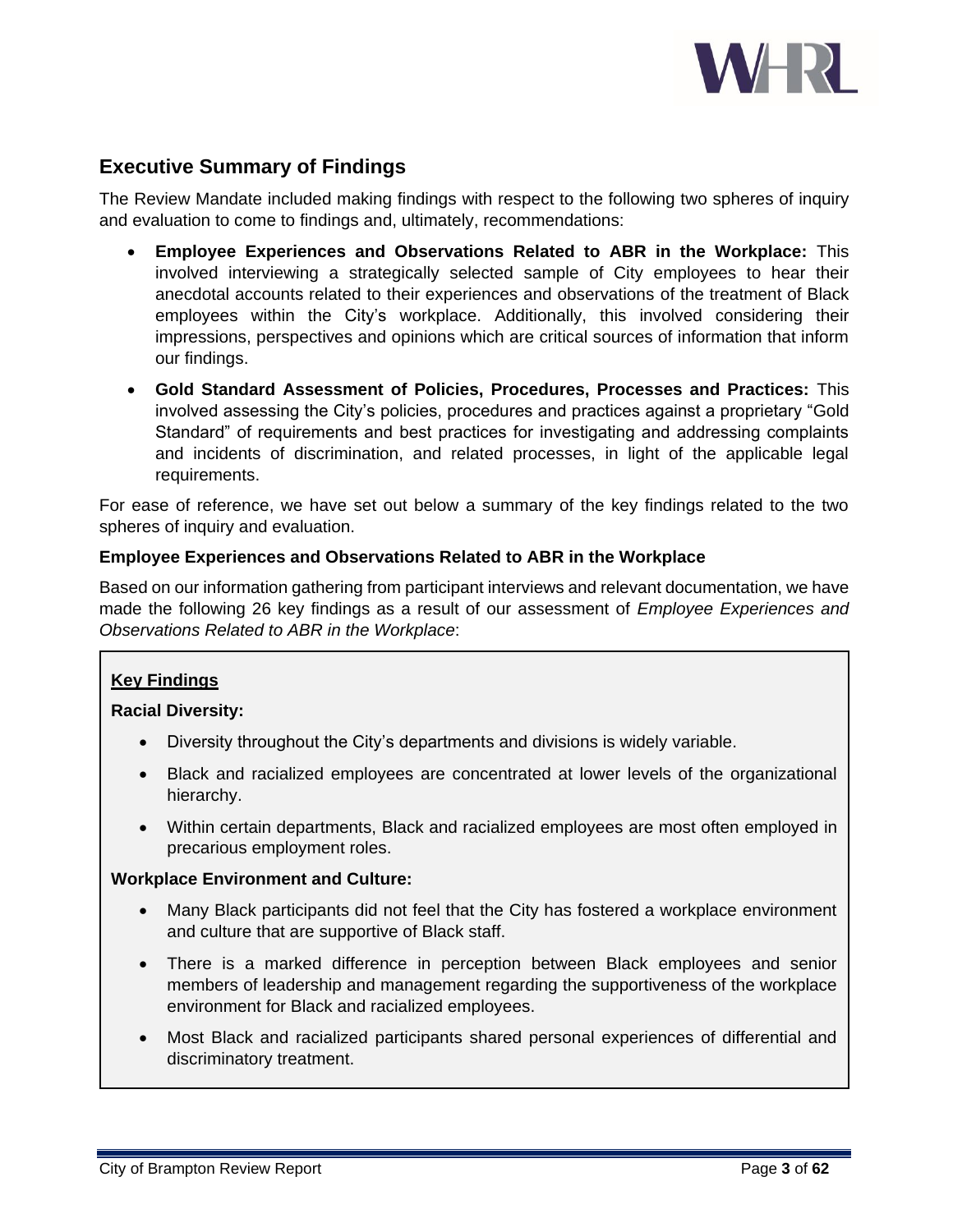## Executive Summary of Findings

The Review Mandate included making findings with respect to the following two spheres of inquiry and evaluation to come to findings and, ultimately, recommendations:

- **Employee Experiences and Observations Related to ABR in the Workplace:** This involved interviewing a strategically selected sample of City employees to hear their anecdotal accounts related to their experiences and observations of the treatment of Black employees within the City's workplace. Additionally, this involved considering their impressions, perspectives and opinions which are critical sources of information that inform our findings.
- **Gold Standard Assessment of Policies, Procedures, Processes and Practices:** This involved assessing the City's policies, procedures and practices against a proprietary "Gold Standard" of requirements and best practices for investigating and addressing complaints and incidents of discrimination, and related processes, in light of the applicable legal requirements.

For ease of reference, we have set out below a summary of the key findings related to the two spheres of inquiry and evaluation.

**Employee Experiences and Observations Related to ABR in the Workplace**

Based on our information gathering from participant interviews and relevant documentation, we have made the following 26 key findings as a result of our assessment of *Employee Experiences and Observations Related to ABR in the Workplace*:

**Key Findings**

**Racial Diversity:**

- Diversity throughout the City's departments and divisions is widely variable.
- Black and racialized employees are concentrated at lower levels of the organizational hierarchy.
- Within certain departments, Black and racialized employees are most often employed in precarious employment roles.

**Workplace Environment and Culture:**

- Many Black participants did not feel that the City has fostered a workplace environment and culture that are supportive of Black staff.
- There is a marked difference in perception between Black employees and senior members of leadership and management regarding the supportiveness of the workplace environment for Black and racialized employees.
- Most Black and racialized participants shared personal experiences of differential and discriminatory treatment.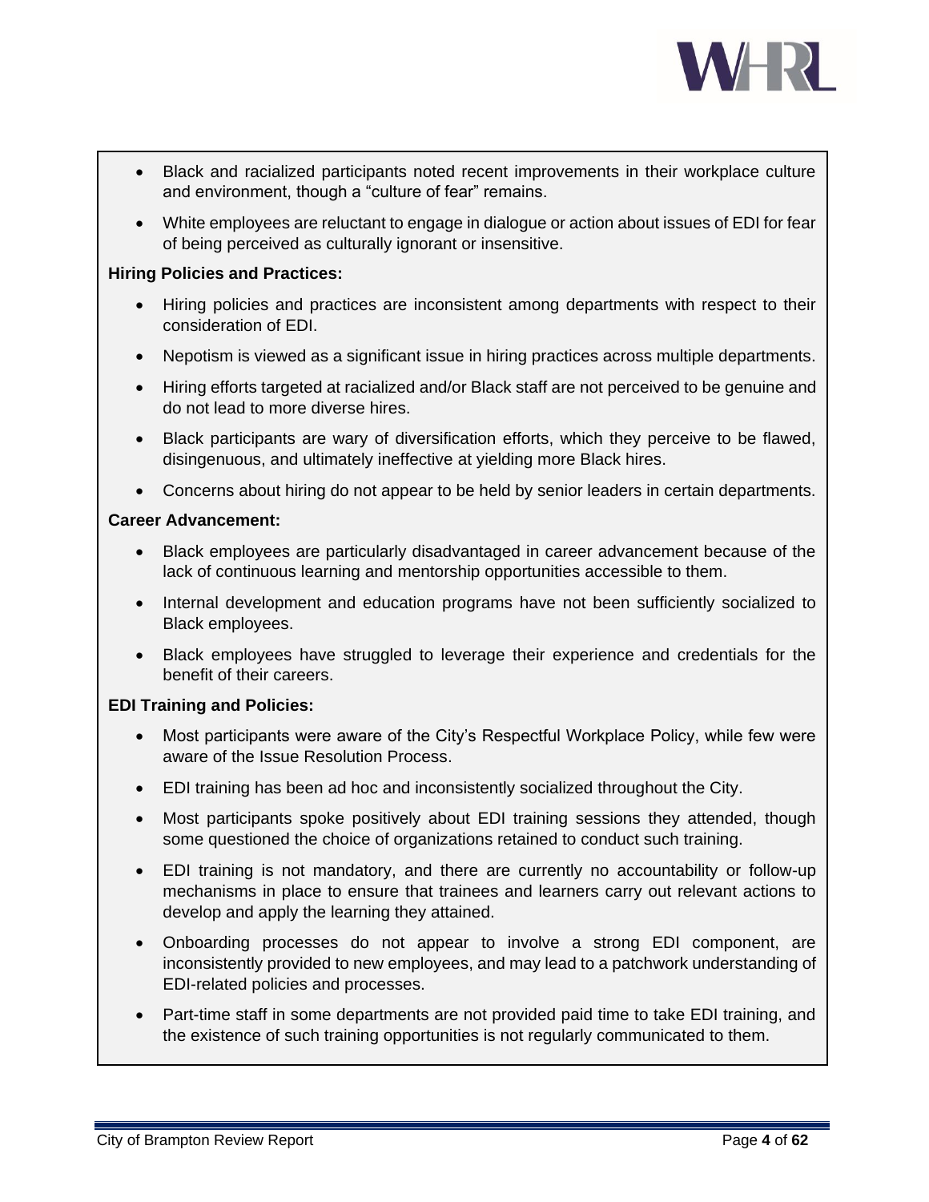- Black and racialized participants noted recent improvements in their workplace culture and environment, though a "culture of fear" remains.
- White employees are reluctant to engage in dialogue or action about issues of EDI for fear of being perceived as culturally ignorant or insensitive.

**Hiring Policies and Practices:**

- Hiring policies and practices are inconsistent among departments with respect to their consideration of EDI.
- Nepotism is viewed as a significant issue in hiring practices across multiple departments.
- Hiring efforts targeted at racialized and/or Black staff are not perceived to be genuine and do not lead to more diverse hires.
- Black participants are wary of diversification efforts, which they perceive to be flawed, disingenuous, and ultimately ineffective at yielding more Black hires.
- Concerns about hiring do not appear to be held by senior leaders in certain departments.

**Career Advancement:**

- Black employees are particularly disadvantaged in career advancement because of the lack of continuous learning and mentorship opportunities accessible to them.
- Internal development and education programs have not been sufficiently socialized to Black employees.
- Black employees have struggled to leverage their experience and credentials for the benefit of their careers.

**EDI Training and Policies:**

- Most participants were aware of the City's Respectful Workplace Policy, while few were aware of the Issue Resolution Process.
- EDI training has been ad hoc and inconsistently socialized throughout the City.
- Most participants spoke positively about EDI training sessions they attended, though some questioned the choice of organizations retained to conduct such training.
- EDI training is not mandatory, and there are currently no accountability or follow-up mechanisms in place to ensure that trainees and learners carry out relevant actions to develop and apply the learning they attained.
- Onboarding processes do not appear to involve a strong EDI component, are inconsistently provided to new employees, and may lead to a patchwork understanding of EDI-related policies and processes.
- Part-time staff in some departments are not provided paid time to take EDI training, and the existence of such training opportunities is not regularly communicated to them.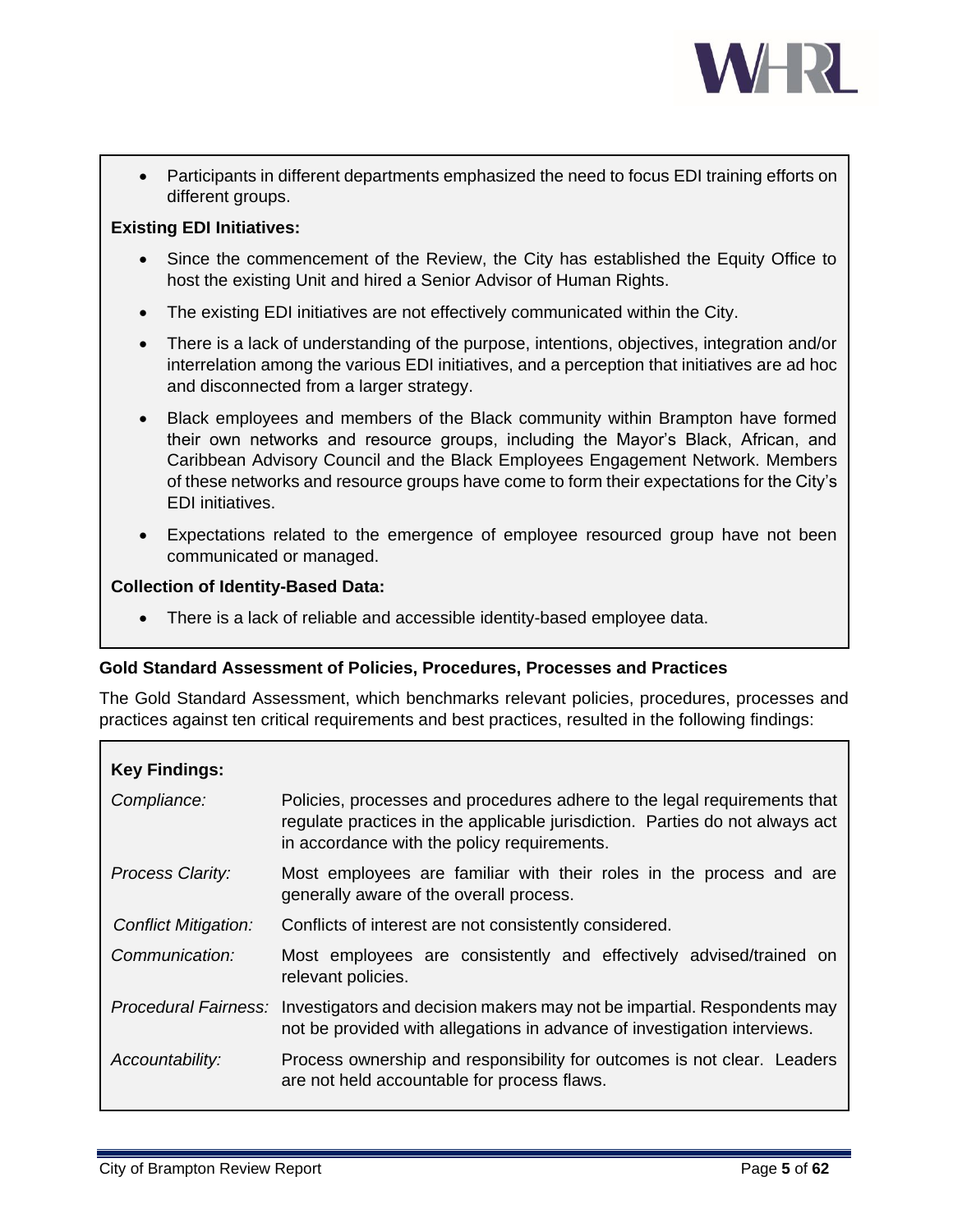- Participants in different departments emphasized the need to focus EDI training efforts on different groups.

**Existing EDI Initiatives:**

- Since the commencement of the Review, the City has established the Equity Office to host the existing Unit and hired a Senior Advisor of Human Rights.
- The existing EDI initiatives are not effectively communicated within the City.
- There is a lack of understanding of the purpose, intentions, objectives, integration and/or interrelation among the various EDI initiatives, and a perception that initiatives are ad hoc and disconnected from a larger strategy.
- Black employees and members of the Black community within Brampton have formed their own networks and resource groups, including the Mayor's Black, African, and Caribbean Advisory Council and the Black Employees Engagement Network. Members of these networks and resource groups have come to form their expectations for the City's EDI initiatives.
- Expectations related to the emergence of employee resourced group have not been communicated or managed.

**Collection of Identity-Based Data:**

- There is a lack of reliable and accessible identity-based employee data.

**Gold Standard Assessment of Policies, Procedures, Processes and Practices**

The Gold Standard Assessment, which benchmarks relevant policies, procedures, processes and practices against ten critical requirements and best practices, resulted in the following findings:

**Key Findings:**

| | |
|---|---|
| *Compliance:* | Policies, processes and procedures adhere to the legal requirements that regulate practices in the applicable jurisdiction. Parties do not always act in accordance with the policy requirements. |
| *Process Clarity:* | Most employees are familiar with their roles in the process and are generally aware of the overall process. |
| *Conflict Mitigation:* | Conflicts of interest are not consistently considered. |
| *Communication:* | Most employees are consistently and effectively advised/trained on relevant policies. |
| *Procedural Fairness:* | Investigators and decision makers may not be impartial. Respondents may not be provided with allegations in advance of investigation interviews. |
| *Accountability:* | Process ownership and responsibility for outcomes is not clear. Leaders are not held accountable for process flaws. |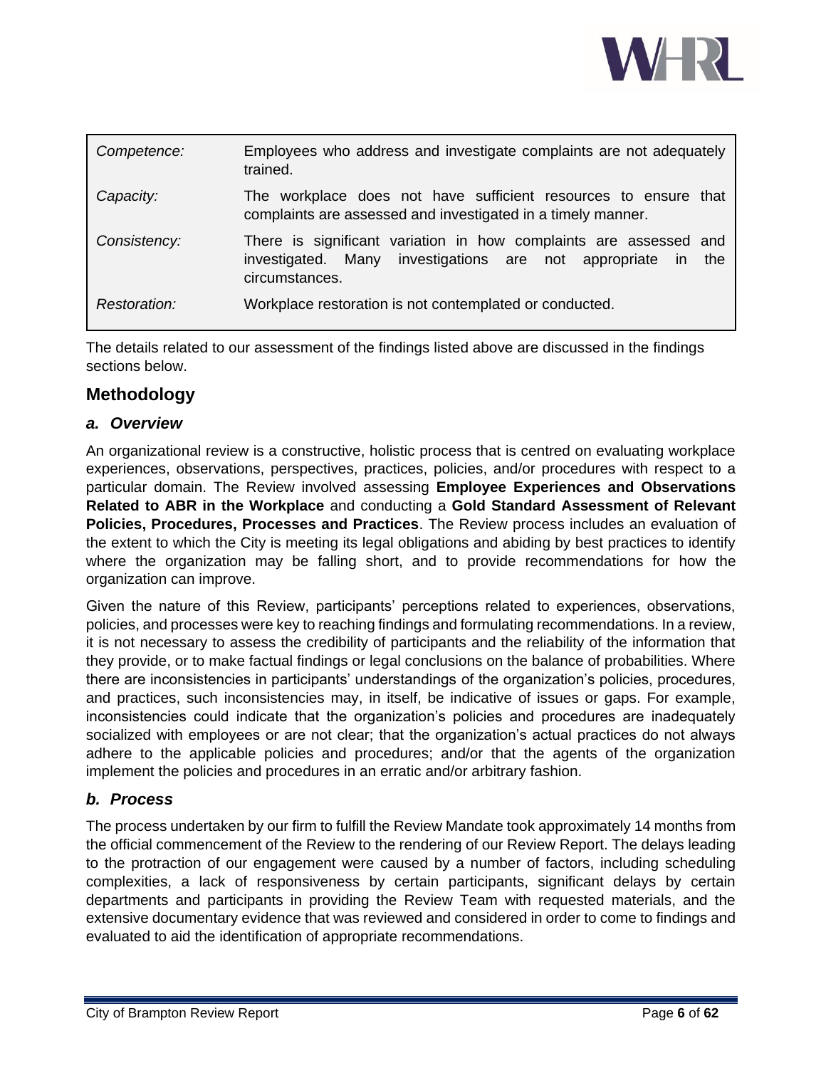| | |
|---|---|
| *Competence:* | Employees who address and investigate complaints are not adequately trained. |
| *Capacity:* | The workplace does not have sufficient resources to ensure that complaints are assessed and investigated in a timely manner. |
| *Consistency:* | There is significant variation in how complaints are assessed and investigated. Many investigations are not appropriate in the circumstances. |
| *Restoration:* | Workplace restoration is not contemplated or conducted. |

The details related to our assessment of the findings listed above are discussed in the findings sections below.

## Methodology

### *a. Overview*

An organizational review is a constructive, holistic process that is centred on evaluating workplace experiences, observations, perspectives, practices, policies, and/or procedures with respect to a particular domain. The Review involved assessing **Employee Experiences and Observations Related to ABR in the Workplace** and conducting a **Gold Standard Assessment of Relevant Policies, Procedures, Processes and Practices**. The Review process includes an evaluation of the extent to which the City is meeting its legal obligations and abiding by best practices to identify where the organization may be falling short, and to provide recommendations for how the organization can improve.

Given the nature of this Review, participants' perceptions related to experiences, observations, policies, and processes were key to reaching findings and formulating recommendations. In a review, it is not necessary to assess the credibility of participants and the reliability of the information that they provide, or to make factual findings or legal conclusions on the balance of probabilities. Where there are inconsistencies in participants' understandings of the organization's policies, procedures, and practices, such inconsistencies may, in itself, be indicative of issues or gaps. For example, inconsistencies could indicate that the organization's policies and procedures are inadequately socialized with employees or are not clear; that the organization's actual practices do not always adhere to the applicable policies and procedures; and/or that the agents of the organization implement the policies and procedures in an erratic and/or arbitrary fashion.

### *b. Process*

The process undertaken by our firm to fulfill the Review Mandate took approximately 14 months from the official commencement of the Review to the rendering of our Review Report. The delays leading to the protraction of our engagement were caused by a number of factors, including scheduling complexities, a lack of responsiveness by certain participants, significant delays by certain departments and participants in providing the Review Team with requested materials, and the extensive documentary evidence that was reviewed and considered in order to come to findings and evaluated to aid the identification of appropriate recommendations.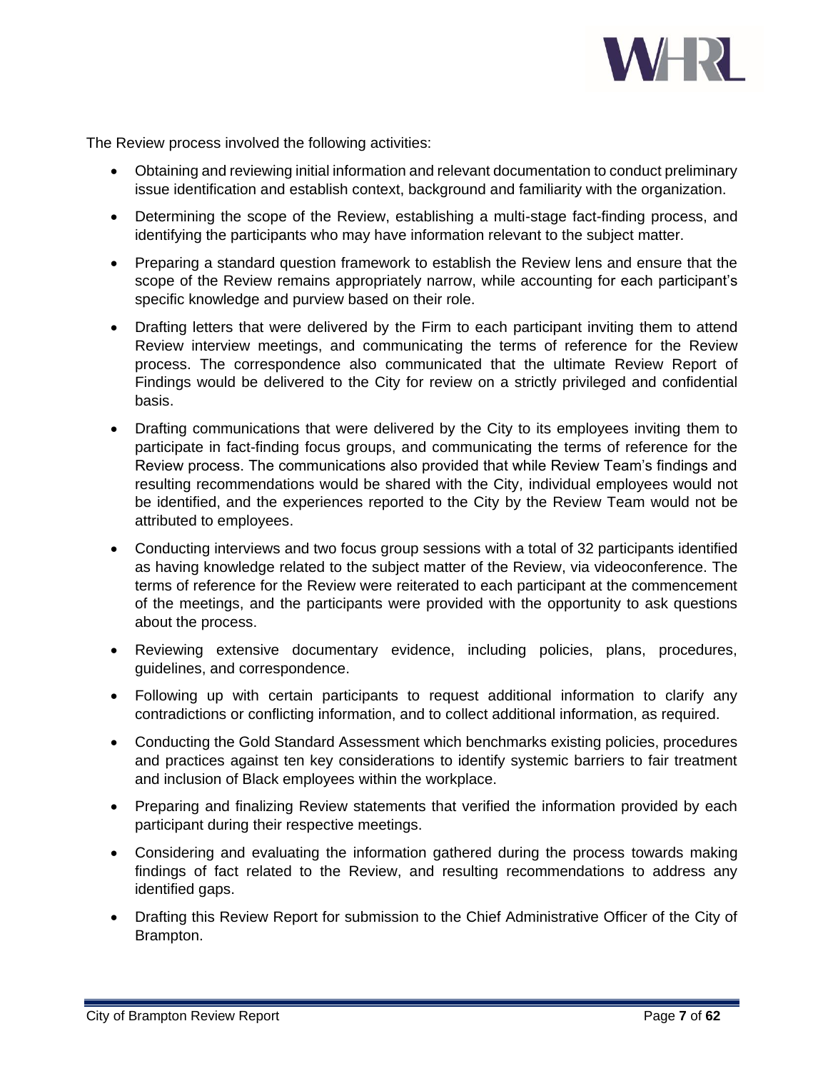The Review process involved the following activities:

- Obtaining and reviewing initial information and relevant documentation to conduct preliminary issue identification and establish context, background and familiarity with the organization.
- Determining the scope of the Review, establishing a multi-stage fact-finding process, and identifying the participants who may have information relevant to the subject matter.
- Preparing a standard question framework to establish the Review lens and ensure that the scope of the Review remains appropriately narrow, while accounting for each participant's specific knowledge and purview based on their role.
- Drafting letters that were delivered by the Firm to each participant inviting them to attend Review interview meetings, and communicating the terms of reference for the Review process. The correspondence also communicated that the ultimate Review Report of Findings would be delivered to the City for review on a strictly privileged and confidential basis.
- Drafting communications that were delivered by the City to its employees inviting them to participate in fact-finding focus groups, and communicating the terms of reference for the Review process. The communications also provided that while Review Team's findings and resulting recommendations would be shared with the City, individual employees would not be identified, and the experiences reported to the City by the Review Team would not be attributed to employees.
- Conducting interviews and two focus group sessions with a total of 32 participants identified as having knowledge related to the subject matter of the Review, via videoconference. The terms of reference for the Review were reiterated to each participant at the commencement of the meetings, and the participants were provided with the opportunity to ask questions about the process.
- Reviewing extensive documentary evidence, including policies, plans, procedures, guidelines, and correspondence.
- Following up with certain participants to request additional information to clarify any contradictions or conflicting information, and to collect additional information, as required.
- Conducting the Gold Standard Assessment which benchmarks existing policies, procedures and practices against ten key considerations to identify systemic barriers to fair treatment and inclusion of Black employees within the workplace.
- Preparing and finalizing Review statements that verified the information provided by each participant during their respective meetings.
- Considering and evaluating the information gathered during the process towards making findings of fact related to the Review, and resulting recommendations to address any identified gaps.
- Drafting this Review Report for submission to the Chief Administrative Officer of the City of Brampton.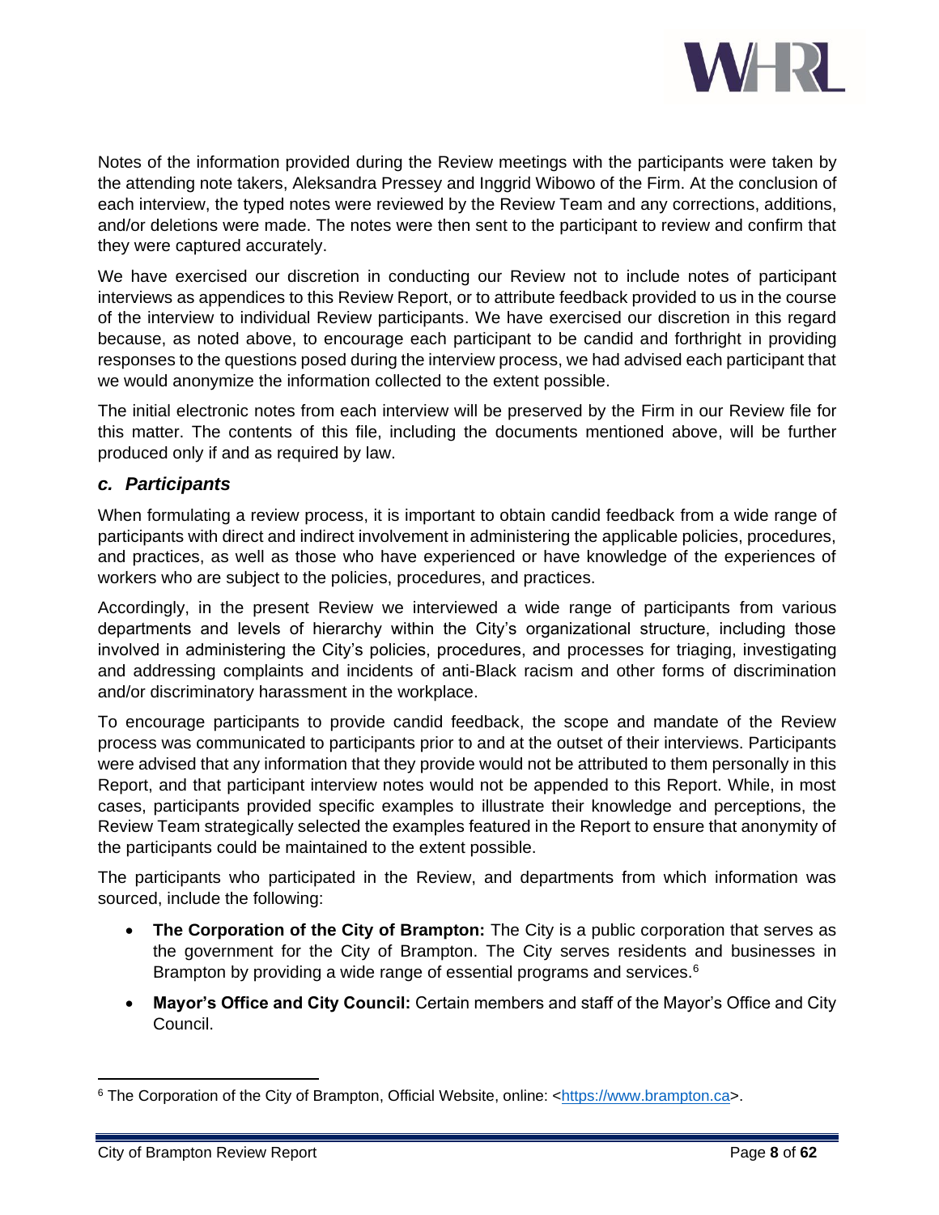Notes of the information provided during the Review meetings with the participants were taken by the attending note takers, Aleksandra Pressey and Inggrid Wibowo of the Firm. At the conclusion of each interview, the typed notes were reviewed by the Review Team and any corrections, additions, and/or deletions were made. The notes were then sent to the participant to review and confirm that they were captured accurately.

We have exercised our discretion in conducting our Review not to include notes of participant interviews as appendices to this Review Report, or to attribute feedback provided to us in the course of the interview to individual Review participants. We have exercised our discretion in this regard because, as noted above, to encourage each participant to be candid and forthright in providing responses to the questions posed during the interview process, we had advised each participant that we would anonymize the information collected to the extent possible.

The initial electronic notes from each interview will be preserved by the Firm in our Review file for this matter. The contents of this file, including the documents mentioned above, will be further produced only if and as required by law.

### *c. Participants*

When formulating a review process, it is important to obtain candid feedback from a wide range of participants with direct and indirect involvement in administering the applicable policies, procedures, and practices, as well as those who have experienced or have knowledge of the experiences of workers who are subject to the policies, procedures, and practices.

Accordingly, in the present Review we interviewed a wide range of participants from various departments and levels of hierarchy within the City's organizational structure, including those involved in administering the City's policies, procedures, and processes for triaging, investigating and addressing complaints and incidents of anti-Black racism and other forms of discrimination and/or discriminatory harassment in the workplace.

To encourage participants to provide candid feedback, the scope and mandate of the Review process was communicated to participants prior to and at the outset of their interviews. Participants were advised that any information that they provide would not be attributed to them personally in this Report, and that participant interview notes would not be appended to this Report. While, in most cases, participants provided specific examples to illustrate their knowledge and perceptions, the Review Team strategically selected the examples featured in the Report to ensure that anonymity of the participants could be maintained to the extent possible.

The participants who participated in the Review, and departments from which information was sourced, include the following:

- **The Corporation of the City of Brampton:** The City is a public corporation that serves as the government for the City of Brampton. The City serves residents and businesses in Brampton by providing a wide range of essential programs and services.[6]
- **Mayor's Office and City Council:** Certain members and staff of the Mayor's Office and City Council.

[6] The Corporation of the City of Brampton, Official Website, online: <https://www.brampton.ca>.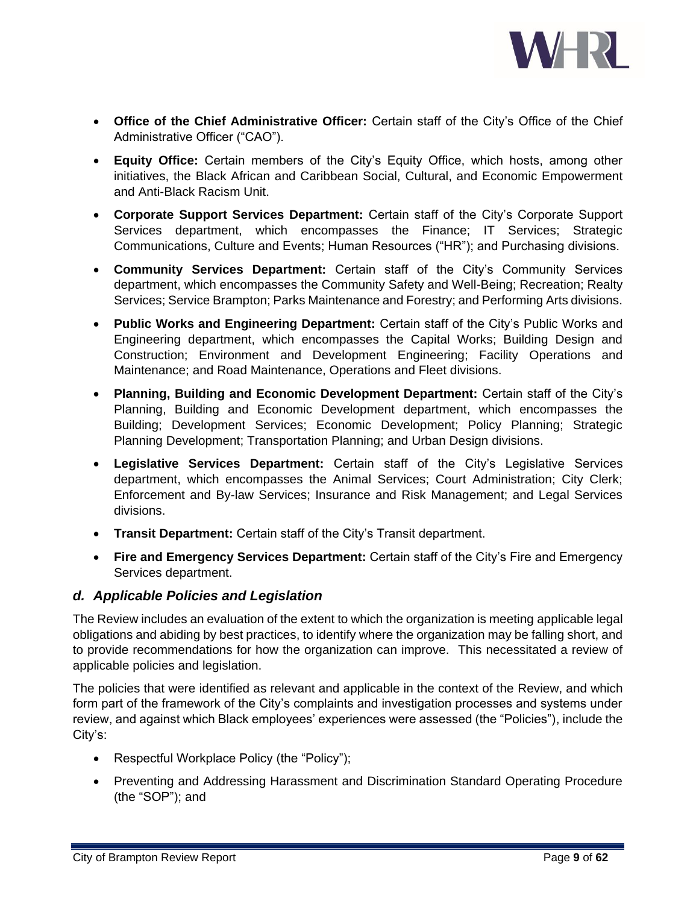- **Office of the Chief Administrative Officer:** Certain staff of the City's Office of the Chief Administrative Officer ("CAO").
- **Equity Office:** Certain members of the City's Equity Office, which hosts, among other initiatives, the Black African and Caribbean Social, Cultural, and Economic Empowerment and Anti-Black Racism Unit.
- **Corporate Support Services Department:** Certain staff of the City's Corporate Support Services department, which encompasses the Finance; IT Services; Strategic Communications, Culture and Events; Human Resources ("HR"); and Purchasing divisions.
- **Community Services Department:** Certain staff of the City's Community Services department, which encompasses the Community Safety and Well-Being; Recreation; Realty Services; Service Brampton; Parks Maintenance and Forestry; and Performing Arts divisions.
- **Public Works and Engineering Department:** Certain staff of the City's Public Works and Engineering department, which encompasses the Capital Works; Building Design and Construction; Environment and Development Engineering; Facility Operations and Maintenance; and Road Maintenance, Operations and Fleet divisions.
- **Planning, Building and Economic Development Department:** Certain staff of the City's Planning, Building and Economic Development department, which encompasses the Building; Development Services; Economic Development; Policy Planning; Strategic Planning Development; Transportation Planning; and Urban Design divisions.
- **Legislative Services Department:** Certain staff of the City's Legislative Services department, which encompasses the Animal Services; Court Administration; City Clerk; Enforcement and By-law Services; Insurance and Risk Management; and Legal Services divisions.
- **Transit Department:** Certain staff of the City's Transit department.
- **Fire and Emergency Services Department:** Certain staff of the City's Fire and Emergency Services department.

### *d. Applicable Policies and Legislation*

The Review includes an evaluation of the extent to which the organization is meeting applicable legal obligations and abiding by best practices, to identify where the organization may be falling short, and to provide recommendations for how the organization can improve. This necessitated a review of applicable policies and legislation.

The policies that were identified as relevant and applicable in the context of the Review, and which form part of the framework of the City's complaints and investigation processes and systems under review, and against which Black employees' experiences were assessed (the "Policies"), include the City's:

- Respectful Workplace Policy (the "Policy");
- Preventing and Addressing Harassment and Discrimination Standard Operating Procedure (the "SOP"); and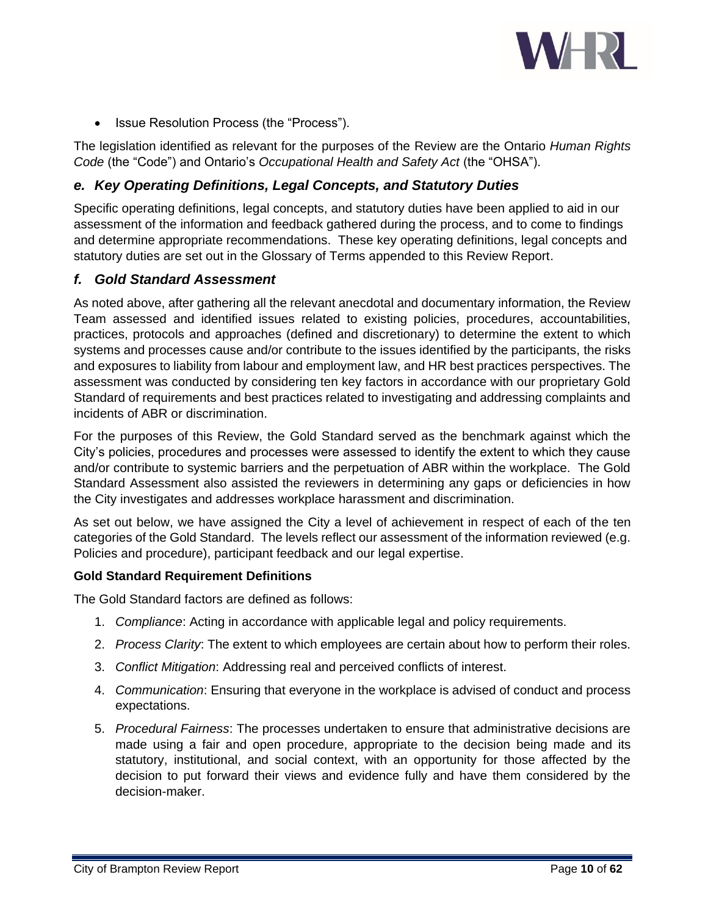- Issue Resolution Process (the "Process").

The legislation identified as relevant for the purposes of the Review are the Ontario *Human Rights Code* (the "Code") and Ontario's *Occupational Health and Safety Act* (the "OHSA").

### *e. Key Operating Definitions, Legal Concepts, and Statutory Duties*

Specific operating definitions, legal concepts, and statutory duties have been applied to aid in our assessment of the information and feedback gathered during the process, and to come to findings and determine appropriate recommendations. These key operating definitions, legal concepts and statutory duties are set out in the Glossary of Terms appended to this Review Report.

### *f. Gold Standard Assessment*

As noted above, after gathering all the relevant anecdotal and documentary information, the Review Team assessed and identified issues related to existing policies, procedures, accountabilities, practices, protocols and approaches (defined and discretionary) to determine the extent to which systems and processes cause and/or contribute to the issues identified by the participants, the risks and exposures to liability from labour and employment law, and HR best practices perspectives. The assessment was conducted by considering ten key factors in accordance with our proprietary Gold Standard of requirements and best practices related to investigating and addressing complaints and incidents of ABR or discrimination.

For the purposes of this Review, the Gold Standard served as the benchmark against which the City's policies, procedures and processes were assessed to identify the extent to which they cause and/or contribute to systemic barriers and the perpetuation of ABR within the workplace. The Gold Standard Assessment also assisted the reviewers in determining any gaps or deficiencies in how the City investigates and addresses workplace harassment and discrimination.

As set out below, we have assigned the City a level of achievement in respect of each of the ten categories of the Gold Standard. The levels reflect our assessment of the information reviewed (e.g. Policies and procedure), participant feedback and our legal expertise.

**Gold Standard Requirement Definitions**

The Gold Standard factors are defined as follows:

1. *Compliance*: Acting in accordance with applicable legal and policy requirements.
2. *Process Clarity*: The extent to which employees are certain about how to perform their roles.
3. *Conflict Mitigation*: Addressing real and perceived conflicts of interest.
4. *Communication*: Ensuring that everyone in the workplace is advised of conduct and process expectations.
5. *Procedural Fairness*: The processes undertaken to ensure that administrative decisions are made using a fair and open procedure, appropriate to the decision being made and its statutory, institutional, and social context, with an opportunity for those affected by the decision to put forward their views and evidence fully and have them considered by the decision-maker.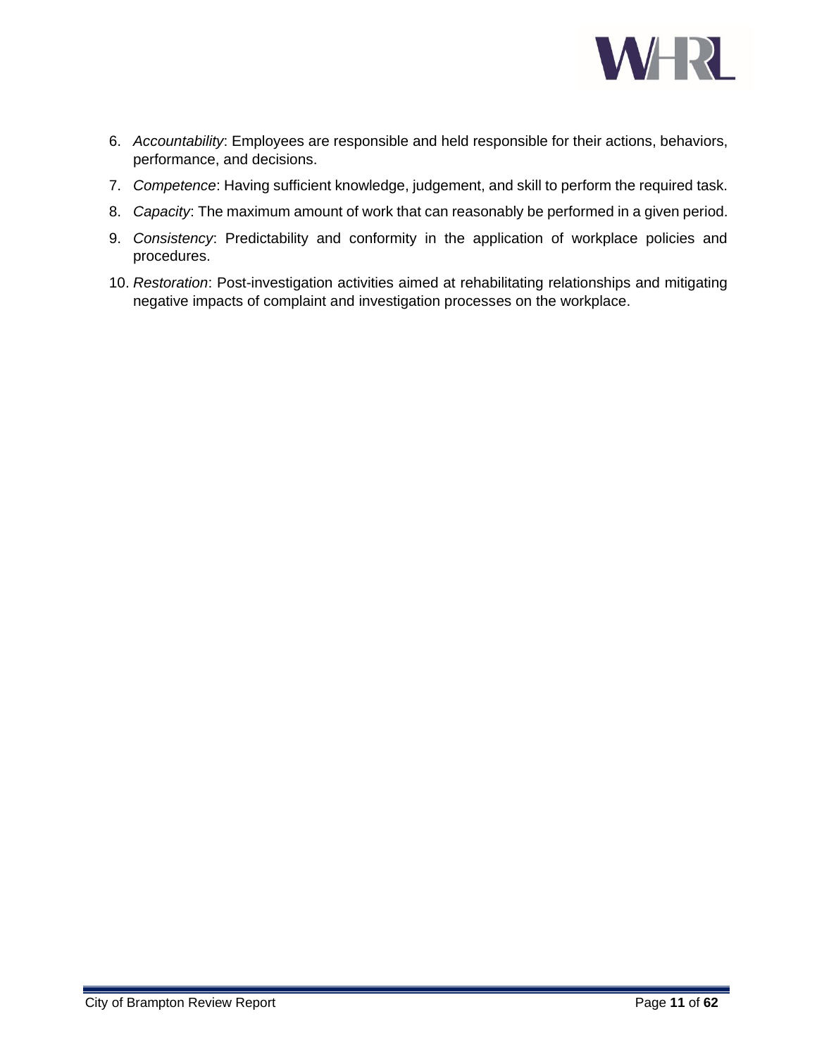6. *Accountability*: Employees are responsible and held responsible for their actions, behaviors, performance, and decisions.
7. *Competence*: Having sufficient knowledge, judgement, and skill to perform the required task.
8. *Capacity*: The maximum amount of work that can reasonably be performed in a given period.
9. *Consistency*: Predictability and conformity in the application of workplace policies and procedures.
10. *Restoration*: Post-investigation activities aimed at rehabilitating relationships and mitigating negative impacts of complaint and investigation processes on the workplace.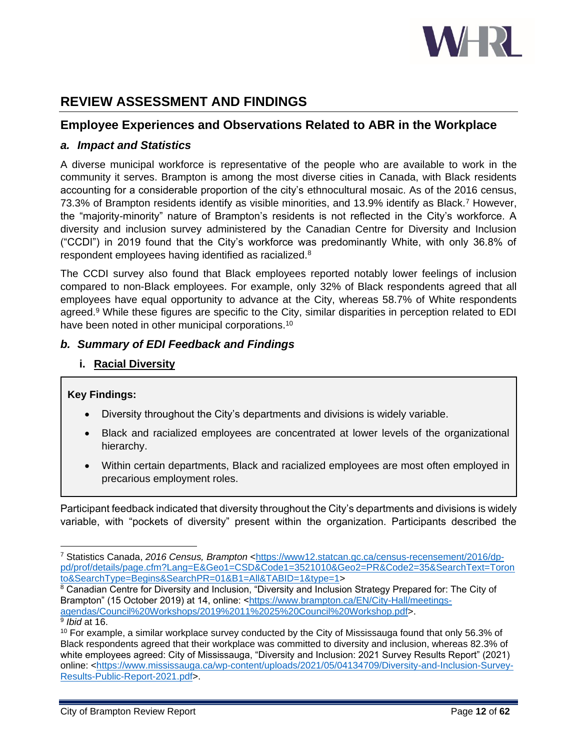# REVIEW ASSESSMENT AND FINDINGS

## Employee Experiences and Observations Related to ABR in the Workplace

### *a. Impact and Statistics*

A diverse municipal workforce is representative of the people who are available to work in the community it serves. Brampton is among the most diverse cities in Canada, with Black residents accounting for a considerable proportion of the city's ethnocultural mosaic. As of the 2016 census, 73.3% of Brampton residents identify as visible minorities, and 13.9% identify as Black.[7] However, the "majority-minority" nature of Brampton's residents is not reflected in the City's workforce. A diversity and inclusion survey administered by the Canadian Centre for Diversity and Inclusion ("CCDI") in 2019 found that the City's workforce was predominantly White, with only 36.8% of respondent employees having identified as racialized.[8]

The CCDI survey also found that Black employees reported notably lower feelings of inclusion compared to non-Black employees. For example, only 32% of Black respondents agreed that all employees have equal opportunity to advance at the City, whereas 58.7% of White respondents agreed.[9] While these figures are specific to the City, similar disparities in perception related to EDI have been noted in other municipal corporations.[10]

### *b. Summary of EDI Feedback and Findings*

#### i. <u>Racial Diversity</u>

**Key Findings:**

- Diversity throughout the City's departments and divisions is widely variable.
- Black and racialized employees are concentrated at lower levels of the organizational hierarchy.
- Within certain departments, Black and racialized employees are most often employed in precarious employment roles.

Participant feedback indicated that diversity throughout the City's departments and divisions is widely variable, with "pockets of diversity" present within the organization. Participants described the

---

[7] Statistics Canada, *2016 Census, Brampton* <https://www12.statcan.gc.ca/census-recensement/2016/dp-pd/prof/details/page.cfm?Lang=E&Geo1=CSD&Code1=3521010&Geo2=PR&Code2=35&SearchText=Toronto&SearchType=Begins&SearchPR=01&B1=All&TABID=1&type=1>

[8] Canadian Centre for Diversity and Inclusion, "Diversity and Inclusion Strategy Prepared for: The City of Brampton" (15 October 2019) at 14, online: <https://www.brampton.ca/EN/City-Hall/meetings-agendas/Council%20Workshops/2019%2011%2025%20Council%20Workshop.pdf>.

[9] *Ibid* at 16.

[10] For example, a similar workplace survey conducted by the City of Mississauga found that only 56.3% of Black respondents agreed that their workplace was committed to diversity and inclusion, whereas 82.3% of white employees agreed: City of Mississauga, "Diversity and Inclusion: 2021 Survey Results Report" (2021) online: <https://www.mississauga.ca/wp-content/uploads/2021/05/04134709/Diversity-and-Inclusion-Survey-Results-Public-Report-2021.pdf>.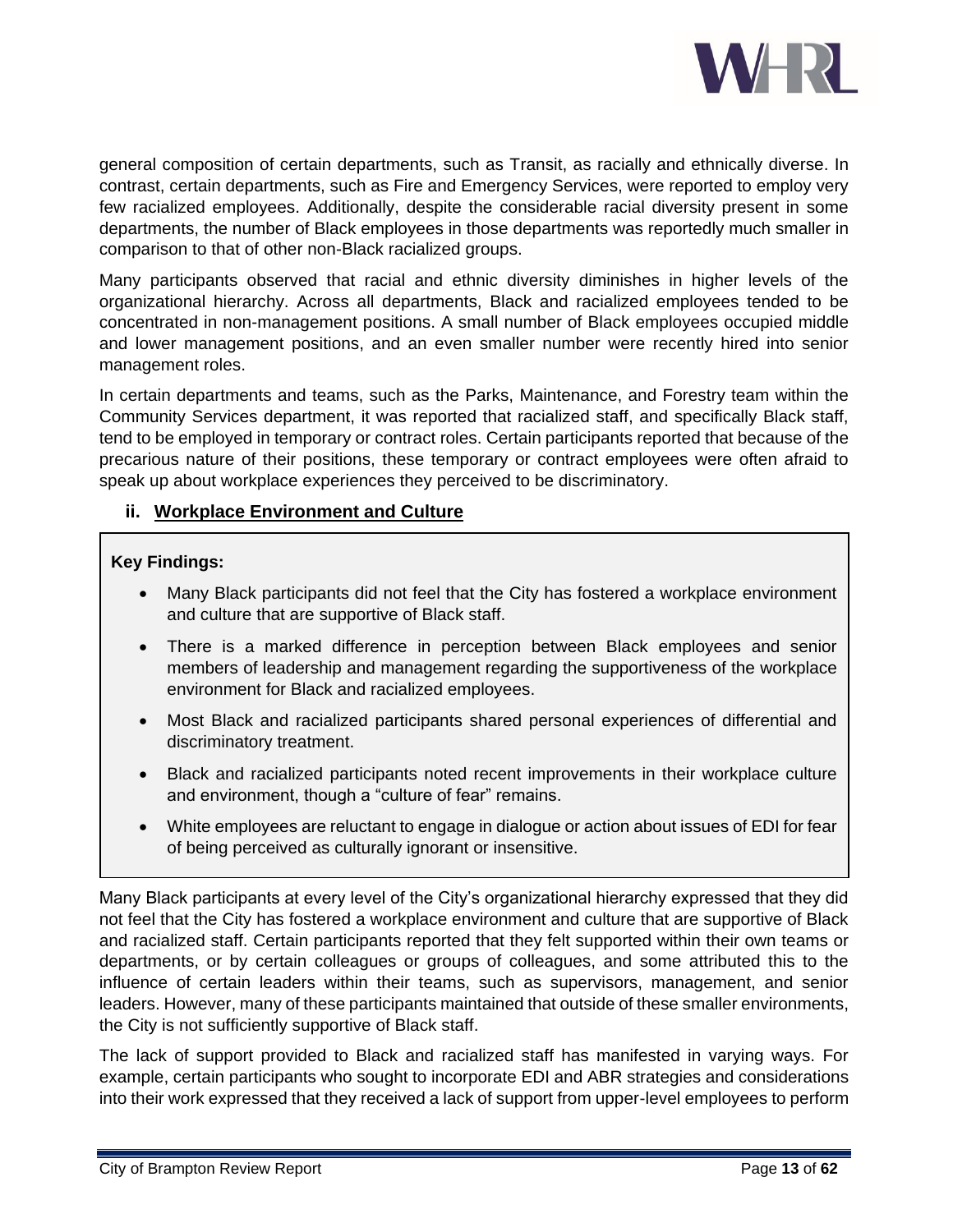general composition of certain departments, such as Transit, as racially and ethnically diverse. In contrast, certain departments, such as Fire and Emergency Services, were reported to employ very few racialized employees. Additionally, despite the considerable racial diversity present in some departments, the number of Black employees in those departments was reportedly much smaller in comparison to that of other non-Black racialized groups.

Many participants observed that racial and ethnic diversity diminishes in higher levels of the organizational hierarchy. Across all departments, Black and racialized employees tended to be concentrated in non-management positions. A small number of Black employees occupied middle and lower management positions, and an even smaller number were recently hired into senior management roles.

In certain departments and teams, such as the Parks, Maintenance, and Forestry team within the Community Services department, it was reported that racialized staff, and specifically Black staff, tend to be employed in temporary or contract roles. Certain participants reported that because of the precarious nature of their positions, these temporary or contract employees were often afraid to speak up about workplace experiences they perceived to be discriminatory.

### ii. Workplace Environment and Culture

**Key Findings:**

- Many Black participants did not feel that the City has fostered a workplace environment and culture that are supportive of Black staff.
- There is a marked difference in perception between Black employees and senior members of leadership and management regarding the supportiveness of the workplace environment for Black and racialized employees.
- Most Black and racialized participants shared personal experiences of differential and discriminatory treatment.
- Black and racialized participants noted recent improvements in their workplace culture and environment, though a "culture of fear" remains.
- White employees are reluctant to engage in dialogue or action about issues of EDI for fear of being perceived as culturally ignorant or insensitive.

Many Black participants at every level of the City's organizational hierarchy expressed that they did not feel that the City has fostered a workplace environment and culture that are supportive of Black and racialized staff. Certain participants reported that they felt supported within their own teams or departments, or by certain colleagues or groups of colleagues, and some attributed this to the influence of certain leaders within their teams, such as supervisors, management, and senior leaders. However, many of these participants maintained that outside of these smaller environments, the City is not sufficiently supportive of Black staff.

The lack of support provided to Black and racialized staff has manifested in varying ways. For example, certain participants who sought to incorporate EDI and ABR strategies and considerations into their work expressed that they received a lack of support from upper-level employees to perform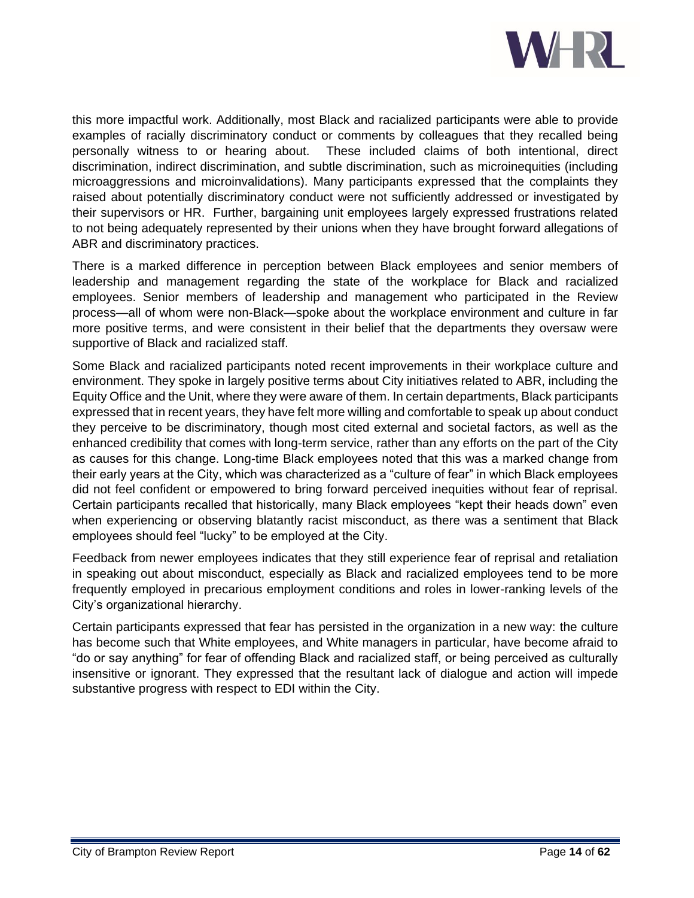this more impactful work. Additionally, most Black and racialized participants were able to provide examples of racially discriminatory conduct or comments by colleagues that they recalled being personally witness to or hearing about. These included claims of both intentional, direct discrimination, indirect discrimination, and subtle discrimination, such as microinequities (including microaggressions and microinvalidations). Many participants expressed that the complaints they raised about potentially discriminatory conduct were not sufficiently addressed or investigated by their supervisors or HR. Further, bargaining unit employees largely expressed frustrations related to not being adequately represented by their unions when they have brought forward allegations of ABR and discriminatory practices.

There is a marked difference in perception between Black employees and senior members of leadership and management regarding the state of the workplace for Black and racialized employees. Senior members of leadership and management who participated in the Review process—all of whom were non-Black—spoke about the workplace environment and culture in far more positive terms, and were consistent in their belief that the departments they oversaw were supportive of Black and racialized staff.

Some Black and racialized participants noted recent improvements in their workplace culture and environment. They spoke in largely positive terms about City initiatives related to ABR, including the Equity Office and the Unit, where they were aware of them. In certain departments, Black participants expressed that in recent years, they have felt more willing and comfortable to speak up about conduct they perceive to be discriminatory, though most cited external and societal factors, as well as the enhanced credibility that comes with long-term service, rather than any efforts on the part of the City as causes for this change. Long-time Black employees noted that this was a marked change from their early years at the City, which was characterized as a "culture of fear" in which Black employees did not feel confident or empowered to bring forward perceived inequities without fear of reprisal. Certain participants recalled that historically, many Black employees "kept their heads down" even when experiencing or observing blatantly racist misconduct, as there was a sentiment that Black employees should feel "lucky" to be employed at the City.

Feedback from newer employees indicates that they still experience fear of reprisal and retaliation in speaking out about misconduct, especially as Black and racialized employees tend to be more frequently employed in precarious employment conditions and roles in lower-ranking levels of the City's organizational hierarchy.

Certain participants expressed that fear has persisted in the organization in a new way: the culture has become such that White employees, and White managers in particular, have become afraid to "do or say anything" for fear of offending Black and racialized staff, or being perceived as culturally insensitive or ignorant. They expressed that the resultant lack of dialogue and action will impede substantive progress with respect to EDI within the City.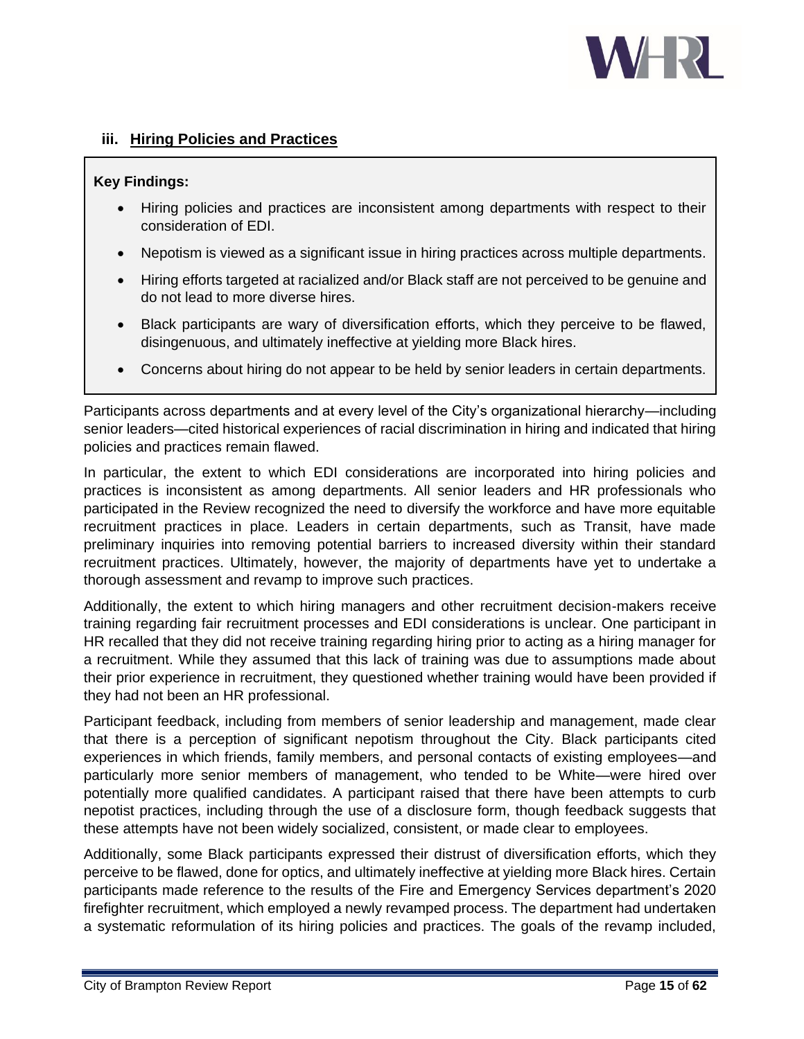### iii. Hiring Policies and Practices

**Key Findings:**

- Hiring policies and practices are inconsistent among departments with respect to their consideration of EDI.
- Nepotism is viewed as a significant issue in hiring practices across multiple departments.
- Hiring efforts targeted at racialized and/or Black staff are not perceived to be genuine and do not lead to more diverse hires.
- Black participants are wary of diversification efforts, which they perceive to be flawed, disingenuous, and ultimately ineffective at yielding more Black hires.
- Concerns about hiring do not appear to be held by senior leaders in certain departments.

Participants across departments and at every level of the City's organizational hierarchy—including senior leaders—cited historical experiences of racial discrimination in hiring and indicated that hiring policies and practices remain flawed.

In particular, the extent to which EDI considerations are incorporated into hiring policies and practices is inconsistent as among departments. All senior leaders and HR professionals who participated in the Review recognized the need to diversify the workforce and have more equitable recruitment practices in place. Leaders in certain departments, such as Transit, have made preliminary inquiries into removing potential barriers to increased diversity within their standard recruitment practices. Ultimately, however, the majority of departments have yet to undertake a thorough assessment and revamp to improve such practices.

Additionally, the extent to which hiring managers and other recruitment decision-makers receive training regarding fair recruitment processes and EDI considerations is unclear. One participant in HR recalled that they did not receive training regarding hiring prior to acting as a hiring manager for a recruitment. While they assumed that this lack of training was due to assumptions made about their prior experience in recruitment, they questioned whether training would have been provided if they had not been an HR professional.

Participant feedback, including from members of senior leadership and management, made clear that there is a perception of significant nepotism throughout the City. Black participants cited experiences in which friends, family members, and personal contacts of existing employees—and particularly more senior members of management, who tended to be White—were hired over potentially more qualified candidates. A participant raised that there have been attempts to curb nepotist practices, including through the use of a disclosure form, though feedback suggests that these attempts have not been widely socialized, consistent, or made clear to employees.

Additionally, some Black participants expressed their distrust of diversification efforts, which they perceive to be flawed, done for optics, and ultimately ineffective at yielding more Black hires. Certain participants made reference to the results of the Fire and Emergency Services department's 2020 firefighter recruitment, which employed a newly revamped process. The department had undertaken a systematic reformulation of its hiring policies and practices. The goals of the revamp included,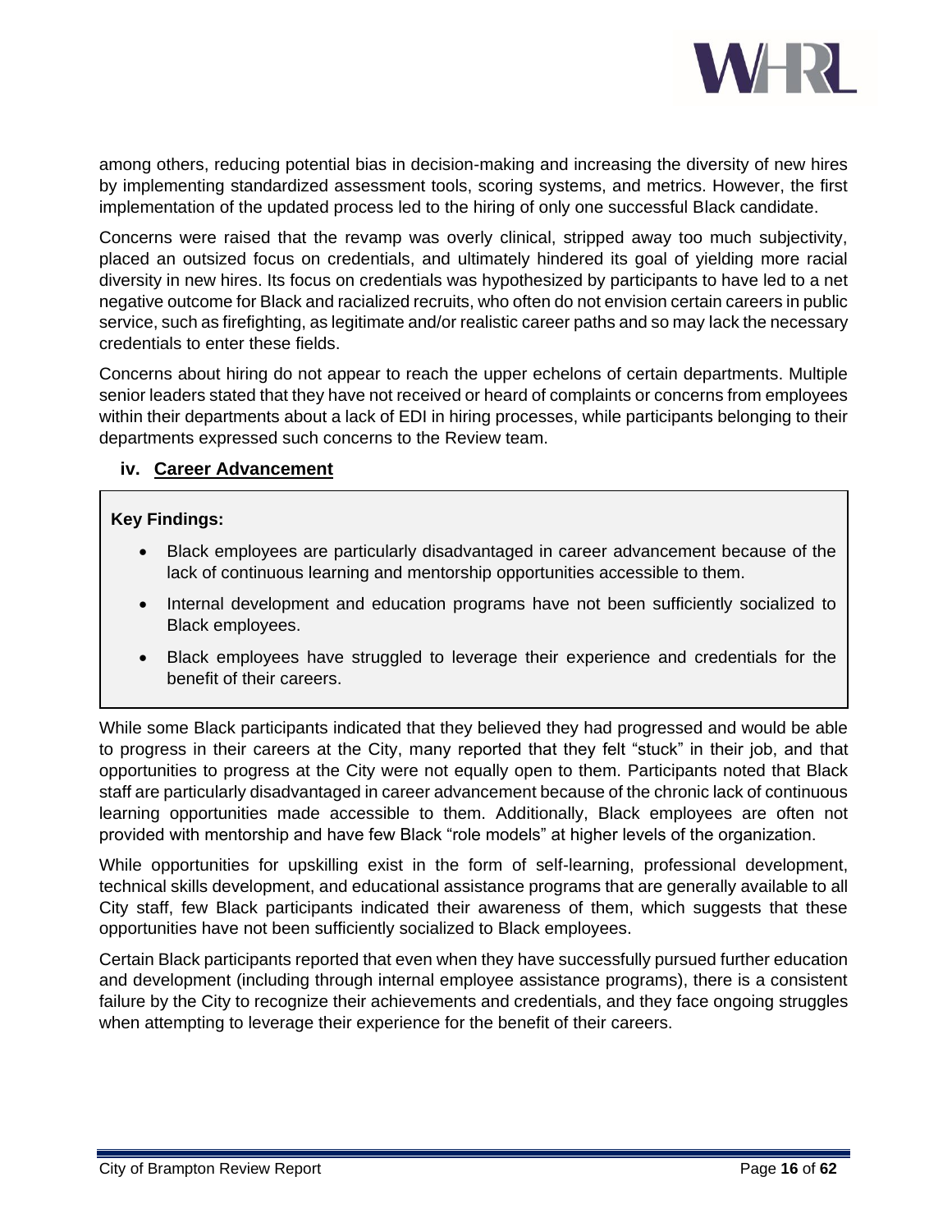among others, reducing potential bias in decision-making and increasing the diversity of new hires by implementing standardized assessment tools, scoring systems, and metrics. However, the first implementation of the updated process led to the hiring of only one successful Black candidate.

Concerns were raised that the revamp was overly clinical, stripped away too much subjectivity, placed an outsized focus on credentials, and ultimately hindered its goal of yielding more racial diversity in new hires. Its focus on credentials was hypothesized by participants to have led to a net negative outcome for Black and racialized recruits, who often do not envision certain careers in public service, such as firefighting, as legitimate and/or realistic career paths and so may lack the necessary credentials to enter these fields.

Concerns about hiring do not appear to reach the upper echelons of certain departments. Multiple senior leaders stated that they have not received or heard of complaints or concerns from employees within their departments about a lack of EDI in hiring processes, while participants belonging to their departments expressed such concerns to the Review team.

### iv. Career Advancement

**Key Findings:**

- Black employees are particularly disadvantaged in career advancement because of the lack of continuous learning and mentorship opportunities accessible to them.
- Internal development and education programs have not been sufficiently socialized to Black employees.
- Black employees have struggled to leverage their experience and credentials for the benefit of their careers.

While some Black participants indicated that they believed they had progressed and would be able to progress in their careers at the City, many reported that they felt "stuck" in their job, and that opportunities to progress at the City were not equally open to them. Participants noted that Black staff are particularly disadvantaged in career advancement because of the chronic lack of continuous learning opportunities made accessible to them. Additionally, Black employees are often not provided with mentorship and have few Black "role models" at higher levels of the organization.

While opportunities for upskilling exist in the form of self-learning, professional development, technical skills development, and educational assistance programs that are generally available to all City staff, few Black participants indicated their awareness of them, which suggests that these opportunities have not been sufficiently socialized to Black employees.

Certain Black participants reported that even when they have successfully pursued further education and development (including through internal employee assistance programs), there is a consistent failure by the City to recognize their achievements and credentials, and they face ongoing struggles when attempting to leverage their experience for the benefit of their careers.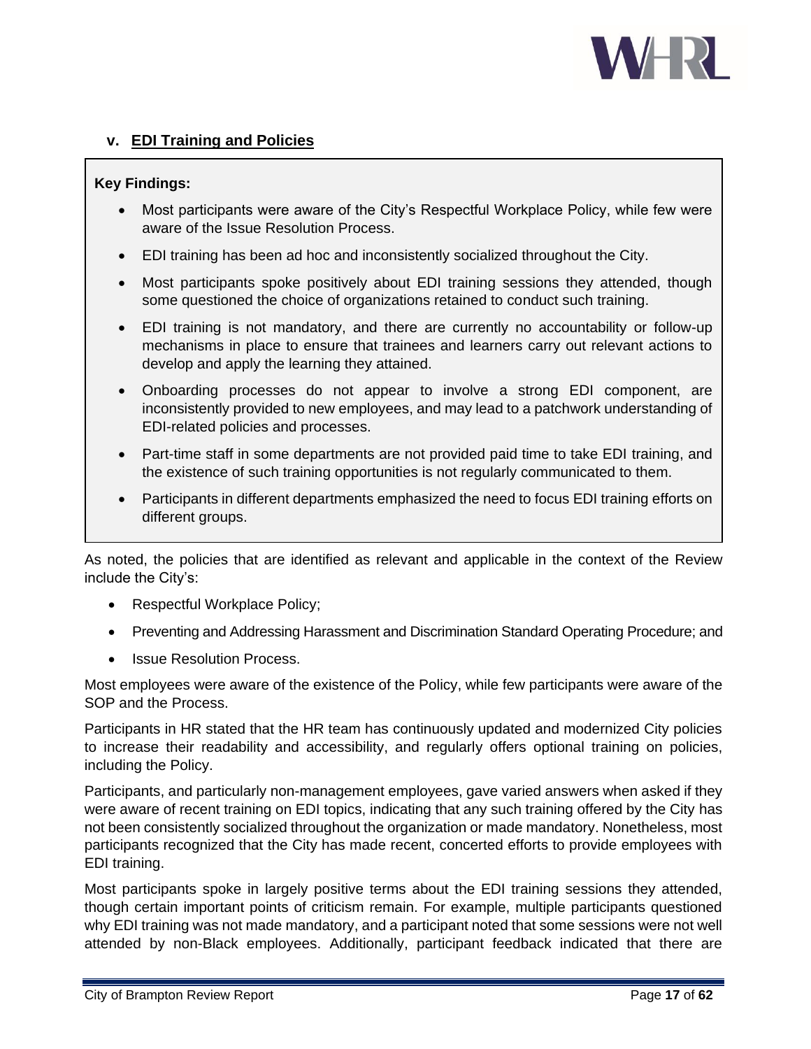### v. EDI Training and Policies

**Key Findings:**

- Most participants were aware of the City's Respectful Workplace Policy, while few were aware of the Issue Resolution Process.
- EDI training has been ad hoc and inconsistently socialized throughout the City.
- Most participants spoke positively about EDI training sessions they attended, though some questioned the choice of organizations retained to conduct such training.
- EDI training is not mandatory, and there are currently no accountability or follow-up mechanisms in place to ensure that trainees and learners carry out relevant actions to develop and apply the learning they attained.
- Onboarding processes do not appear to involve a strong EDI component, are inconsistently provided to new employees, and may lead to a patchwork understanding of EDI-related policies and processes.
- Part-time staff in some departments are not provided paid time to take EDI training, and the existence of such training opportunities is not regularly communicated to them.
- Participants in different departments emphasized the need to focus EDI training efforts on different groups.

As noted, the policies that are identified as relevant and applicable in the context of the Review include the City's:

- Respectful Workplace Policy;
- Preventing and Addressing Harassment and Discrimination Standard Operating Procedure; and
- Issue Resolution Process.

Most employees were aware of the existence of the Policy, while few participants were aware of the SOP and the Process.

Participants in HR stated that the HR team has continuously updated and modernized City policies to increase their readability and accessibility, and regularly offers optional training on policies, including the Policy.

Participants, and particularly non-management employees, gave varied answers when asked if they were aware of recent training on EDI topics, indicating that any such training offered by the City has not been consistently socialized throughout the organization or made mandatory. Nonetheless, most participants recognized that the City has made recent, concerted efforts to provide employees with EDI training.

Most participants spoke in largely positive terms about the EDI training sessions they attended, though certain important points of criticism remain. For example, multiple participants questioned why EDI training was not made mandatory, and a participant noted that some sessions were not well attended by non-Black employees. Additionally, participant feedback indicated that there are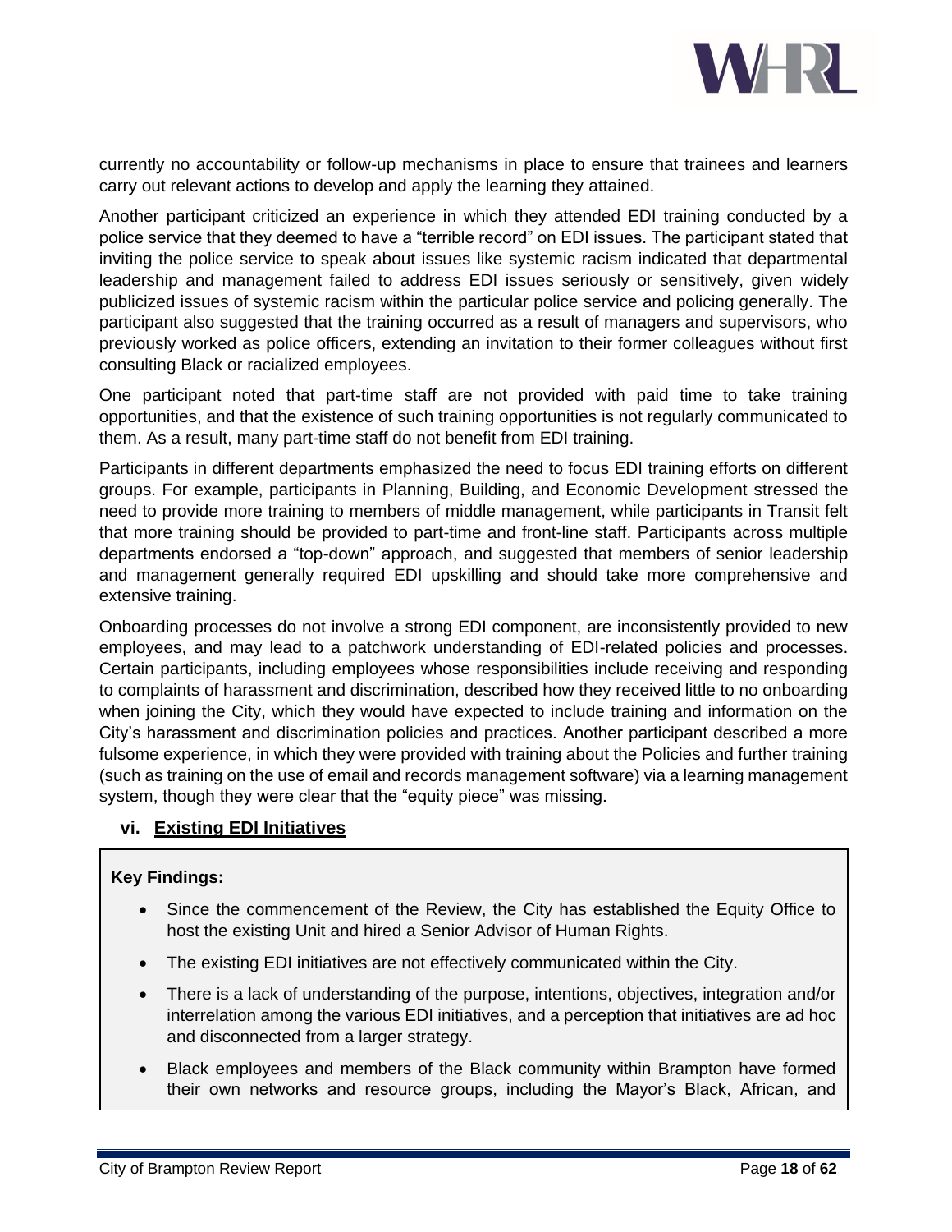currently no accountability or follow-up mechanisms in place to ensure that trainees and learners carry out relevant actions to develop and apply the learning they attained.

Another participant criticized an experience in which they attended EDI training conducted by a police service that they deemed to have a "terrible record" on EDI issues. The participant stated that inviting the police service to speak about issues like systemic racism indicated that departmental leadership and management failed to address EDI issues seriously or sensitively, given widely publicized issues of systemic racism within the particular police service and policing generally. The participant also suggested that the training occurred as a result of managers and supervisors, who previously worked as police officers, extending an invitation to their former colleagues without first consulting Black or racialized employees.

One participant noted that part-time staff are not provided with paid time to take training opportunities, and that the existence of such training opportunities is not regularly communicated to them. As a result, many part-time staff do not benefit from EDI training.

Participants in different departments emphasized the need to focus EDI training efforts on different groups. For example, participants in Planning, Building, and Economic Development stressed the need to provide more training to members of middle management, while participants in Transit felt that more training should be provided to part-time and front-line staff. Participants across multiple departments endorsed a "top-down" approach, and suggested that members of senior leadership and management generally required EDI upskilling and should take more comprehensive and extensive training.

Onboarding processes do not involve a strong EDI component, are inconsistently provided to new employees, and may lead to a patchwork understanding of EDI-related policies and processes. Certain participants, including employees whose responsibilities include receiving and responding to complaints of harassment and discrimination, described how they received little to no onboarding when joining the City, which they would have expected to include training and information on the City's harassment and discrimination policies and practices. Another participant described a more fulsome experience, in which they were provided with training about the Policies and further training (such as training on the use of email and records management software) via a learning management system, though they were clear that the "equity piece" was missing.

### vi. Existing EDI Initiatives

**Key Findings:**

- Since the commencement of the Review, the City has established the Equity Office to host the existing Unit and hired a Senior Advisor of Human Rights.
- The existing EDI initiatives are not effectively communicated within the City.
- There is a lack of understanding of the purpose, intentions, objectives, integration and/or interrelation among the various EDI initiatives, and a perception that initiatives are ad hoc and disconnected from a larger strategy.
- Black employees and members of the Black community within Brampton have formed their own networks and resource groups, including the Mayor's Black, African, and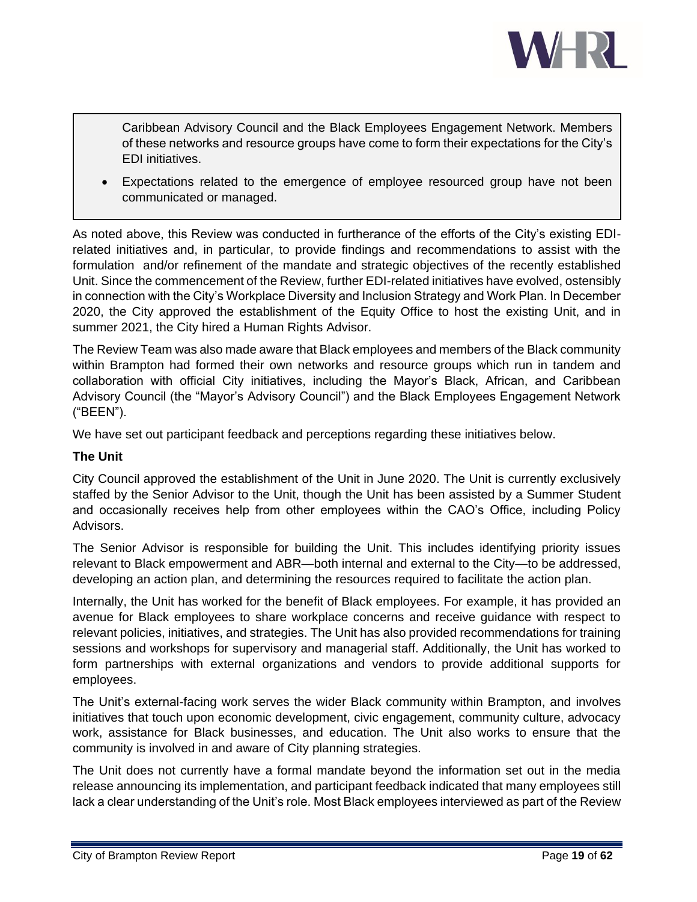Caribbean Advisory Council and the Black Employees Engagement Network. Members of these networks and resource groups have come to form their expectations for the City's EDI initiatives.

- Expectations related to the emergence of employee resourced group have not been communicated or managed.

As noted above, this Review was conducted in furtherance of the efforts of the City's existing EDI-related initiatives and, in particular, to provide findings and recommendations to assist with the formulation and/or refinement of the mandate and strategic objectives of the recently established Unit. Since the commencement of the Review, further EDI-related initiatives have evolved, ostensibly in connection with the City's Workplace Diversity and Inclusion Strategy and Work Plan. In December 2020, the City approved the establishment of the Equity Office to host the existing Unit, and in summer 2021, the City hired a Human Rights Advisor.

The Review Team was also made aware that Black employees and members of the Black community within Brampton had formed their own networks and resource groups which run in tandem and collaboration with official City initiatives, including the Mayor's Black, African, and Caribbean Advisory Council (the "Mayor's Advisory Council") and the Black Employees Engagement Network ("BEEN").

We have set out participant feedback and perceptions regarding these initiatives below.

**The Unit**

City Council approved the establishment of the Unit in June 2020. The Unit is currently exclusively staffed by the Senior Advisor to the Unit, though the Unit has been assisted by a Summer Student and occasionally receives help from other employees within the CAO's Office, including Policy Advisors.

The Senior Advisor is responsible for building the Unit. This includes identifying priority issues relevant to Black empowerment and ABR—both internal and external to the City—to be addressed, developing an action plan, and determining the resources required to facilitate the action plan.

Internally, the Unit has worked for the benefit of Black employees. For example, it has provided an avenue for Black employees to share workplace concerns and receive guidance with respect to relevant policies, initiatives, and strategies. The Unit has also provided recommendations for training sessions and workshops for supervisory and managerial staff. Additionally, the Unit has worked to form partnerships with external organizations and vendors to provide additional supports for employees.

The Unit's external-facing work serves the wider Black community within Brampton, and involves initiatives that touch upon economic development, civic engagement, community culture, advocacy work, assistance for Black businesses, and education. The Unit also works to ensure that the community is involved in and aware of City planning strategies.

The Unit does not currently have a formal mandate beyond the information set out in the media release announcing its implementation, and participant feedback indicated that many employees still lack a clear understanding of the Unit's role. Most Black employees interviewed as part of the Review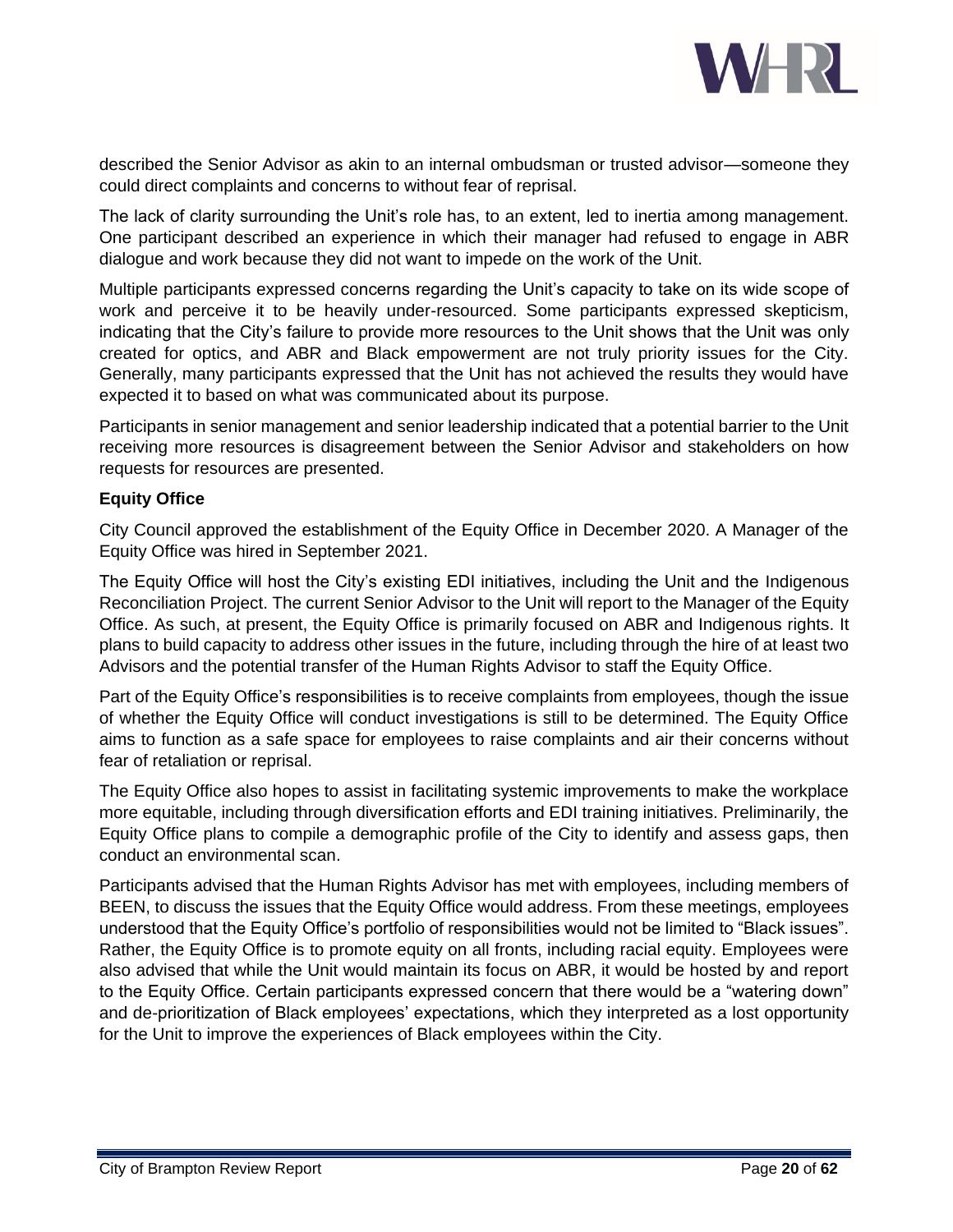described the Senior Advisor as akin to an internal ombudsman or trusted advisor—someone they could direct complaints and concerns to without fear of reprisal.

The lack of clarity surrounding the Unit's role has, to an extent, led to inertia among management. One participant described an experience in which their manager had refused to engage in ABR dialogue and work because they did not want to impede on the work of the Unit.

Multiple participants expressed concerns regarding the Unit's capacity to take on its wide scope of work and perceive it to be heavily under-resourced. Some participants expressed skepticism, indicating that the City's failure to provide more resources to the Unit shows that the Unit was only created for optics, and ABR and Black empowerment are not truly priority issues for the City. Generally, many participants expressed that the Unit has not achieved the results they would have expected it to based on what was communicated about its purpose.

Participants in senior management and senior leadership indicated that a potential barrier to the Unit receiving more resources is disagreement between the Senior Advisor and stakeholders on how requests for resources are presented.

**Equity Office**

City Council approved the establishment of the Equity Office in December 2020. A Manager of the Equity Office was hired in September 2021.

The Equity Office will host the City's existing EDI initiatives, including the Unit and the Indigenous Reconciliation Project. The current Senior Advisor to the Unit will report to the Manager of the Equity Office. As such, at present, the Equity Office is primarily focused on ABR and Indigenous rights. It plans to build capacity to address other issues in the future, including through the hire of at least two Advisors and the potential transfer of the Human Rights Advisor to staff the Equity Office.

Part of the Equity Office's responsibilities is to receive complaints from employees, though the issue of whether the Equity Office will conduct investigations is still to be determined. The Equity Office aims to function as a safe space for employees to raise complaints and air their concerns without fear of retaliation or reprisal.

The Equity Office also hopes to assist in facilitating systemic improvements to make the workplace more equitable, including through diversification efforts and EDI training initiatives. Preliminarily, the Equity Office plans to compile a demographic profile of the City to identify and assess gaps, then conduct an environmental scan.

Participants advised that the Human Rights Advisor has met with employees, including members of BEEN, to discuss the issues that the Equity Office would address. From these meetings, employees understood that the Equity Office's portfolio of responsibilities would not be limited to "Black issues". Rather, the Equity Office is to promote equity on all fronts, including racial equity. Employees were also advised that while the Unit would maintain its focus on ABR, it would be hosted by and report to the Equity Office. Certain participants expressed concern that there would be a "watering down" and de-prioritization of Black employees' expectations, which they interpreted as a lost opportunity for the Unit to improve the experiences of Black employees within the City.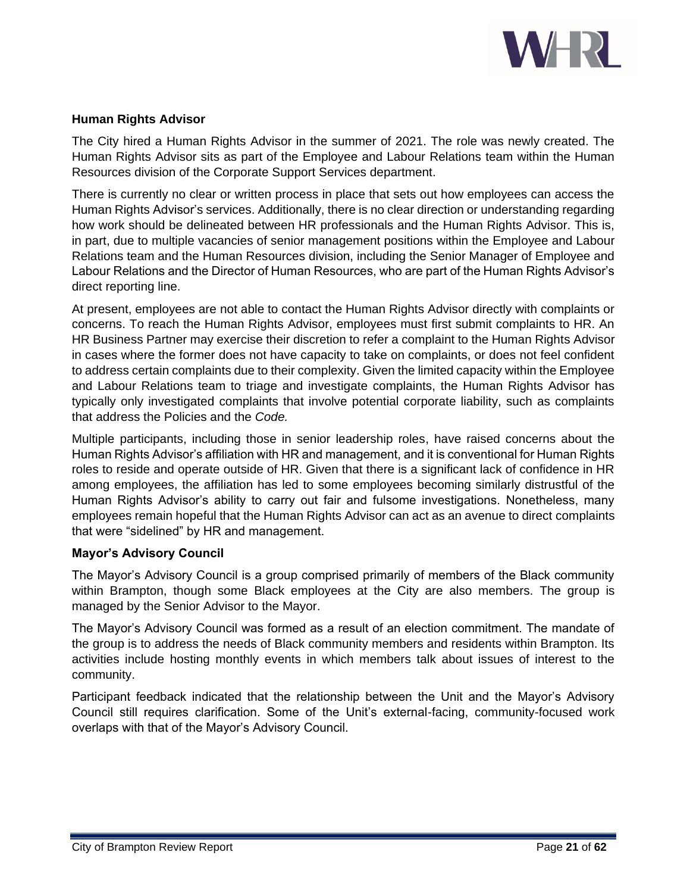### Human Rights Advisor

The City hired a Human Rights Advisor in the summer of 2021. The role was newly created. The Human Rights Advisor sits as part of the Employee and Labour Relations team within the Human Resources division of the Corporate Support Services department.

There is currently no clear or written process in place that sets out how employees can access the Human Rights Advisor's services. Additionally, there is no clear direction or understanding regarding how work should be delineated between HR professionals and the Human Rights Advisor. This is, in part, due to multiple vacancies of senior management positions within the Employee and Labour Relations team and the Human Resources division, including the Senior Manager of Employee and Labour Relations and the Director of Human Resources, who are part of the Human Rights Advisor's direct reporting line.

At present, employees are not able to contact the Human Rights Advisor directly with complaints or concerns. To reach the Human Rights Advisor, employees must first submit complaints to HR. An HR Business Partner may exercise their discretion to refer a complaint to the Human Rights Advisor in cases where the former does not have capacity to take on complaints, or does not feel confident to address certain complaints due to their complexity. Given the limited capacity within the Employee and Labour Relations team to triage and investigate complaints, the Human Rights Advisor has typically only investigated complaints that involve potential corporate liability, such as complaints that address the Policies and the *Code.*

Multiple participants, including those in senior leadership roles, have raised concerns about the Human Rights Advisor's affiliation with HR and management, and it is conventional for Human Rights roles to reside and operate outside of HR. Given that there is a significant lack of confidence in HR among employees, the affiliation has led to some employees becoming similarly distrustful of the Human Rights Advisor's ability to carry out fair and fulsome investigations. Nonetheless, many employees remain hopeful that the Human Rights Advisor can act as an avenue to direct complaints that were "sidelined" by HR and management.

### Mayor's Advisory Council

The Mayor's Advisory Council is a group comprised primarily of members of the Black community within Brampton, though some Black employees at the City are also members. The group is managed by the Senior Advisor to the Mayor.

The Mayor's Advisory Council was formed as a result of an election commitment. The mandate of the group is to address the needs of Black community members and residents within Brampton. Its activities include hosting monthly events in which members talk about issues of interest to the community.

Participant feedback indicated that the relationship between the Unit and the Mayor's Advisory Council still requires clarification. Some of the Unit's external-facing, community-focused work overlaps with that of the Mayor's Advisory Council.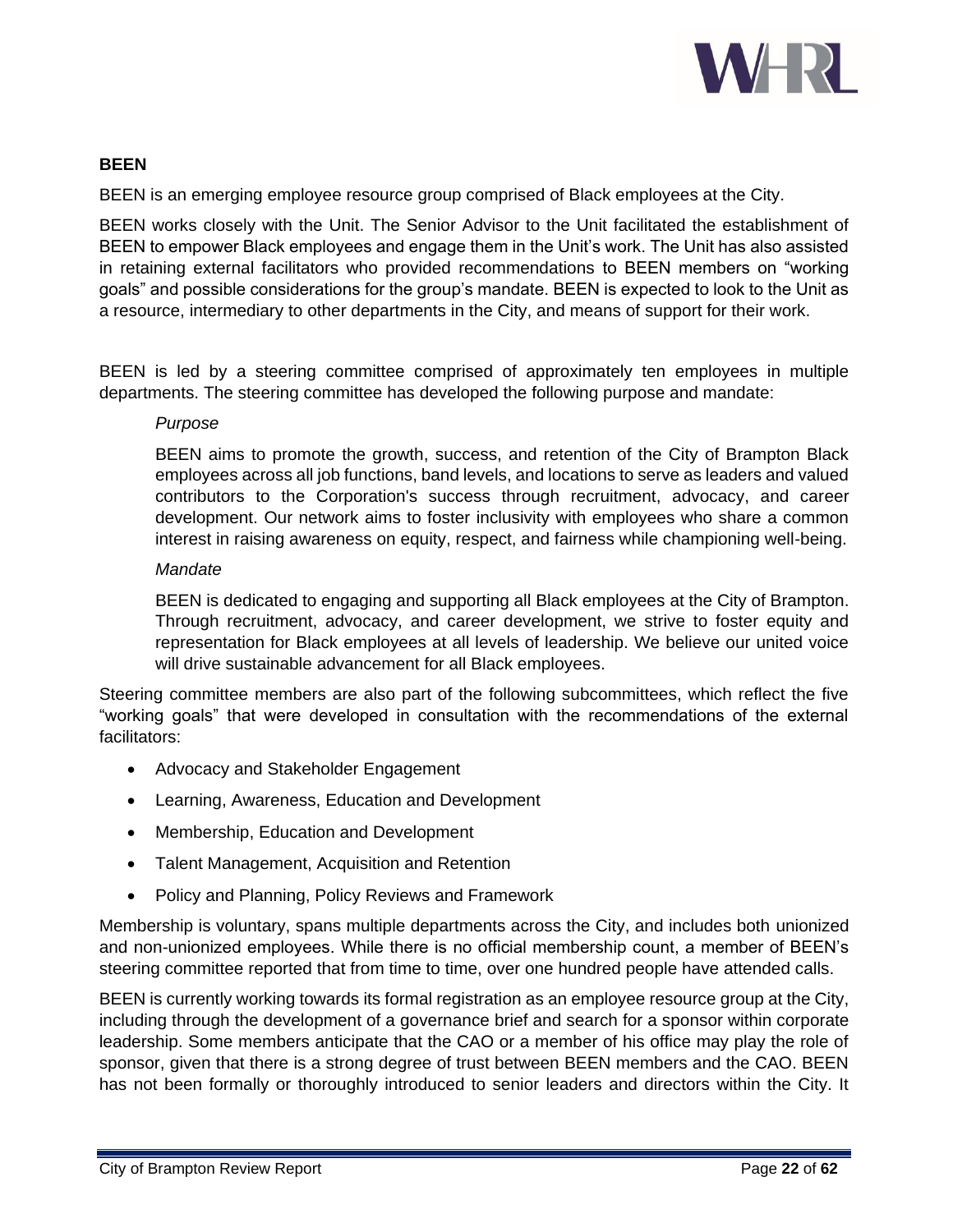**BEEN**

BEEN is an emerging employee resource group comprised of Black employees at the City.

BEEN works closely with the Unit. The Senior Advisor to the Unit facilitated the establishment of BEEN to empower Black employees and engage them in the Unit's work. The Unit has also assisted in retaining external facilitators who provided recommendations to BEEN members on "working goals" and possible considerations for the group's mandate. BEEN is expected to look to the Unit as a resource, intermediary to other departments in the City, and means of support for their work.

BEEN is led by a steering committee comprised of approximately ten employees in multiple departments. The steering committee has developed the following purpose and mandate:

> *Purpose*
>
> BEEN aims to promote the growth, success, and retention of the City of Brampton Black employees across all job functions, band levels, and locations to serve as leaders and valued contributors to the Corporation's success through recruitment, advocacy, and career development. Our network aims to foster inclusivity with employees who share a common interest in raising awareness on equity, respect, and fairness while championing well-being.
>
> *Mandate*
>
> BEEN is dedicated to engaging and supporting all Black employees at the City of Brampton. Through recruitment, advocacy, and career development, we strive to foster equity and representation for Black employees at all levels of leadership. We believe our united voice will drive sustainable advancement for all Black employees.

Steering committee members are also part of the following subcommittees, which reflect the five "working goals" that were developed in consultation with the recommendations of the external facilitators:

- Advocacy and Stakeholder Engagement
- Learning, Awareness, Education and Development
- Membership, Education and Development
- Talent Management, Acquisition and Retention
- Policy and Planning, Policy Reviews and Framework

Membership is voluntary, spans multiple departments across the City, and includes both unionized and non-unionized employees. While there is no official membership count, a member of BEEN's steering committee reported that from time to time, over one hundred people have attended calls.

BEEN is currently working towards its formal registration as an employee resource group at the City, including through the development of a governance brief and search for a sponsor within corporate leadership. Some members anticipate that the CAO or a member of his office may play the role of sponsor, given that there is a strong degree of trust between BEEN members and the CAO. BEEN has not been formally or thoroughly introduced to senior leaders and directors within the City. It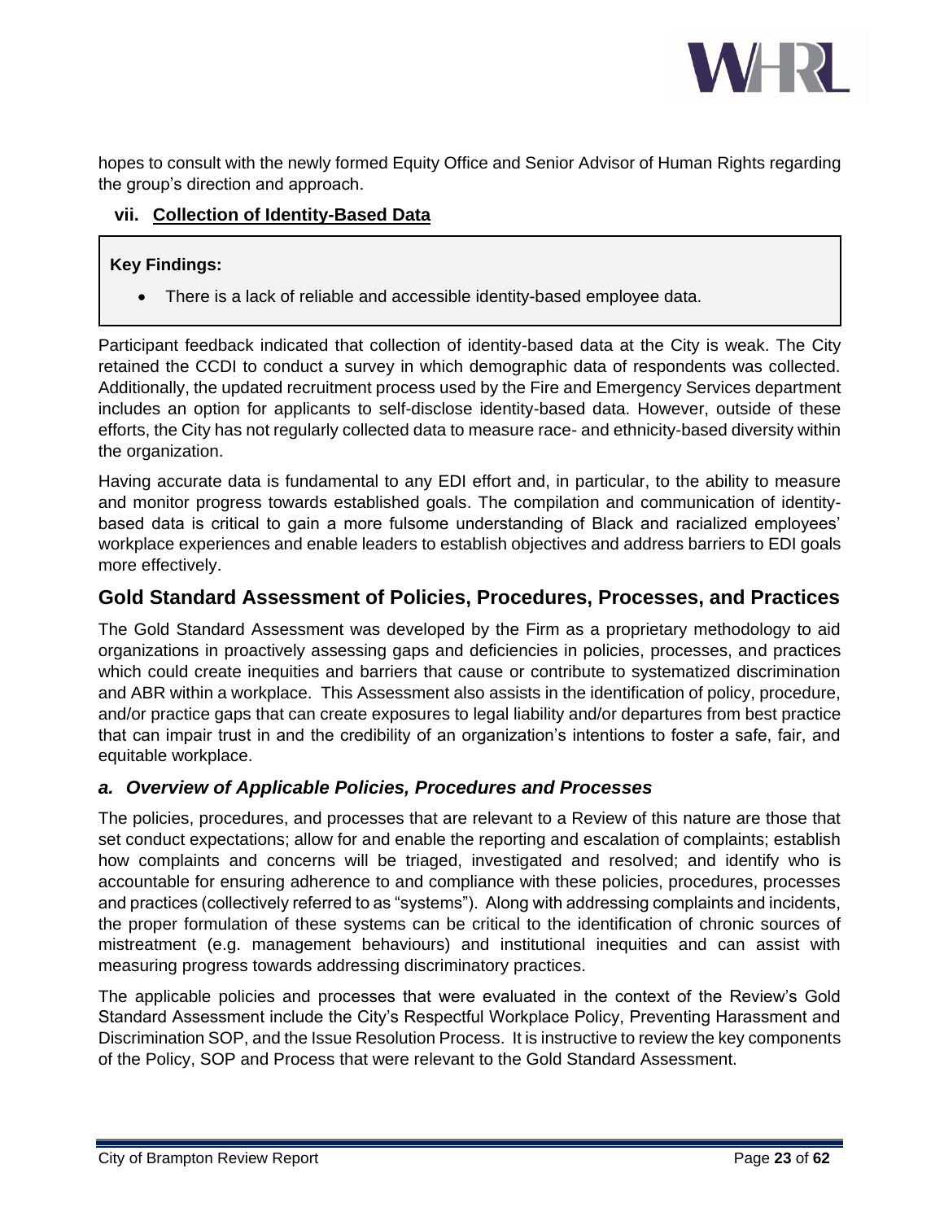hopes to consult with the newly formed Equity Office and Senior Advisor of Human Rights regarding the group's direction and approach.

### vii. Collection of Identity-Based Data

**Key Findings:**

- There is a lack of reliable and accessible identity-based employee data.

Participant feedback indicated that collection of identity-based data at the City is weak. The City retained the CCDI to conduct a survey in which demographic data of respondents was collected. Additionally, the updated recruitment process used by the Fire and Emergency Services department includes an option for applicants to self-disclose identity-based data. However, outside of these efforts, the City has not regularly collected data to measure race- and ethnicity-based diversity within the organization.

Having accurate data is fundamental to any EDI effort and, in particular, to the ability to measure and monitor progress towards established goals. The compilation and communication of identity-based data is critical to gain a more fulsome understanding of Black and racialized employees' workplace experiences and enable leaders to establish objectives and address barriers to EDI goals more effectively.

## Gold Standard Assessment of Policies, Procedures, Processes, and Practices

The Gold Standard Assessment was developed by the Firm as a proprietary methodology to aid organizations in proactively assessing gaps and deficiencies in policies, processes, and practices which could create inequities and barriers that cause or contribute to systematized discrimination and ABR within a workplace. This Assessment also assists in the identification of policy, procedure, and/or practice gaps that can create exposures to legal liability and/or departures from best practice that can impair trust in and the credibility of an organization's intentions to foster a safe, fair, and equitable workplace.

### *a. Overview of Applicable Policies, Procedures and Processes*

The policies, procedures, and processes that are relevant to a Review of this nature are those that set conduct expectations; allow for and enable the reporting and escalation of complaints; establish how complaints and concerns will be triaged, investigated and resolved; and identify who is accountable for ensuring adherence to and compliance with these policies, procedures, processes and practices (collectively referred to as "systems"). Along with addressing complaints and incidents, the proper formulation of these systems can be critical to the identification of chronic sources of mistreatment (e.g. management behaviours) and institutional inequities and can assist with measuring progress towards addressing discriminatory practices.

The applicable policies and processes that were evaluated in the context of the Review's Gold Standard Assessment include the City's Respectful Workplace Policy, Preventing Harassment and Discrimination SOP, and the Issue Resolution Process. It is instructive to review the key components of the Policy, SOP and Process that were relevant to the Gold Standard Assessment.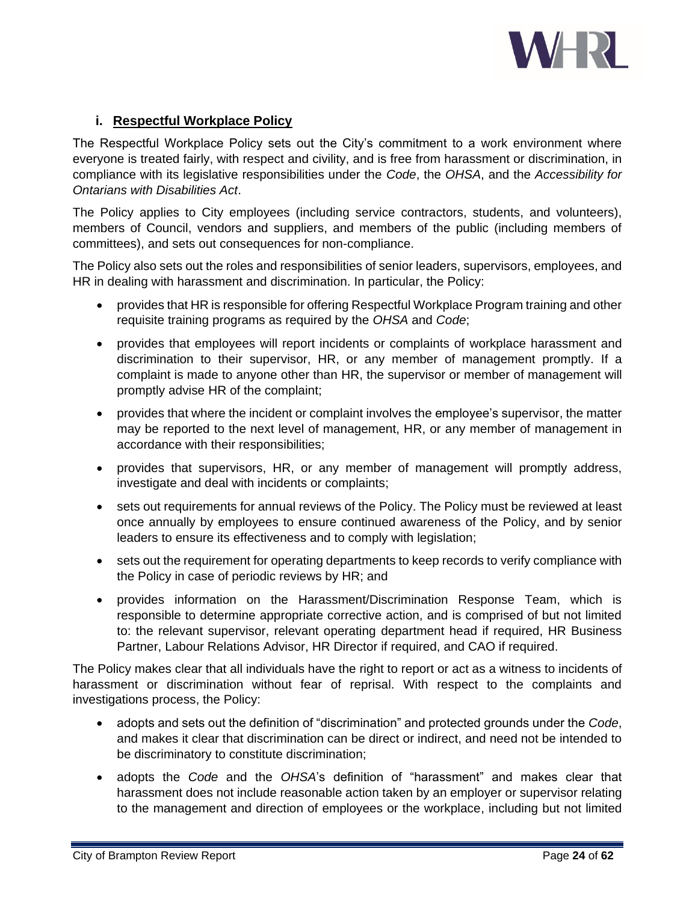### i. Respectful Workplace Policy

The Respectful Workplace Policy sets out the City's commitment to a work environment where everyone is treated fairly, with respect and civility, and is free from harassment or discrimination, in compliance with its legislative responsibilities under the *Code*, the *OHSA*, and the *Accessibility for Ontarians with Disabilities Act*.

The Policy applies to City employees (including service contractors, students, and volunteers), members of Council, vendors and suppliers, and members of the public (including members of committees), and sets out consequences for non-compliance.

The Policy also sets out the roles and responsibilities of senior leaders, supervisors, employees, and HR in dealing with harassment and discrimination. In particular, the Policy:

- provides that HR is responsible for offering Respectful Workplace Program training and other requisite training programs as required by the *OHSA* and *Code*;
- provides that employees will report incidents or complaints of workplace harassment and discrimination to their supervisor, HR, or any member of management promptly. If a complaint is made to anyone other than HR, the supervisor or member of management will promptly advise HR of the complaint;
- provides that where the incident or complaint involves the employee's supervisor, the matter may be reported to the next level of management, HR, or any member of management in accordance with their responsibilities;
- provides that supervisors, HR, or any member of management will promptly address, investigate and deal with incidents or complaints;
- sets out requirements for annual reviews of the Policy. The Policy must be reviewed at least once annually by employees to ensure continued awareness of the Policy, and by senior leaders to ensure its effectiveness and to comply with legislation;
- sets out the requirement for operating departments to keep records to verify compliance with the Policy in case of periodic reviews by HR; and
- provides information on the Harassment/Discrimination Response Team, which is responsible to determine appropriate corrective action, and is comprised of but not limited to: the relevant supervisor, relevant operating department head if required, HR Business Partner, Labour Relations Advisor, HR Director if required, and CAO if required.

The Policy makes clear that all individuals have the right to report or act as a witness to incidents of harassment or discrimination without fear of reprisal. With respect to the complaints and investigations process, the Policy:

- adopts and sets out the definition of "discrimination" and protected grounds under the *Code*, and makes it clear that discrimination can be direct or indirect, and need not be intended to be discriminatory to constitute discrimination;
- adopts the *Code* and the *OHSA*'s definition of "harassment" and makes clear that harassment does not include reasonable action taken by an employer or supervisor relating to the management and direction of employees or the workplace, including but not limited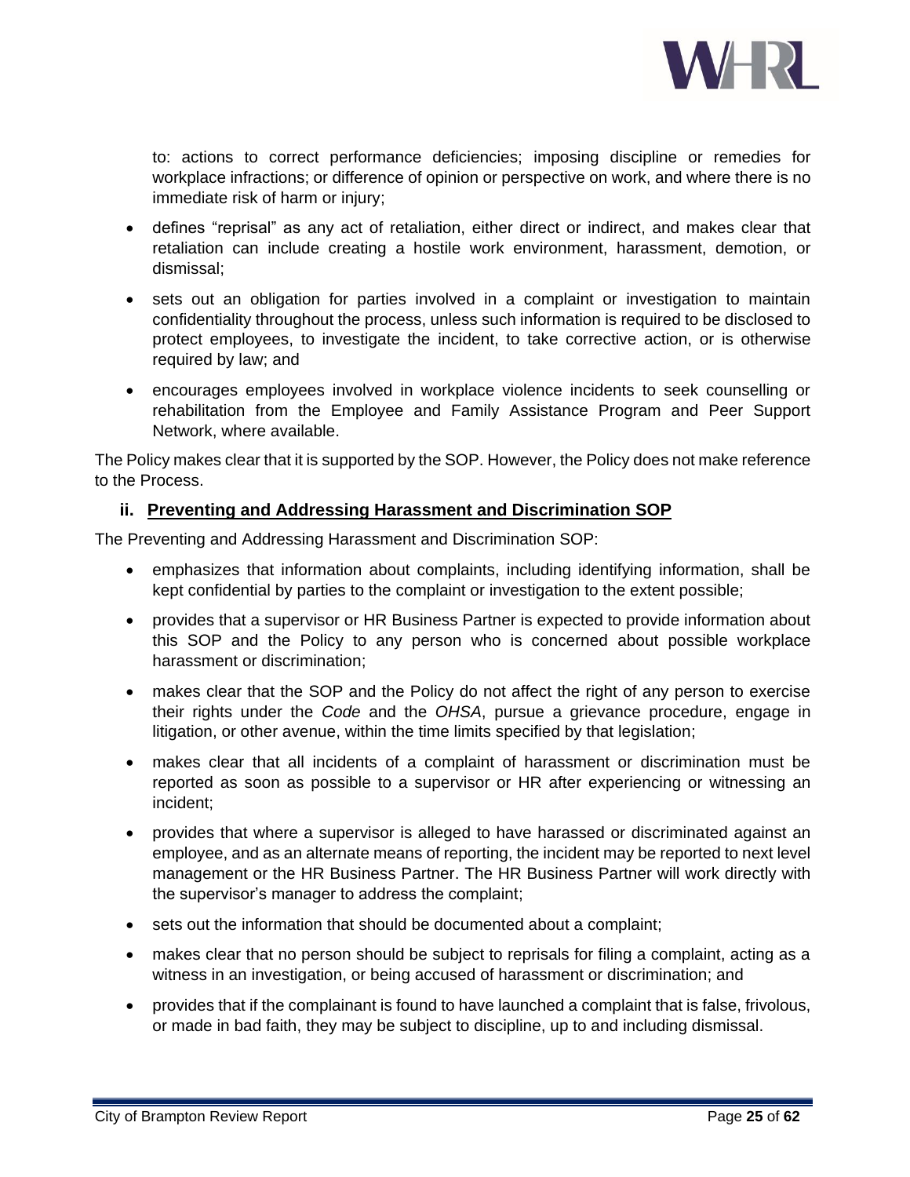to: actions to correct performance deficiencies; imposing discipline or remedies for workplace infractions; or difference of opinion or perspective on work, and where there is no immediate risk of harm or injury;

- defines "reprisal" as any act of retaliation, either direct or indirect, and makes clear that retaliation can include creating a hostile work environment, harassment, demotion, or dismissal;
- sets out an obligation for parties involved in a complaint or investigation to maintain confidentiality throughout the process, unless such information is required to be disclosed to protect employees, to investigate the incident, to take corrective action, or is otherwise required by law; and
- encourages employees involved in workplace violence incidents to seek counselling or rehabilitation from the Employee and Family Assistance Program and Peer Support Network, where available.

The Policy makes clear that it is supported by the SOP. However, the Policy does not make reference to the Process.

### ii. <u>Preventing and Addressing Harassment and Discrimination SOP</u>

The Preventing and Addressing Harassment and Discrimination SOP:

- emphasizes that information about complaints, including identifying information, shall be kept confidential by parties to the complaint or investigation to the extent possible;
- provides that a supervisor or HR Business Partner is expected to provide information about this SOP and the Policy to any person who is concerned about possible workplace harassment or discrimination;
- makes clear that the SOP and the Policy do not affect the right of any person to exercise their rights under the *Code* and the *OHSA*, pursue a grievance procedure, engage in litigation, or other avenue, within the time limits specified by that legislation;
- makes clear that all incidents of a complaint of harassment or discrimination must be reported as soon as possible to a supervisor or HR after experiencing or witnessing an incident;
- provides that where a supervisor is alleged to have harassed or discriminated against an employee, and as an alternate means of reporting, the incident may be reported to next level management or the HR Business Partner. The HR Business Partner will work directly with the supervisor's manager to address the complaint;
- sets out the information that should be documented about a complaint;
- makes clear that no person should be subject to reprisals for filing a complaint, acting as a witness in an investigation, or being accused of harassment or discrimination; and
- provides that if the complainant is found to have launched a complaint that is false, frivolous, or made in bad faith, they may be subject to discipline, up to and including dismissal.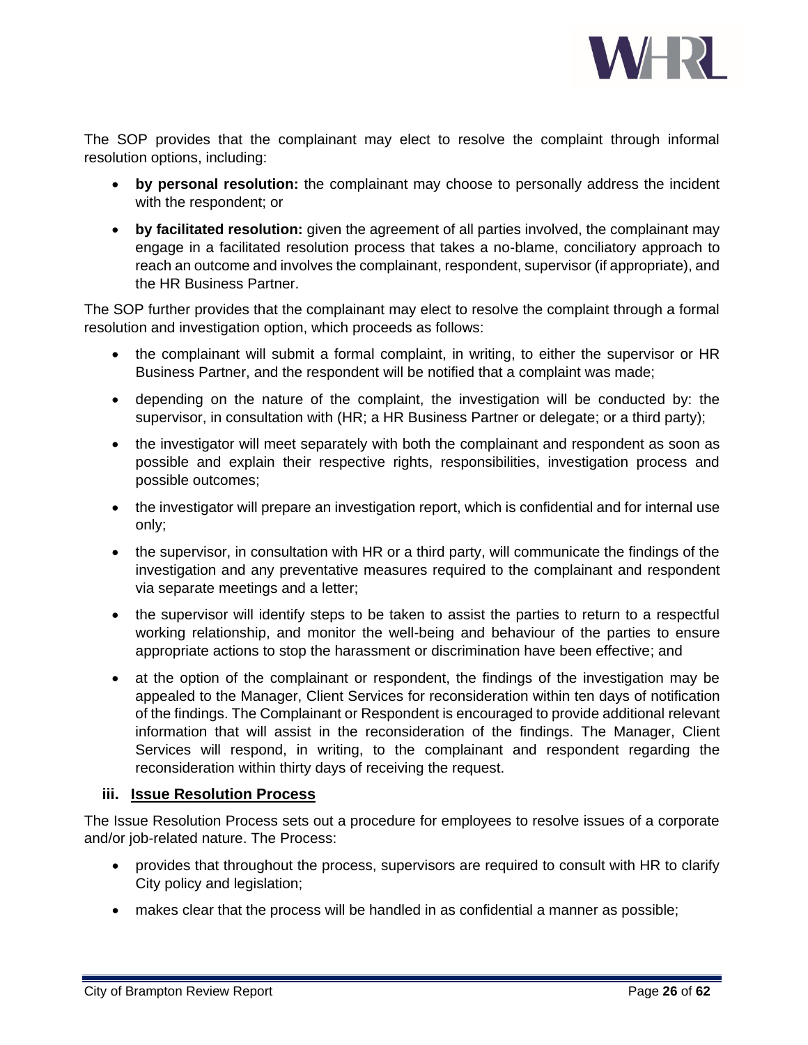The SOP provides that the complainant may elect to resolve the complaint through informal resolution options, including:

- **by personal resolution:** the complainant may choose to personally address the incident with the respondent; or
- **by facilitated resolution:** given the agreement of all parties involved, the complainant may engage in a facilitated resolution process that takes a no-blame, conciliatory approach to reach an outcome and involves the complainant, respondent, supervisor (if appropriate), and the HR Business Partner.

The SOP further provides that the complainant may elect to resolve the complaint through a formal resolution and investigation option, which proceeds as follows:

- the complainant will submit a formal complaint, in writing, to either the supervisor or HR Business Partner, and the respondent will be notified that a complaint was made;
- depending on the nature of the complaint, the investigation will be conducted by: the supervisor, in consultation with (HR; a HR Business Partner or delegate; or a third party);
- the investigator will meet separately with both the complainant and respondent as soon as possible and explain their respective rights, responsibilities, investigation process and possible outcomes;
- the investigator will prepare an investigation report, which is confidential and for internal use only;
- the supervisor, in consultation with HR or a third party, will communicate the findings of the investigation and any preventative measures required to the complainant and respondent via separate meetings and a letter;
- the supervisor will identify steps to be taken to assist the parties to return to a respectful working relationship, and monitor the well-being and behaviour of the parties to ensure appropriate actions to stop the harassment or discrimination have been effective; and
- at the option of the complainant or respondent, the findings of the investigation may be appealed to the Manager, Client Services for reconsideration within ten days of notification of the findings. The Complainant or Respondent is encouraged to provide additional relevant information that will assist in the reconsideration of the findings. The Manager, Client Services will respond, in writing, to the complainant and respondent regarding the reconsideration within thirty days of receiving the request.

### iii. Issue Resolution Process

The Issue Resolution Process sets out a procedure for employees to resolve issues of a corporate and/or job-related nature. The Process:

- provides that throughout the process, supervisors are required to consult with HR to clarify City policy and legislation;
- makes clear that the process will be handled in as confidential a manner as possible;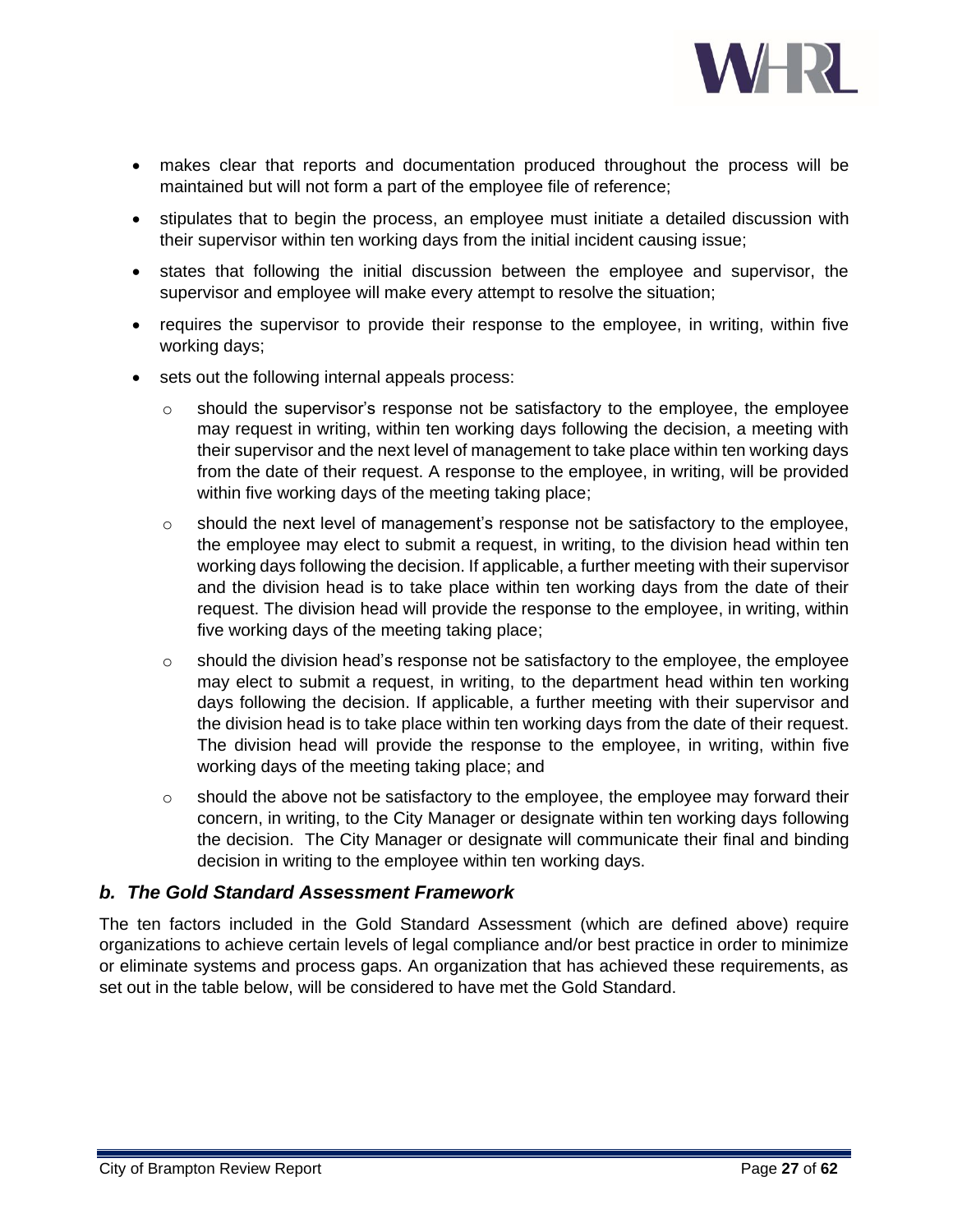- makes clear that reports and documentation produced throughout the process will be maintained but will not form a part of the employee file of reference;
- stipulates that to begin the process, an employee must initiate a detailed discussion with their supervisor within ten working days from the initial incident causing issue;
- states that following the initial discussion between the employee and supervisor, the supervisor and employee will make every attempt to resolve the situation;
- requires the supervisor to provide their response to the employee, in writing, within five working days;
- sets out the following internal appeals process:
  - should the supervisor's response not be satisfactory to the employee, the employee may request in writing, within ten working days following the decision, a meeting with their supervisor and the next level of management to take place within ten working days from the date of their request. A response to the employee, in writing, will be provided within five working days of the meeting taking place;
  - should the next level of management's response not be satisfactory to the employee, the employee may elect to submit a request, in writing, to the division head within ten working days following the decision. If applicable, a further meeting with their supervisor and the division head is to take place within ten working days from the date of their request. The division head will provide the response to the employee, in writing, within five working days of the meeting taking place;
  - should the division head's response not be satisfactory to the employee, the employee may elect to submit a request, in writing, to the department head within ten working days following the decision. If applicable, a further meeting with their supervisor and the division head is to take place within ten working days from the date of their request. The division head will provide the response to the employee, in writing, within five working days of the meeting taking place; and
  - should the above not be satisfactory to the employee, the employee may forward their concern, in writing, to the City Manager or designate within ten working days following the decision. The City Manager or designate will communicate their final and binding decision in writing to the employee within ten working days.

### *b. The Gold Standard Assessment Framework*

The ten factors included in the Gold Standard Assessment (which are defined above) require organizations to achieve certain levels of legal compliance and/or best practice in order to minimize or eliminate systems and process gaps. An organization that has achieved these requirements, as set out in the table below, will be considered to have met the Gold Standard.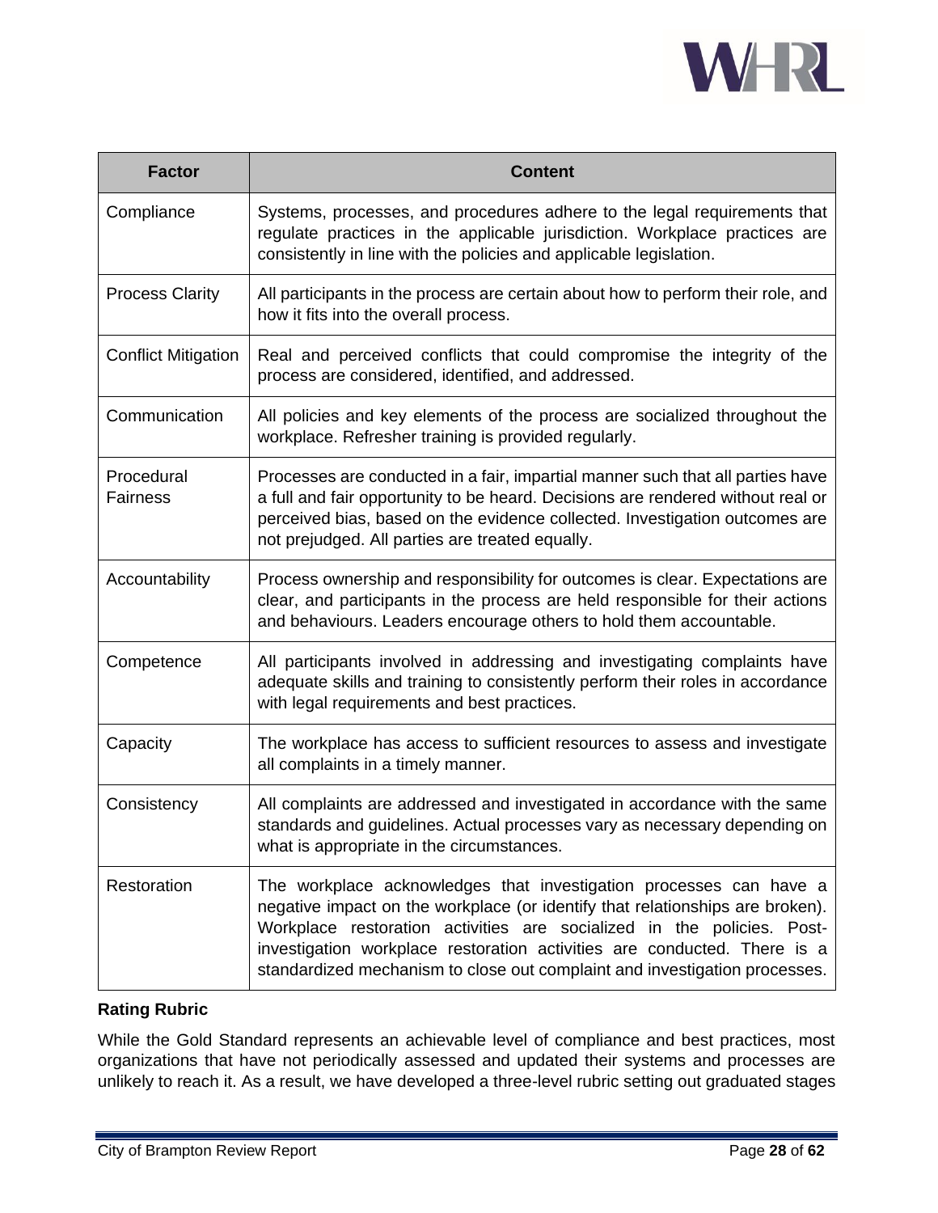| Factor | Content |
| --- | --- |
| Compliance | Systems, processes, and procedures adhere to the legal requirements that regulate practices in the applicable jurisdiction. Workplace practices are consistently in line with the policies and applicable legislation. |
| Process Clarity | All participants in the process are certain about how to perform their role, and how it fits into the overall process. |
| Conflict Mitigation | Real and perceived conflicts that could compromise the integrity of the process are considered, identified, and addressed. |
| Communication | All policies and key elements of the process are socialized throughout the workplace. Refresher training is provided regularly. |
| Procedural Fairness | Processes are conducted in a fair, impartial manner such that all parties have a full and fair opportunity to be heard. Decisions are rendered without real or perceived bias, based on the evidence collected. Investigation outcomes are not prejudged. All parties are treated equally. |
| Accountability | Process ownership and responsibility for outcomes is clear. Expectations are clear, and participants in the process are held responsible for their actions and behaviours. Leaders encourage others to hold them accountable. |
| Competence | All participants involved in addressing and investigating complaints have adequate skills and training to consistently perform their roles in accordance with legal requirements and best practices. |
| Capacity | The workplace has access to sufficient resources to assess and investigate all complaints in a timely manner. |
| Consistency | All complaints are addressed and investigated in accordance with the same standards and guidelines. Actual processes vary as necessary depending on what is appropriate in the circumstances. |
| Restoration | The workplace acknowledges that investigation processes can have a negative impact on the workplace (or identify that relationships are broken). Workplace restoration activities are socialized in the policies. Post-investigation workplace restoration activities are conducted. There is a standardized mechanism to close out complaint and investigation processes. |

**Rating Rubric**

While the Gold Standard represents an achievable level of compliance and best practices, most organizations that have not periodically assessed and updated their systems and processes are unlikely to reach it. As a result, we have developed a three-level rubric setting out graduated stages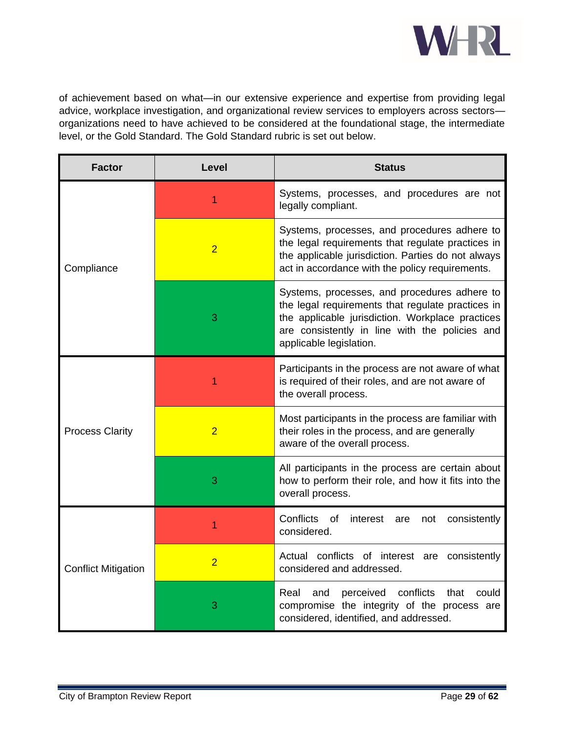of achievement based on what—in our extensive experience and expertise from providing legal advice, workplace investigation, and organizational review services to employers across sectors—organizations need to have achieved to be considered at the foundational stage, the intermediate level, or the Gold Standard. The Gold Standard rubric is set out below.

| Factor | Level | Status |
|---|---|---|
| Compliance | 1 | Systems, processes, and procedures are not legally compliant. |
| | 2 | Systems, processes, and procedures adhere to the legal requirements that regulate practices in the applicable jurisdiction. Parties do not always act in accordance with the policy requirements. |
| | 3 | Systems, processes, and procedures adhere to the legal requirements that regulate practices in the applicable jurisdiction. Workplace practices are consistently in line with the policies and applicable legislation. |
| Process Clarity | 1 | Participants in the process are not aware of what is required of their roles, and are not aware of the overall process. |
| | 2 | Most participants in the process are familiar with their roles in the process, and are generally aware of the overall process. |
| | 3 | All participants in the process are certain about how to perform their role, and how it fits into the overall process. |
| Conflict Mitigation | 1 | Conflicts of interest are not consistently considered. |
| | 2 | Actual conflicts of interest are consistently considered and addressed. |
| | 3 | Real and perceived conflicts that could compromise the integrity of the process are considered, identified, and addressed. |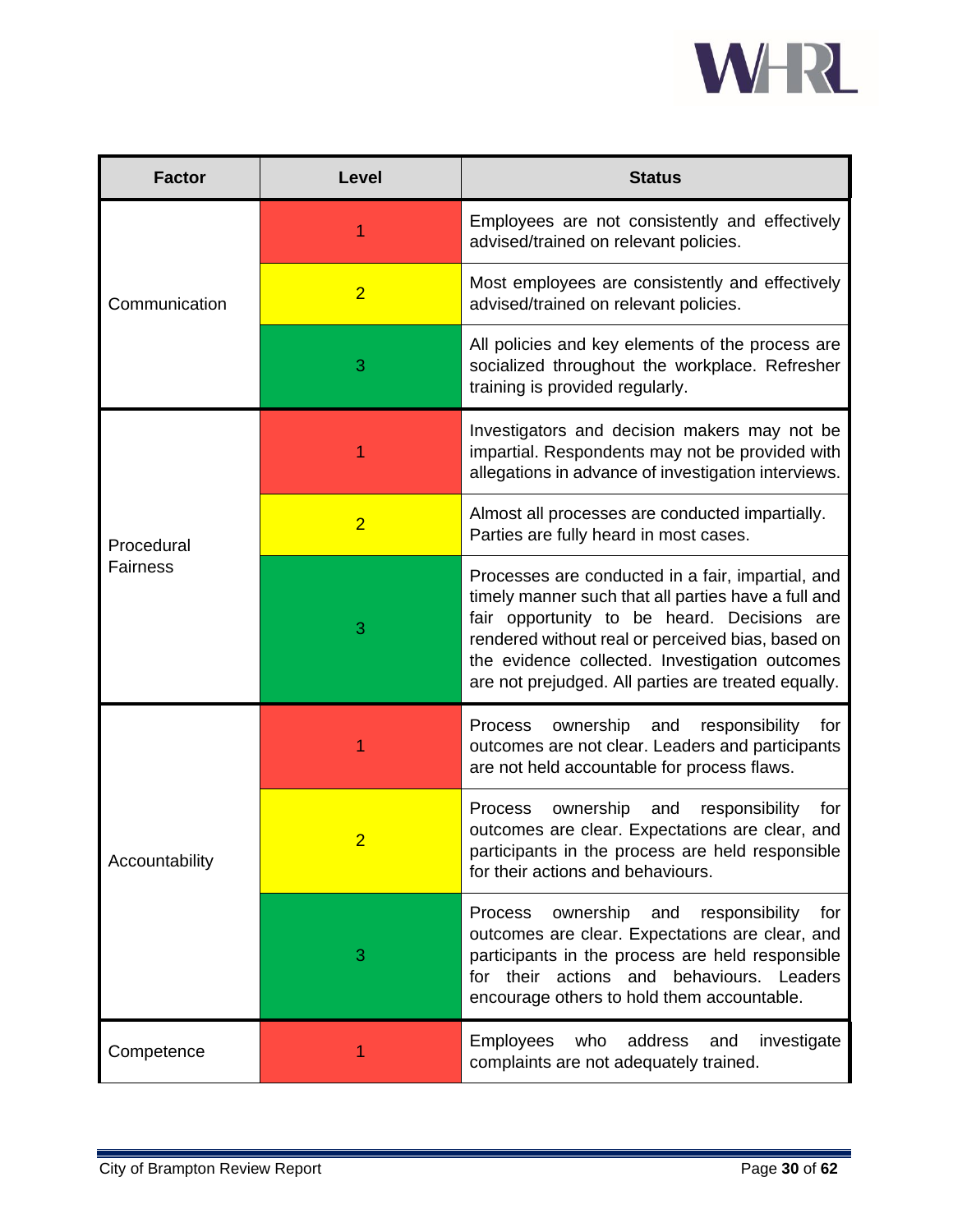| Factor | Level | Status |
|---|---|---|
| Communication | 1 | Employees are not consistently and effectively advised/trained on relevant policies. |
| | 2 | Most employees are consistently and effectively advised/trained on relevant policies. |
| | 3 | All policies and key elements of the process are socialized throughout the workplace. Refresher training is provided regularly. |
| Procedural Fairness | 1 | Investigators and decision makers may not be impartial. Respondents may not be provided with allegations in advance of investigation interviews. |
| | 2 | Almost all processes are conducted impartially. Parties are fully heard in most cases. |
| | 3 | Processes are conducted in a fair, impartial, and timely manner such that all parties have a full and fair opportunity to be heard. Decisions are rendered without real or perceived bias, based on the evidence collected. Investigation outcomes are not prejudged. All parties are treated equally. |
| Accountability | 1 | Process ownership and responsibility for outcomes are not clear. Leaders and participants are not held accountable for process flaws. |
| | 2 | Process ownership and responsibility for outcomes are clear. Expectations are clear, and participants in the process are held responsible for their actions and behaviours. |
| | 3 | Process ownership and responsibility for outcomes are clear. Expectations are clear, and participants in the process are held responsible for their actions and behaviours. Leaders encourage others to hold them accountable. |
| Competence | 1 | Employees who address and investigate complaints are not adequately trained. |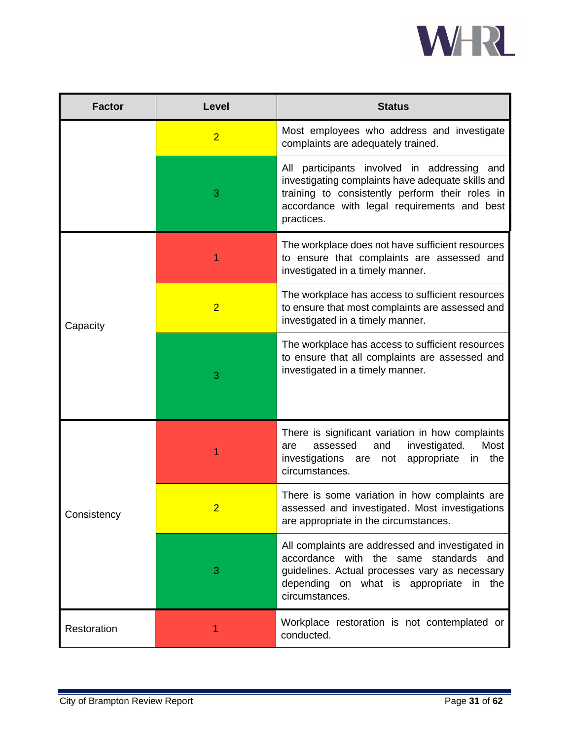| Factor | Level | Status |
|---|---|---|
| | 2 | Most employees who address and investigate complaints are adequately trained. |
| | 3 | All participants involved in addressing and investigating complaints have adequate skills and training to consistently perform their roles in accordance with legal requirements and best practices. |
| Capacity | 1 | The workplace does not have sufficient resources to ensure that complaints are assessed and investigated in a timely manner. |
| | 2 | The workplace has access to sufficient resources to ensure that most complaints are assessed and investigated in a timely manner. |
| | 3 | The workplace has access to sufficient resources to ensure that all complaints are assessed and investigated in a timely manner. |
| Consistency | 1 | There is significant variation in how complaints are assessed and investigated. Most investigations are not appropriate in the circumstances. |
| | 2 | There is some variation in how complaints are assessed and investigated. Most investigations are appropriate in the circumstances. |
| | 3 | All complaints are addressed and investigated in accordance with the same standards and guidelines. Actual processes vary as necessary depending on what is appropriate in the circumstances. |
| Restoration | 1 | Workplace restoration is not contemplated or conducted. |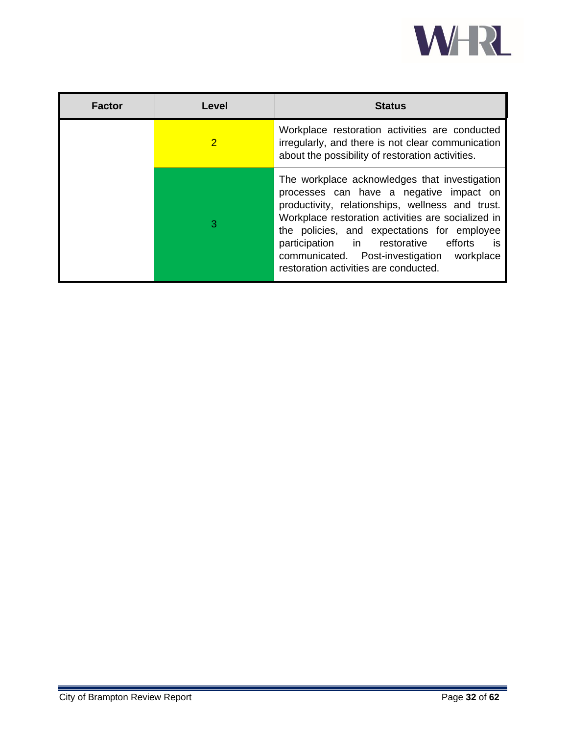| Factor | Level | Status |
|---|---|---|
| | 2 | Workplace restoration activities are conducted irregularly, and there is not clear communication about the possibility of restoration activities. |
| | 3 | The workplace acknowledges that investigation processes can have a negative impact on productivity, relationships, wellness and trust. Workplace restoration activities are socialized in the policies, and expectations for employee participation in restorative efforts is communicated. Post-investigation workplace restoration activities are conducted. |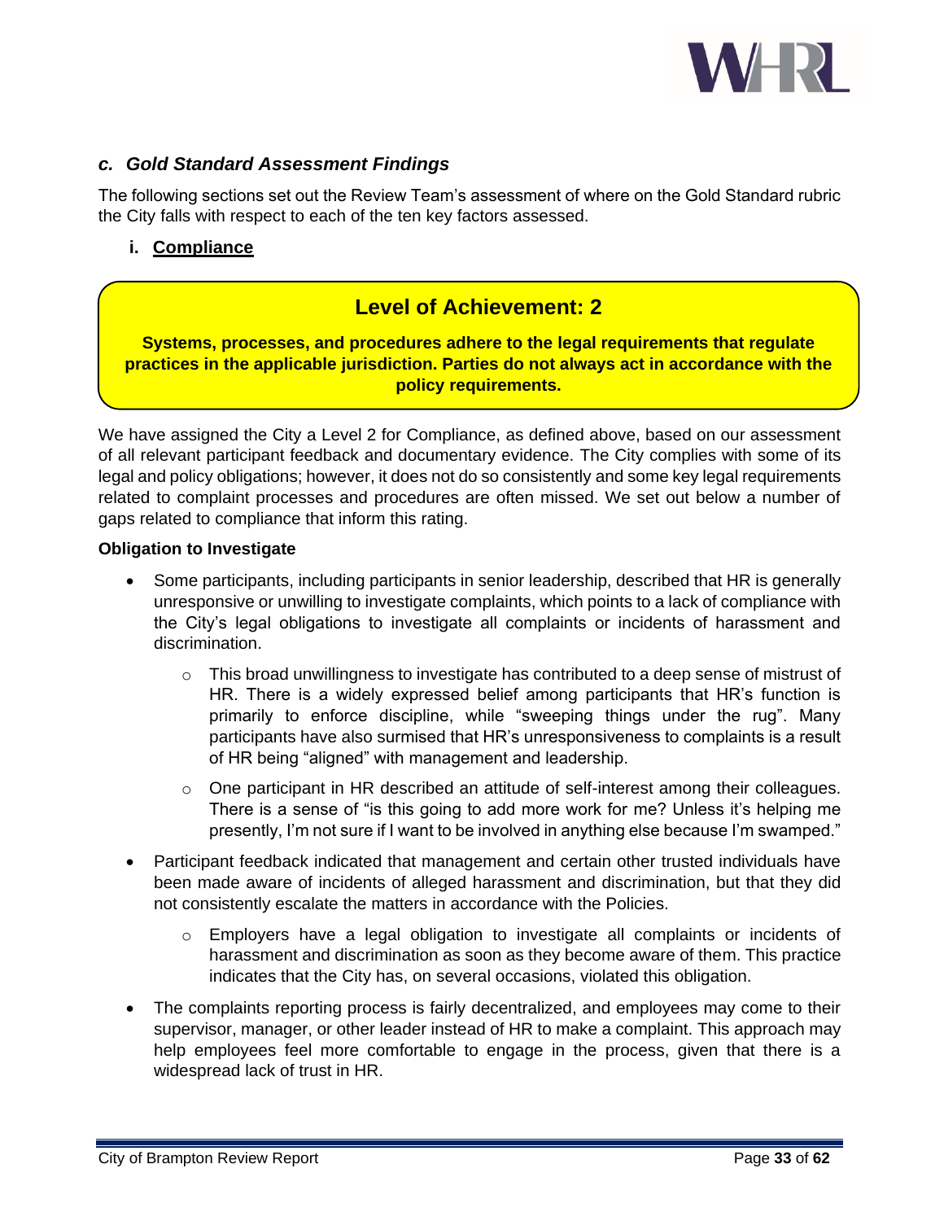### c. *Gold Standard Assessment Findings*

The following sections set out the Review Team's assessment of where on the Gold Standard rubric the City falls with respect to each of the ten key factors assessed.

#### i. Compliance

**Level of Achievement: 2**

**Systems, processes, and procedures adhere to the legal requirements that regulate practices in the applicable jurisdiction. Parties do not always act in accordance with the policy requirements.**

We have assigned the City a Level 2 for Compliance, as defined above, based on our assessment of all relevant participant feedback and documentary evidence. The City complies with some of its legal and policy obligations; however, it does not do so consistently and some key legal requirements related to complaint processes and procedures are often missed. We set out below a number of gaps related to compliance that inform this rating.

**Obligation to Investigate**

- Some participants, including participants in senior leadership, described that HR is generally unresponsive or unwilling to investigate complaints, which points to a lack of compliance with the City's legal obligations to investigate all complaints or incidents of harassment and discrimination.
  - This broad unwillingness to investigate has contributed to a deep sense of mistrust of HR. There is a widely expressed belief among participants that HR's function is primarily to enforce discipline, while "sweeping things under the rug". Many participants have also surmised that HR's unresponsiveness to complaints is a result of HR being "aligned" with management and leadership.
  - One participant in HR described an attitude of self-interest among their colleagues. There is a sense of "is this going to add more work for me? Unless it's helping me presently, I'm not sure if I want to be involved in anything else because I'm swamped."
- Participant feedback indicated that management and certain other trusted individuals have been made aware of incidents of alleged harassment and discrimination, but that they did not consistently escalate the matters in accordance with the Policies.
  - Employers have a legal obligation to investigate all complaints or incidents of harassment and discrimination as soon as they become aware of them. This practice indicates that the City has, on several occasions, violated this obligation.
- The complaints reporting process is fairly decentralized, and employees may come to their supervisor, manager, or other leader instead of HR to make a complaint. This approach may help employees feel more comfortable to engage in the process, given that there is a widespread lack of trust in HR.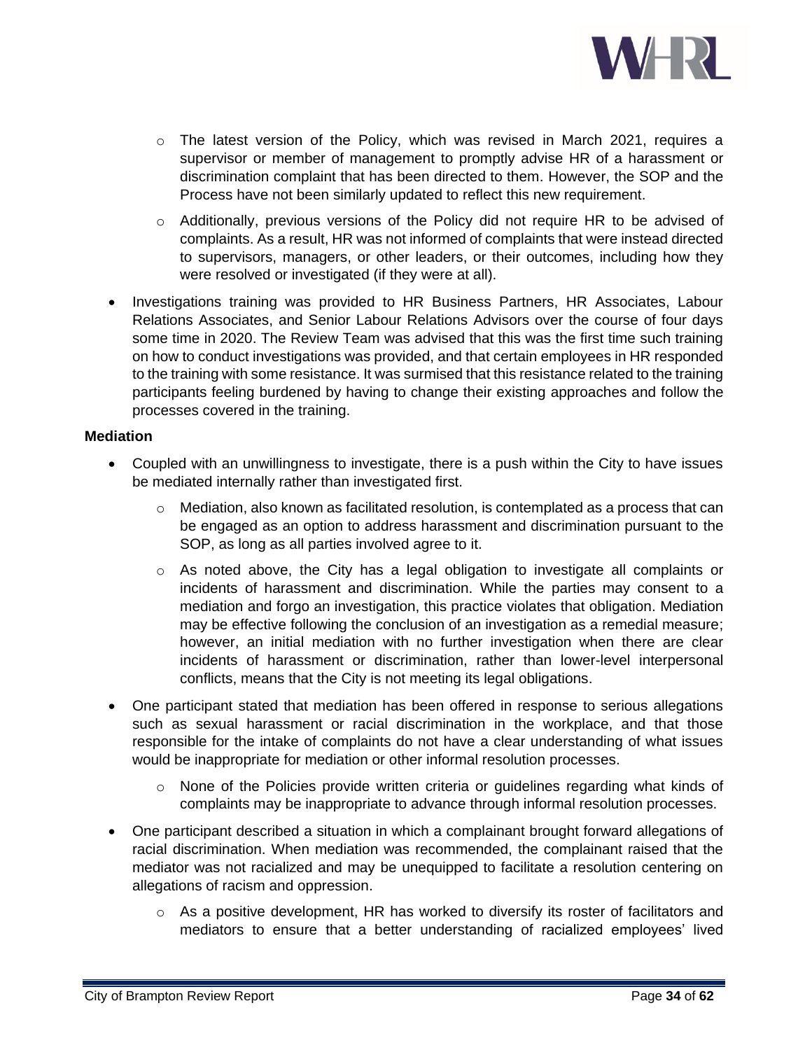- The latest version of the Policy, which was revised in March 2021, requires a supervisor or member of management to promptly advise HR of a harassment or discrimination complaint that has been directed to them. However, the SOP and the Process have not been similarly updated to reflect this new requirement.
  - Additionally, previous versions of the Policy did not require HR to be advised of complaints. As a result, HR was not informed of complaints that were instead directed to supervisors, managers, or other leaders, or their outcomes, including how they were resolved or investigated (if they were at all).
- Investigations training was provided to HR Business Partners, HR Associates, Labour Relations Associates, and Senior Labour Relations Advisors over the course of four days some time in 2020. The Review Team was advised that this was the first time such training on how to conduct investigations was provided, and that certain employees in HR responded to the training with some resistance. It was surmised that this resistance related to the training participants feeling burdened by having to change their existing approaches and follow the processes covered in the training.

**Mediation**

- Coupled with an unwillingness to investigate, there is a push within the City to have issues be mediated internally rather than investigated first.
  - Mediation, also known as facilitated resolution, is contemplated as a process that can be engaged as an option to address harassment and discrimination pursuant to the SOP, as long as all parties involved agree to it.
  - As noted above, the City has a legal obligation to investigate all complaints or incidents of harassment and discrimination. While the parties may consent to a mediation and forgo an investigation, this practice violates that obligation. Mediation may be effective following the conclusion of an investigation as a remedial measure; however, an initial mediation with no further investigation when there are clear incidents of harassment or discrimination, rather than lower-level interpersonal conflicts, means that the City is not meeting its legal obligations.
- One participant stated that mediation has been offered in response to serious allegations such as sexual harassment or racial discrimination in the workplace, and that those responsible for the intake of complaints do not have a clear understanding of what issues would be inappropriate for mediation or other informal resolution processes.
  - None of the Policies provide written criteria or guidelines regarding what kinds of complaints may be inappropriate to advance through informal resolution processes.
- One participant described a situation in which a complainant brought forward allegations of racial discrimination. When mediation was recommended, the complainant raised that the mediator was not racialized and may be unequipped to facilitate a resolution centering on allegations of racism and oppression.
  - As a positive development, HR has worked to diversify its roster of facilitators and mediators to ensure that a better understanding of racialized employees' lived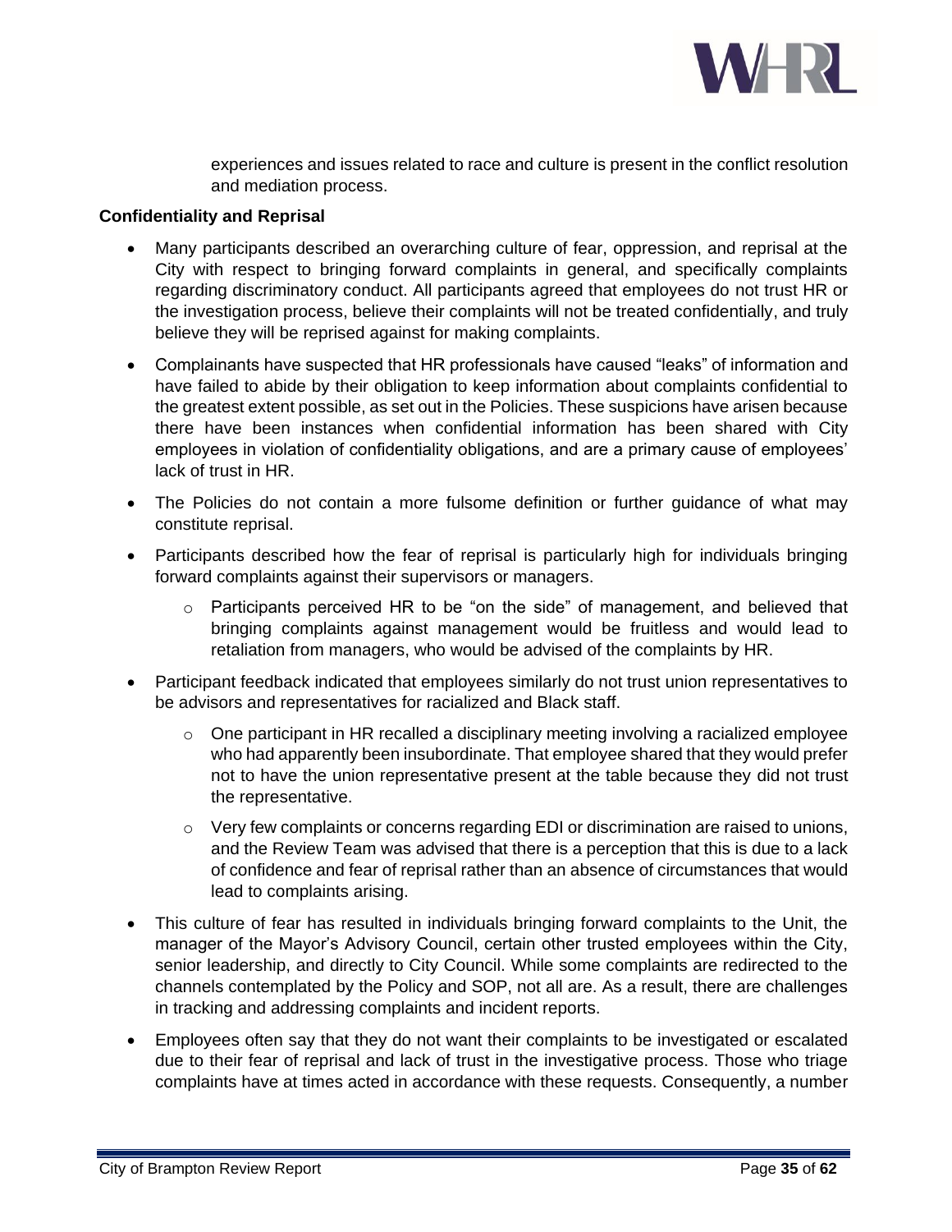experiences and issues related to race and culture is present in the conflict resolution and mediation process.

**Confidentiality and Reprisal**

- Many participants described an overarching culture of fear, oppression, and reprisal at the City with respect to bringing forward complaints in general, and specifically complaints regarding discriminatory conduct. All participants agreed that employees do not trust HR or the investigation process, believe their complaints will not be treated confidentially, and truly believe they will be reprised against for making complaints.
- Complainants have suspected that HR professionals have caused "leaks" of information and have failed to abide by their obligation to keep information about complaints confidential to the greatest extent possible, as set out in the Policies. These suspicions have arisen because there have been instances when confidential information has been shared with City employees in violation of confidentiality obligations, and are a primary cause of employees' lack of trust in HR.
- The Policies do not contain a more fulsome definition or further guidance of what may constitute reprisal.
- Participants described how the fear of reprisal is particularly high for individuals bringing forward complaints against their supervisors or managers.
  - Participants perceived HR to be "on the side" of management, and believed that bringing complaints against management would be fruitless and would lead to retaliation from managers, who would be advised of the complaints by HR.
- Participant feedback indicated that employees similarly do not trust union representatives to be advisors and representatives for racialized and Black staff.
  - One participant in HR recalled a disciplinary meeting involving a racialized employee who had apparently been insubordinate. That employee shared that they would prefer not to have the union representative present at the table because they did not trust the representative.
  - Very few complaints or concerns regarding EDI or discrimination are raised to unions, and the Review Team was advised that there is a perception that this is due to a lack of confidence and fear of reprisal rather than an absence of circumstances that would lead to complaints arising.
- This culture of fear has resulted in individuals bringing forward complaints to the Unit, the manager of the Mayor's Advisory Council, certain other trusted employees within the City, senior leadership, and directly to City Council. While some complaints are redirected to the channels contemplated by the Policy and SOP, not all are. As a result, there are challenges in tracking and addressing complaints and incident reports.
- Employees often say that they do not want their complaints to be investigated or escalated due to their fear of reprisal and lack of trust in the investigative process. Those who triage complaints have at times acted in accordance with these requests. Consequently, a number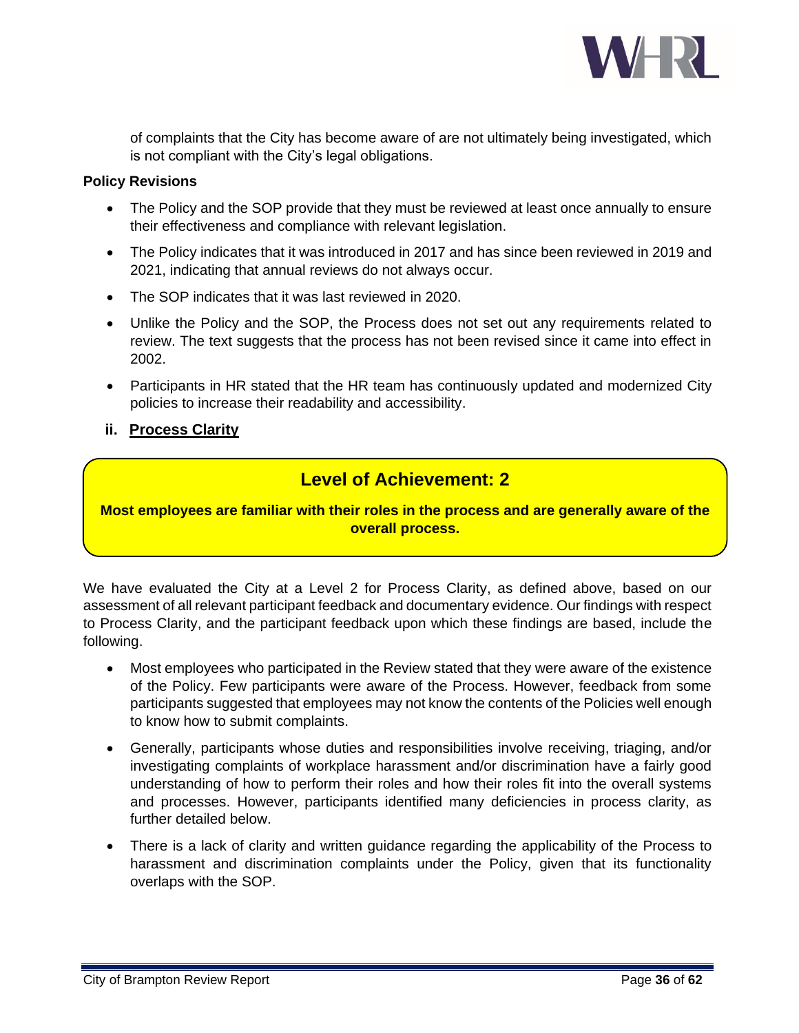of complaints that the City has become aware of are not ultimately being investigated, which is not compliant with the City's legal obligations.

**Policy Revisions**

- The Policy and the SOP provide that they must be reviewed at least once annually to ensure their effectiveness and compliance with relevant legislation.
- The Policy indicates that it was introduced in 2017 and has since been reviewed in 2019 and 2021, indicating that annual reviews do not always occur.
- The SOP indicates that it was last reviewed in 2020.
- Unlike the Policy and the SOP, the Process does not set out any requirements related to review. The text suggests that the process has not been revised since it came into effect in 2002.
- Participants in HR stated that the HR team has continuously updated and modernized City policies to increase their readability and accessibility.

### ii. Process Clarity

**Level of Achievement: 2**

**Most employees are familiar with their roles in the process and are generally aware of the overall process.**

We have evaluated the City at a Level 2 for Process Clarity, as defined above, based on our assessment of all relevant participant feedback and documentary evidence. Our findings with respect to Process Clarity, and the participant feedback upon which these findings are based, include the following.

- Most employees who participated in the Review stated that they were aware of the existence of the Policy. Few participants were aware of the Process. However, feedback from some participants suggested that employees may not know the contents of the Policies well enough to know how to submit complaints.
- Generally, participants whose duties and responsibilities involve receiving, triaging, and/or investigating complaints of workplace harassment and/or discrimination have a fairly good understanding of how to perform their roles and how their roles fit into the overall systems and processes. However, participants identified many deficiencies in process clarity, as further detailed below.
- There is a lack of clarity and written guidance regarding the applicability of the Process to harassment and discrimination complaints under the Policy, given that its functionality overlaps with the SOP.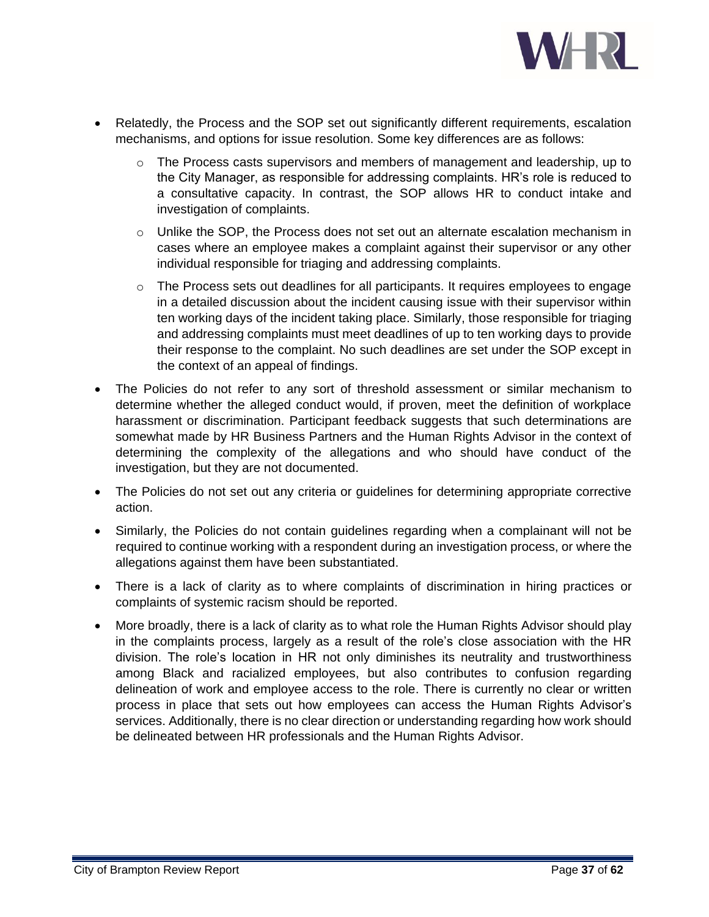- Relatedly, the Process and the SOP set out significantly different requirements, escalation mechanisms, and options for issue resolution. Some key differences are as follows:
  - The Process casts supervisors and members of management and leadership, up to the City Manager, as responsible for addressing complaints. HR's role is reduced to a consultative capacity. In contrast, the SOP allows HR to conduct intake and investigation of complaints.
  - Unlike the SOP, the Process does not set out an alternate escalation mechanism in cases where an employee makes a complaint against their supervisor or any other individual responsible for triaging and addressing complaints.
  - The Process sets out deadlines for all participants. It requires employees to engage in a detailed discussion about the incident causing issue with their supervisor within ten working days of the incident taking place. Similarly, those responsible for triaging and addressing complaints must meet deadlines of up to ten working days to provide their response to the complaint. No such deadlines are set under the SOP except in the context of an appeal of findings.
- The Policies do not refer to any sort of threshold assessment or similar mechanism to determine whether the alleged conduct would, if proven, meet the definition of workplace harassment or discrimination. Participant feedback suggests that such determinations are somewhat made by HR Business Partners and the Human Rights Advisor in the context of determining the complexity of the allegations and who should have conduct of the investigation, but they are not documented.
- The Policies do not set out any criteria or guidelines for determining appropriate corrective action.
- Similarly, the Policies do not contain guidelines regarding when a complainant will not be required to continue working with a respondent during an investigation process, or where the allegations against them have been substantiated.
- There is a lack of clarity as to where complaints of discrimination in hiring practices or complaints of systemic racism should be reported.
- More broadly, there is a lack of clarity as to what role the Human Rights Advisor should play in the complaints process, largely as a result of the role's close association with the HR division. The role's location in HR not only diminishes its neutrality and trustworthiness among Black and racialized employees, but also contributes to confusion regarding delineation of work and employee access to the role. There is currently no clear or written process in place that sets out how employees can access the Human Rights Advisor's services. Additionally, there is no clear direction or understanding regarding how work should be delineated between HR professionals and the Human Rights Advisor.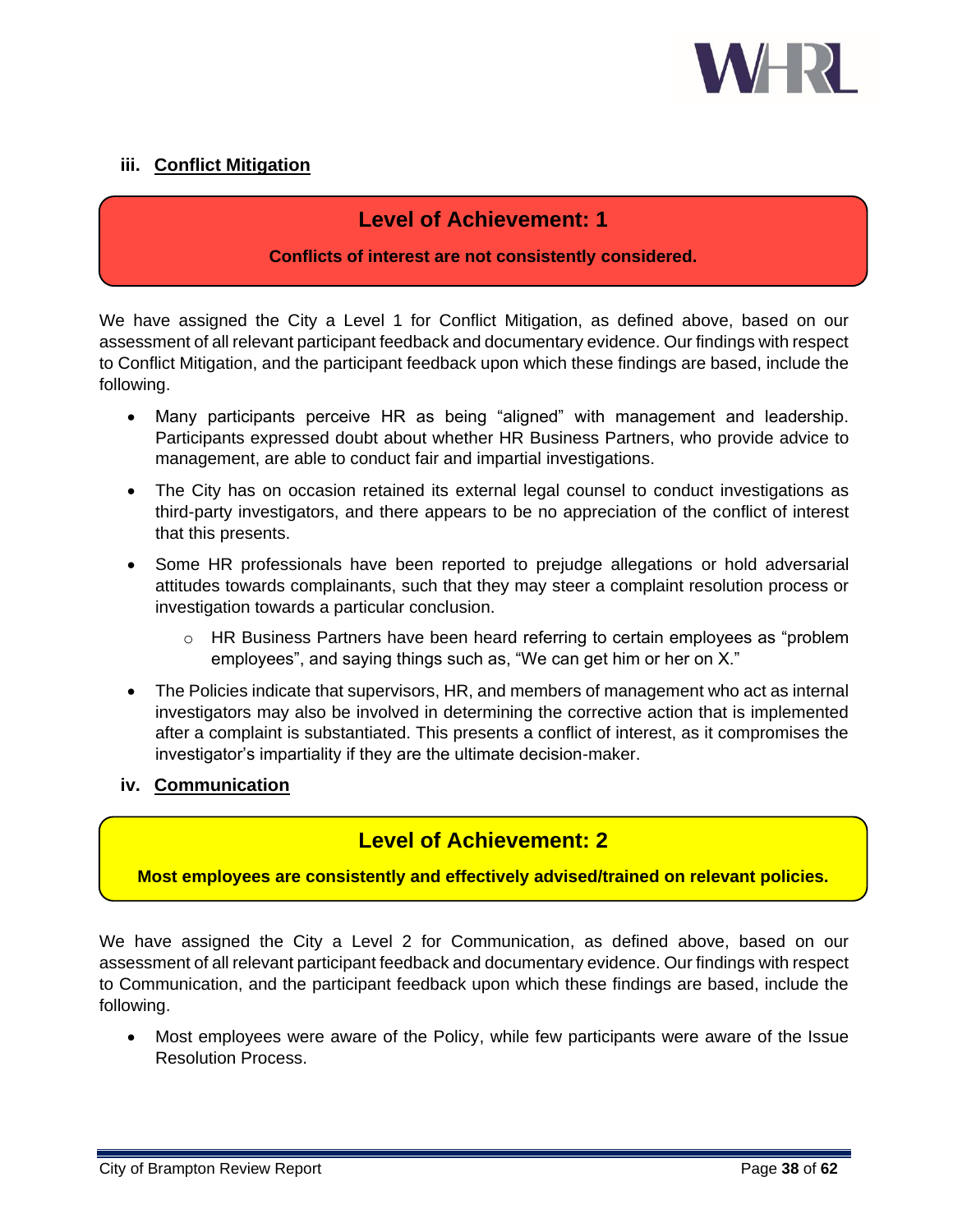### iii. Conflict Mitigation

**Level of Achievement: 1**

**Conflicts of interest are not consistently considered.**

We have assigned the City a Level 1 for Conflict Mitigation, as defined above, based on our assessment of all relevant participant feedback and documentary evidence. Our findings with respect to Conflict Mitigation, and the participant feedback upon which these findings are based, include the following.

- Many participants perceive HR as being "aligned" with management and leadership. Participants expressed doubt about whether HR Business Partners, who provide advice to management, are able to conduct fair and impartial investigations.
- The City has on occasion retained its external legal counsel to conduct investigations as third-party investigators, and there appears to be no appreciation of the conflict of interest that this presents.
- Some HR professionals have been reported to prejudge allegations or hold adversarial attitudes towards complainants, such that they may steer a complaint resolution process or investigation towards a particular conclusion.
    - HR Business Partners have been heard referring to certain employees as "problem employees", and saying things such as, "We can get him or her on X."
- The Policies indicate that supervisors, HR, and members of management who act as internal investigators may also be involved in determining the corrective action that is implemented after a complaint is substantiated. This presents a conflict of interest, as it compromises the investigator's impartiality if they are the ultimate decision-maker.

### iv. Communication

**Level of Achievement: 2**

**Most employees are consistently and effectively advised/trained on relevant policies.**

We have assigned the City a Level 2 for Communication, as defined above, based on our assessment of all relevant participant feedback and documentary evidence. Our findings with respect to Communication, and the participant feedback upon which these findings are based, include the following.

- Most employees were aware of the Policy, while few participants were aware of the Issue Resolution Process.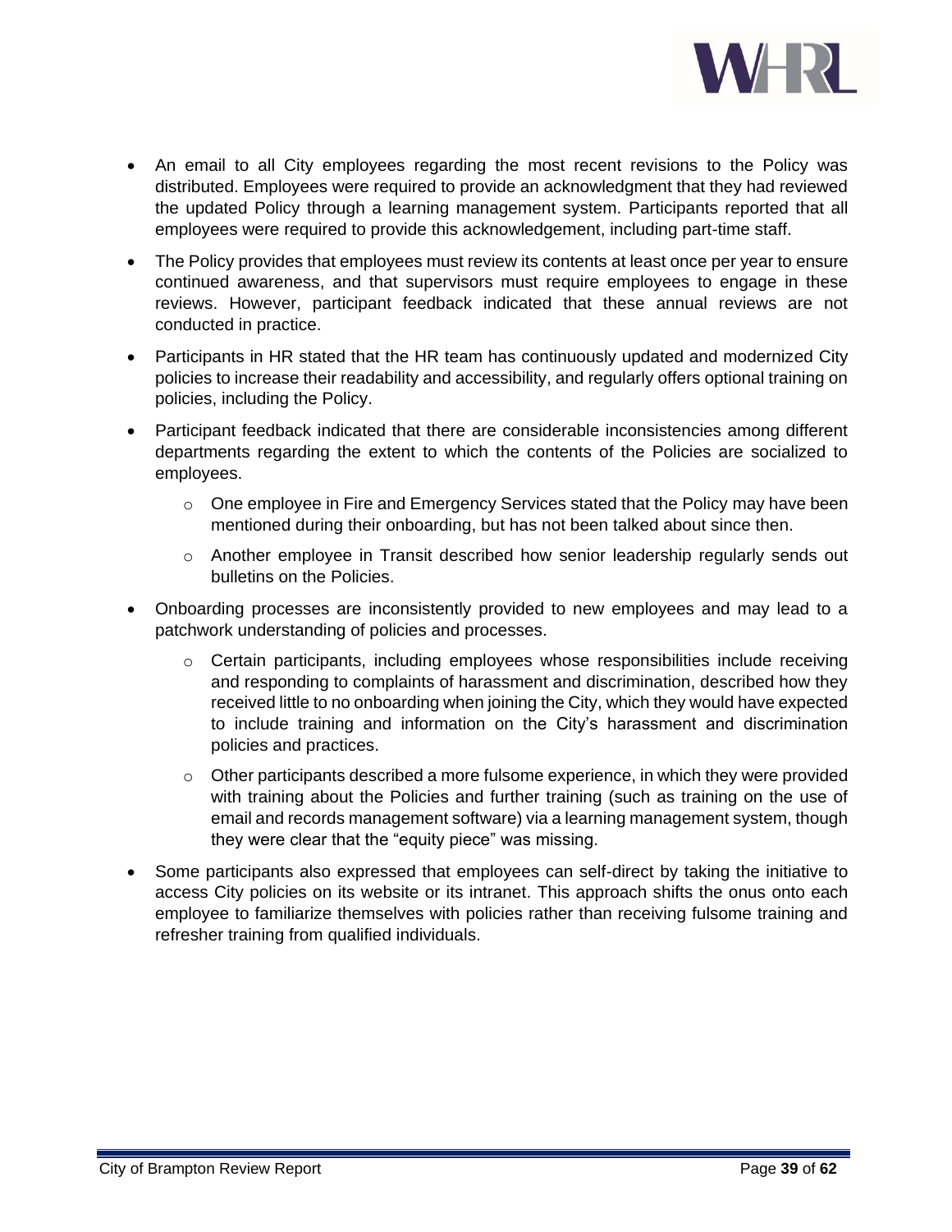- An email to all City employees regarding the most recent revisions to the Policy was distributed. Employees were required to provide an acknowledgment that they had reviewed the updated Policy through a learning management system. Participants reported that all employees were required to provide this acknowledgement, including part-time staff.
- The Policy provides that employees must review its contents at least once per year to ensure continued awareness, and that supervisors must require employees to engage in these reviews. However, participant feedback indicated that these annual reviews are not conducted in practice.
- Participants in HR stated that the HR team has continuously updated and modernized City policies to increase their readability and accessibility, and regularly offers optional training on policies, including the Policy.
- Participant feedback indicated that there are considerable inconsistencies among different departments regarding the extent to which the contents of the Policies are socialized to employees.
  - One employee in Fire and Emergency Services stated that the Policy may have been mentioned during their onboarding, but has not been talked about since then.
  - Another employee in Transit described how senior leadership regularly sends out bulletins on the Policies.
- Onboarding processes are inconsistently provided to new employees and may lead to a patchwork understanding of policies and processes.
  - Certain participants, including employees whose responsibilities include receiving and responding to complaints of harassment and discrimination, described how they received little to no onboarding when joining the City, which they would have expected to include training and information on the City's harassment and discrimination policies and practices.
  - Other participants described a more fulsome experience, in which they were provided with training about the Policies and further training (such as training on the use of email and records management software) via a learning management system, though they were clear that the "equity piece" was missing.
- Some participants also expressed that employees can self-direct by taking the initiative to access City policies on its website or its intranet. This approach shifts the onus onto each employee to familiarize themselves with policies rather than receiving fulsome training and refresher training from qualified individuals.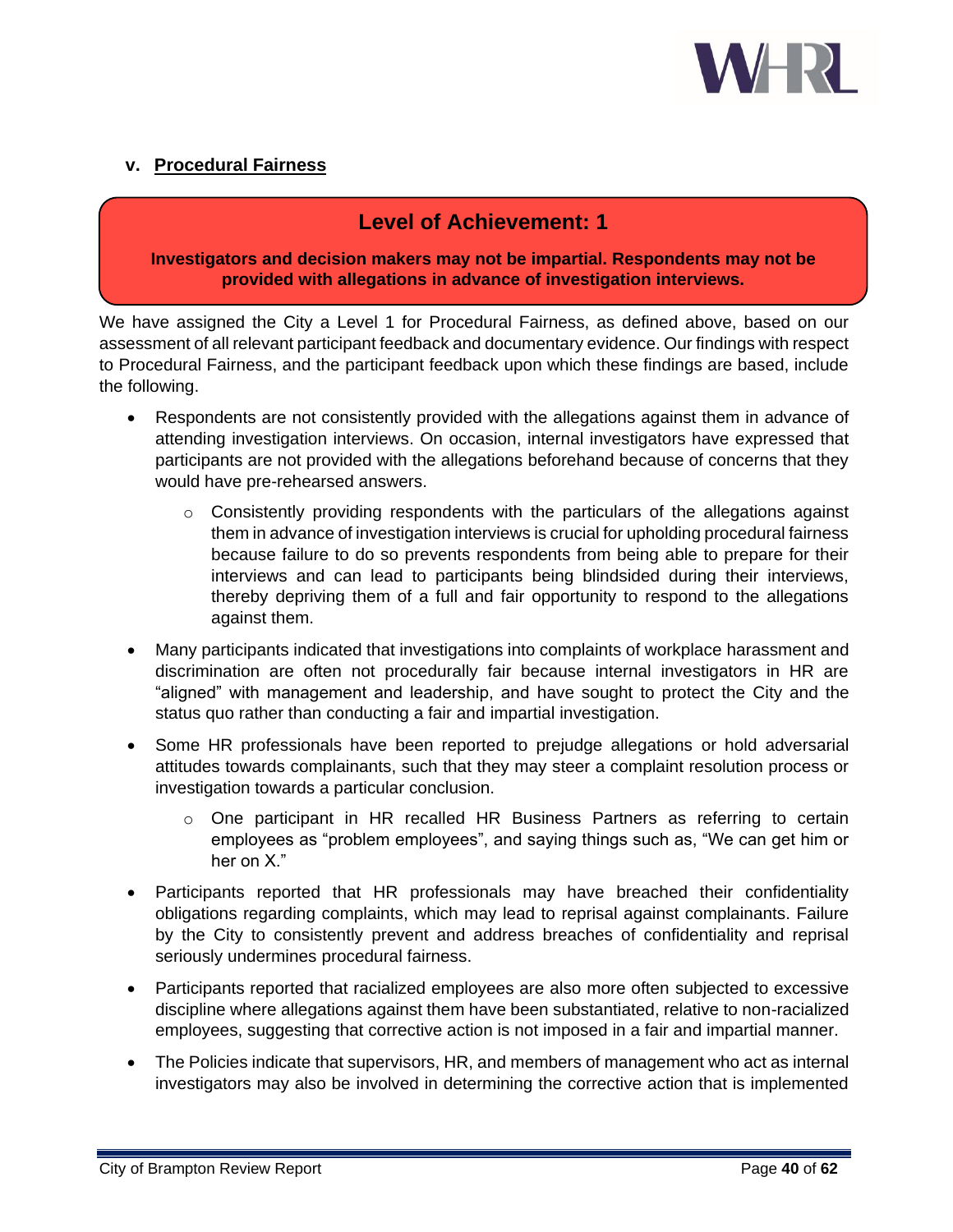### v. Procedural Fairness

**Level of Achievement: 1**

**Investigators and decision makers may not be impartial. Respondents may not be provided with allegations in advance of investigation interviews.**

We have assigned the City a Level 1 for Procedural Fairness, as defined above, based on our assessment of all relevant participant feedback and documentary evidence. Our findings with respect to Procedural Fairness, and the participant feedback upon which these findings are based, include the following.

- Respondents are not consistently provided with the allegations against them in advance of attending investigation interviews. On occasion, internal investigators have expressed that participants are not provided with the allegations beforehand because of concerns that they would have pre-rehearsed answers.
  - Consistently providing respondents with the particulars of the allegations against them in advance of investigation interviews is crucial for upholding procedural fairness because failure to do so prevents respondents from being able to prepare for their interviews and can lead to participants being blindsided during their interviews, thereby depriving them of a full and fair opportunity to respond to the allegations against them.
- Many participants indicated that investigations into complaints of workplace harassment and discrimination are often not procedurally fair because internal investigators in HR are "aligned" with management and leadership, and have sought to protect the City and the status quo rather than conducting a fair and impartial investigation.
- Some HR professionals have been reported to prejudge allegations or hold adversarial attitudes towards complainants, such that they may steer a complaint resolution process or investigation towards a particular conclusion.
  - One participant in HR recalled HR Business Partners as referring to certain employees as "problem employees", and saying things such as, "We can get him or her on X."
- Participants reported that HR professionals may have breached their confidentiality obligations regarding complaints, which may lead to reprisal against complainants. Failure by the City to consistently prevent and address breaches of confidentiality and reprisal seriously undermines procedural fairness.
- Participants reported that racialized employees are also more often subjected to excessive discipline where allegations against them have been substantiated, relative to non-racialized employees, suggesting that corrective action is not imposed in a fair and impartial manner.
- The Policies indicate that supervisors, HR, and members of management who act as internal investigators may also be involved in determining the corrective action that is implemented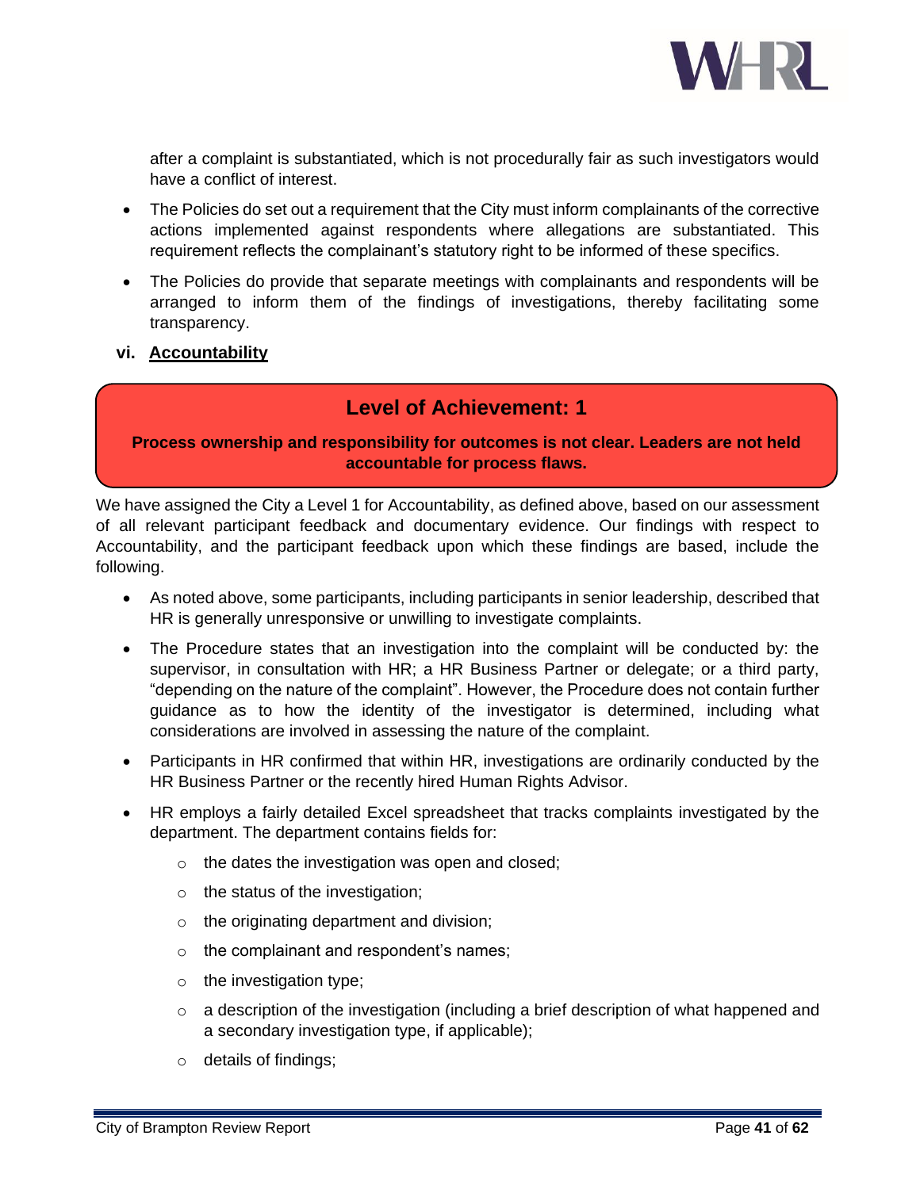after a complaint is substantiated, which is not procedurally fair as such investigators would have a conflict of interest.

- The Policies do set out a requirement that the City must inform complainants of the corrective actions implemented against respondents where allegations are substantiated. This requirement reflects the complainant's statutory right to be informed of these specifics.
- The Policies do provide that separate meetings with complainants and respondents will be arranged to inform them of the findings of investigations, thereby facilitating some transparency.

### vi. Accountability

**Level of Achievement: 1**

**Process ownership and responsibility for outcomes is not clear. Leaders are not held accountable for process flaws.**

We have assigned the City a Level 1 for Accountability, as defined above, based on our assessment of all relevant participant feedback and documentary evidence. Our findings with respect to Accountability, and the participant feedback upon which these findings are based, include the following.

- As noted above, some participants, including participants in senior leadership, described that HR is generally unresponsive or unwilling to investigate complaints.
- The Procedure states that an investigation into the complaint will be conducted by: the supervisor, in consultation with HR; a HR Business Partner or delegate; or a third party, "depending on the nature of the complaint". However, the Procedure does not contain further guidance as to how the identity of the investigator is determined, including what considerations are involved in assessing the nature of the complaint.
- Participants in HR confirmed that within HR, investigations are ordinarily conducted by the HR Business Partner or the recently hired Human Rights Advisor.
- HR employs a fairly detailed Excel spreadsheet that tracks complaints investigated by the department. The department contains fields for:
    - the dates the investigation was open and closed;
    - the status of the investigation;
    - the originating department and division;
    - the complainant and respondent's names;
    - the investigation type;
    - a description of the investigation (including a brief description of what happened and a secondary investigation type, if applicable);
    - details of findings;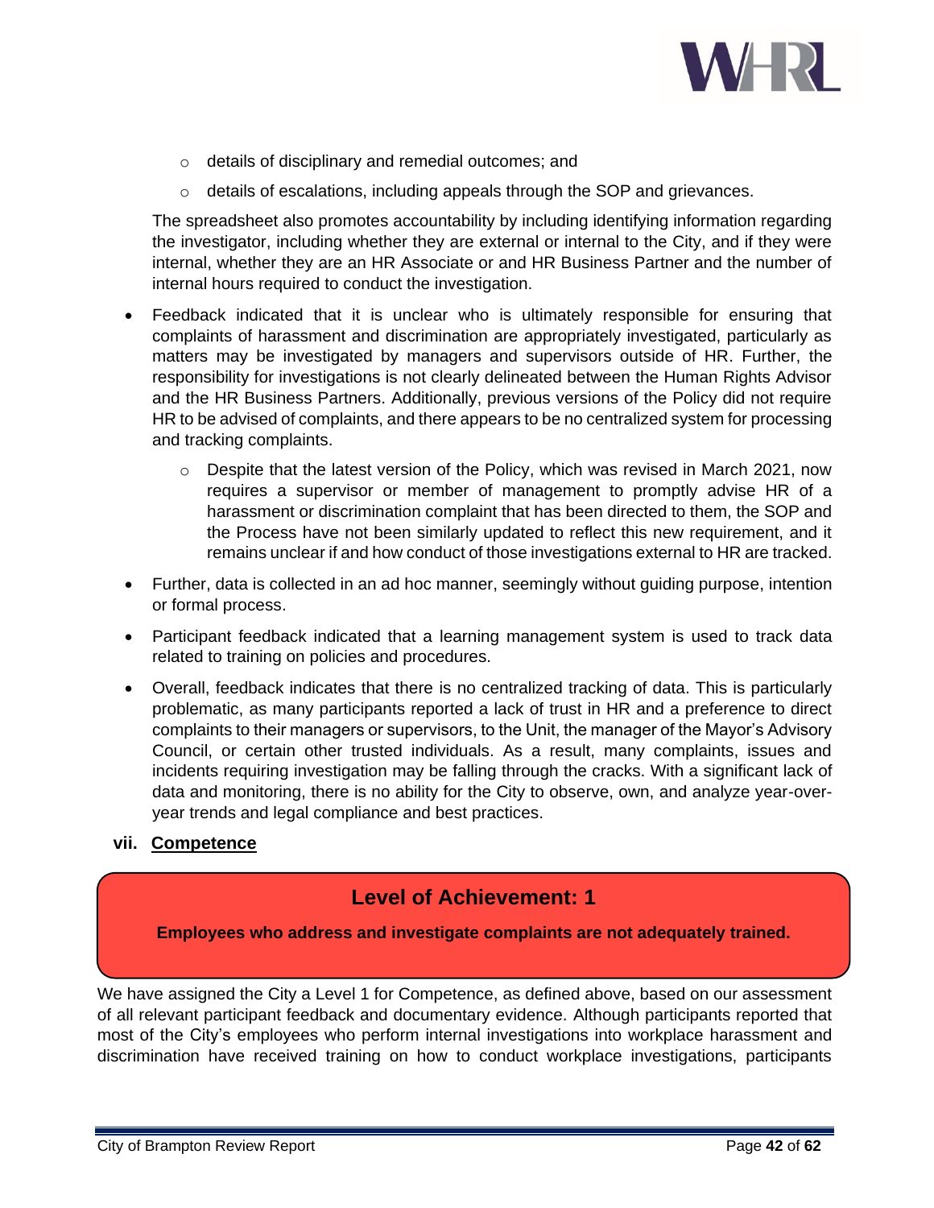- details of disciplinary and remedial outcomes; and
  - details of escalations, including appeals through the SOP and grievances.

  The spreadsheet also promotes accountability by including identifying information regarding the investigator, including whether they are external or internal to the City, and if they were internal, whether they are an HR Associate or and HR Business Partner and the number of internal hours required to conduct the investigation.

- Feedback indicated that it is unclear who is ultimately responsible for ensuring that complaints of harassment and discrimination are appropriately investigated, particularly as matters may be investigated by managers and supervisors outside of HR. Further, the responsibility for investigations is not clearly delineated between the Human Rights Advisor and the HR Business Partners. Additionally, previous versions of the Policy did not require HR to be advised of complaints, and there appears to be no centralized system for processing and tracking complaints.
  - Despite that the latest version of the Policy, which was revised in March 2021, now requires a supervisor or member of management to promptly advise HR of a harassment or discrimination complaint that has been directed to them, the SOP and the Process have not been similarly updated to reflect this new requirement, and it remains unclear if and how conduct of those investigations external to HR are tracked.
- Further, data is collected in an ad hoc manner, seemingly without guiding purpose, intention or formal process.
- Participant feedback indicated that a learning management system is used to track data related to training on policies and procedures.
- Overall, feedback indicates that there is no centralized tracking of data. This is particularly problematic, as many participants reported a lack of trust in HR and a preference to direct complaints to their managers or supervisors, to the Unit, the manager of the Mayor's Advisory Council, or certain other trusted individuals. As a result, many complaints, issues and incidents requiring investigation may be falling through the cracks. With a significant lack of data and monitoring, there is no ability for the City to observe, own, and analyze year-over-year trends and legal compliance and best practices.

### vii. Competence

**Level of Achievement: 1**

**Employees who address and investigate complaints are not adequately trained.**

We have assigned the City a Level 1 for Competence, as defined above, based on our assessment of all relevant participant feedback and documentary evidence. Although participants reported that most of the City's employees who perform internal investigations into workplace harassment and discrimination have received training on how to conduct workplace investigations, participants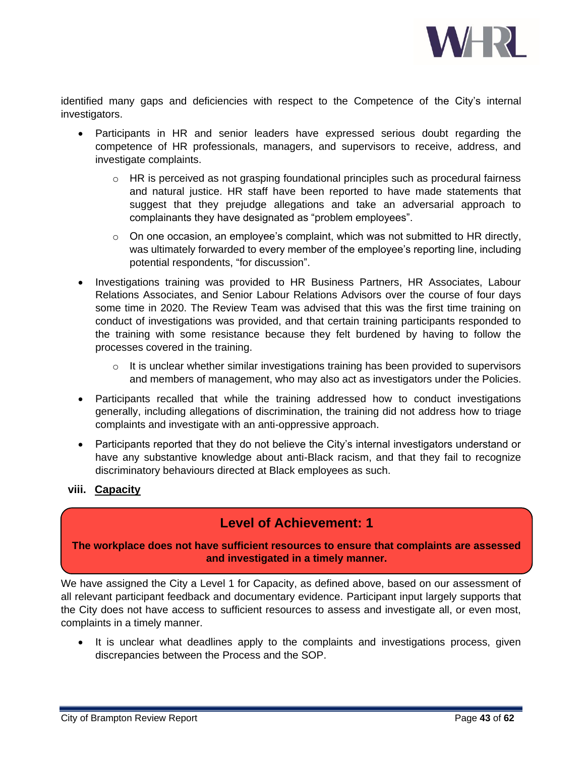identified many gaps and deficiencies with respect to the Competence of the City's internal investigators.

- Participants in HR and senior leaders have expressed serious doubt regarding the competence of HR professionals, managers, and supervisors to receive, address, and investigate complaints.
  - HR is perceived as not grasping foundational principles such as procedural fairness and natural justice. HR staff have been reported to have made statements that suggest that they prejudge allegations and take an adversarial approach to complainants they have designated as "problem employees".
  - On one occasion, an employee's complaint, which was not submitted to HR directly, was ultimately forwarded to every member of the employee's reporting line, including potential respondents, "for discussion".
- Investigations training was provided to HR Business Partners, HR Associates, Labour Relations Associates, and Senior Labour Relations Advisors over the course of four days some time in 2020. The Review Team was advised that this was the first time training on conduct of investigations was provided, and that certain training participants responded to the training with some resistance because they felt burdened by having to follow the processes covered in the training.
  - It is unclear whether similar investigations training has been provided to supervisors and members of management, who may also act as investigators under the Policies.
- Participants recalled that while the training addressed how to conduct investigations generally, including allegations of discrimination, the training did not address how to triage complaints and investigate with an anti-oppressive approach.
- Participants reported that they do not believe the City's internal investigators understand or have any substantive knowledge about anti-Black racism, and that they fail to recognize discriminatory behaviours directed at Black employees as such.

### viii. Capacity

**Level of Achievement: 1**

**The workplace does not have sufficient resources to ensure that complaints are assessed and investigated in a timely manner.**

We have assigned the City a Level 1 for Capacity, as defined above, based on our assessment of all relevant participant feedback and documentary evidence. Participant input largely supports that the City does not have access to sufficient resources to assess and investigate all, or even most, complaints in a timely manner.

- It is unclear what deadlines apply to the complaints and investigations process, given discrepancies between the Process and the SOP.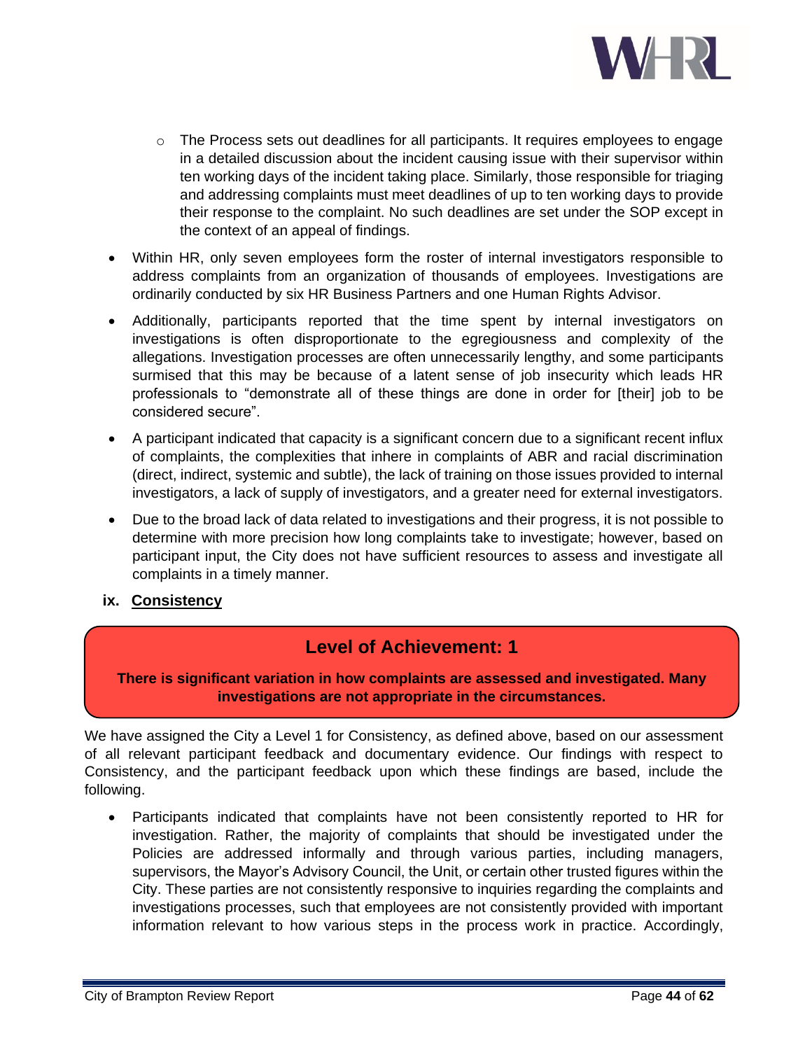- The Process sets out deadlines for all participants. It requires employees to engage in a detailed discussion about the incident causing issue with their supervisor within ten working days of the incident taking place. Similarly, those responsible for triaging and addressing complaints must meet deadlines of up to ten working days to provide their response to the complaint. No such deadlines are set under the SOP except in the context of an appeal of findings.

- Within HR, only seven employees form the roster of internal investigators responsible to address complaints from an organization of thousands of employees. Investigations are ordinarily conducted by six HR Business Partners and one Human Rights Advisor.
- Additionally, participants reported that the time spent by internal investigators on investigations is often disproportionate to the egregiousness and complexity of the allegations. Investigation processes are often unnecessarily lengthy, and some participants surmised that this may be because of a latent sense of job insecurity which leads HR professionals to "demonstrate all of these things are done in order for [their] job to be considered secure".
- A participant indicated that capacity is a significant concern due to a significant recent influx of complaints, the complexities that inhere in complaints of ABR and racial discrimination (direct, indirect, systemic and subtle), the lack of training on those issues provided to internal investigators, a lack of supply of investigators, and a greater need for external investigators.
- Due to the broad lack of data related to investigations and their progress, it is not possible to determine with more precision how long complaints take to investigate; however, based on participant input, the City does not have sufficient resources to assess and investigate all complaints in a timely manner.

### ix. <u>Consistency</u>

**Level of Achievement: 1**

**There is significant variation in how complaints are assessed and investigated. Many investigations are not appropriate in the circumstances.**

We have assigned the City a Level 1 for Consistency, as defined above, based on our assessment of all relevant participant feedback and documentary evidence. Our findings with respect to Consistency, and the participant feedback upon which these findings are based, include the following.

- Participants indicated that complaints have not been consistently reported to HR for investigation. Rather, the majority of complaints that should be investigated under the Policies are addressed informally and through various parties, including managers, supervisors, the Mayor's Advisory Council, the Unit, or certain other trusted figures within the City. These parties are not consistently responsive to inquiries regarding the complaints and investigations processes, such that employees are not consistently provided with important information relevant to how various steps in the process work in practice. Accordingly,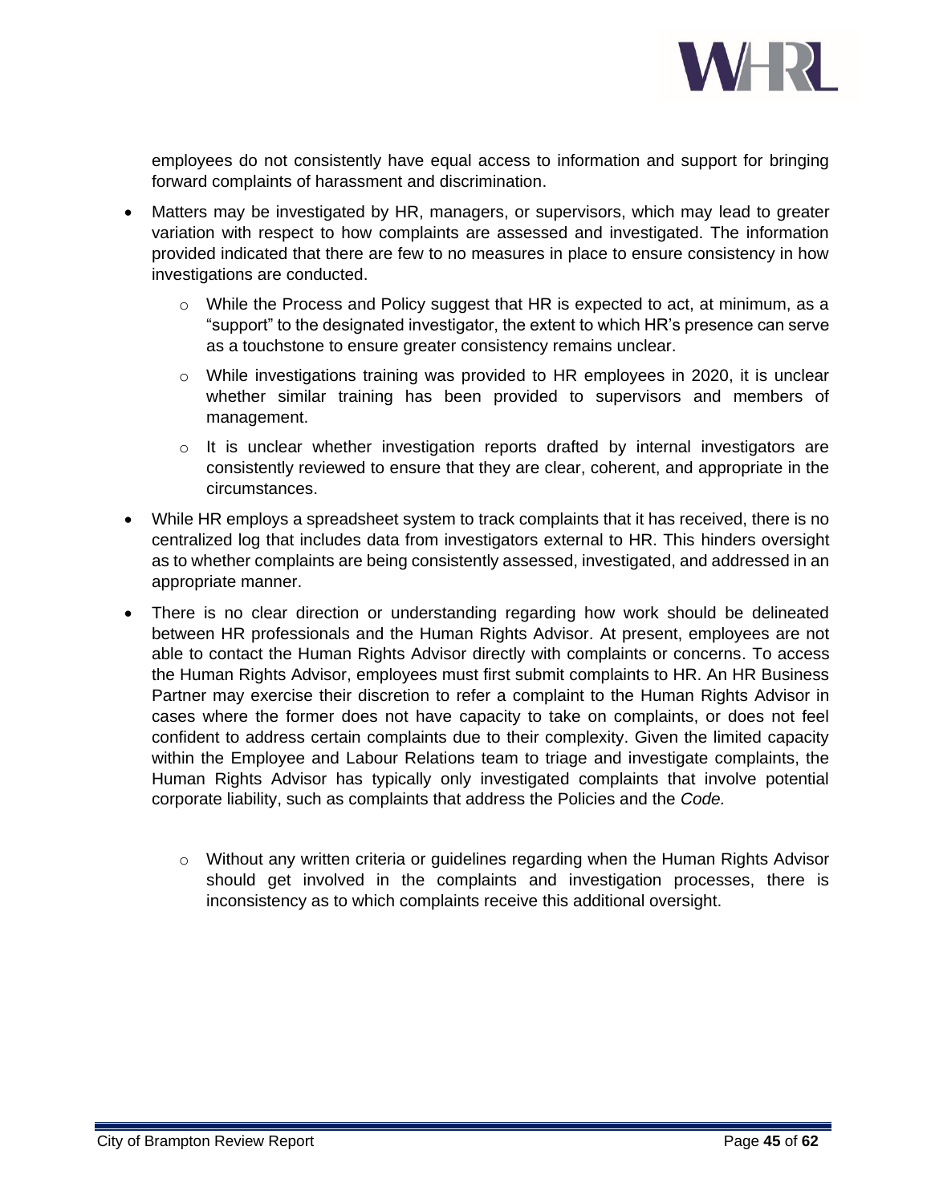employees do not consistently have equal access to information and support for bringing forward complaints of harassment and discrimination.

- Matters may be investigated by HR, managers, or supervisors, which may lead to greater variation with respect to how complaints are assessed and investigated. The information provided indicated that there are few to no measures in place to ensure consistency in how investigations are conducted.
  - While the Process and Policy suggest that HR is expected to act, at minimum, as a "support" to the designated investigator, the extent to which HR's presence can serve as a touchstone to ensure greater consistency remains unclear.
  - While investigations training was provided to HR employees in 2020, it is unclear whether similar training has been provided to supervisors and members of management.
  - It is unclear whether investigation reports drafted by internal investigators are consistently reviewed to ensure that they are clear, coherent, and appropriate in the circumstances.
- While HR employs a spreadsheet system to track complaints that it has received, there is no centralized log that includes data from investigators external to HR. This hinders oversight as to whether complaints are being consistently assessed, investigated, and addressed in an appropriate manner.
- There is no clear direction or understanding regarding how work should be delineated between HR professionals and the Human Rights Advisor. At present, employees are not able to contact the Human Rights Advisor directly with complaints or concerns. To access the Human Rights Advisor, employees must first submit complaints to HR. An HR Business Partner may exercise their discretion to refer a complaint to the Human Rights Advisor in cases where the former does not have capacity to take on complaints, or does not feel confident to address certain complaints due to their complexity. Given the limited capacity within the Employee and Labour Relations team to triage and investigate complaints, the Human Rights Advisor has typically only investigated complaints that involve potential corporate liability, such as complaints that address the Policies and the *Code.*
  - Without any written criteria or guidelines regarding when the Human Rights Advisor should get involved in the complaints and investigation processes, there is inconsistency as to which complaints receive this additional oversight.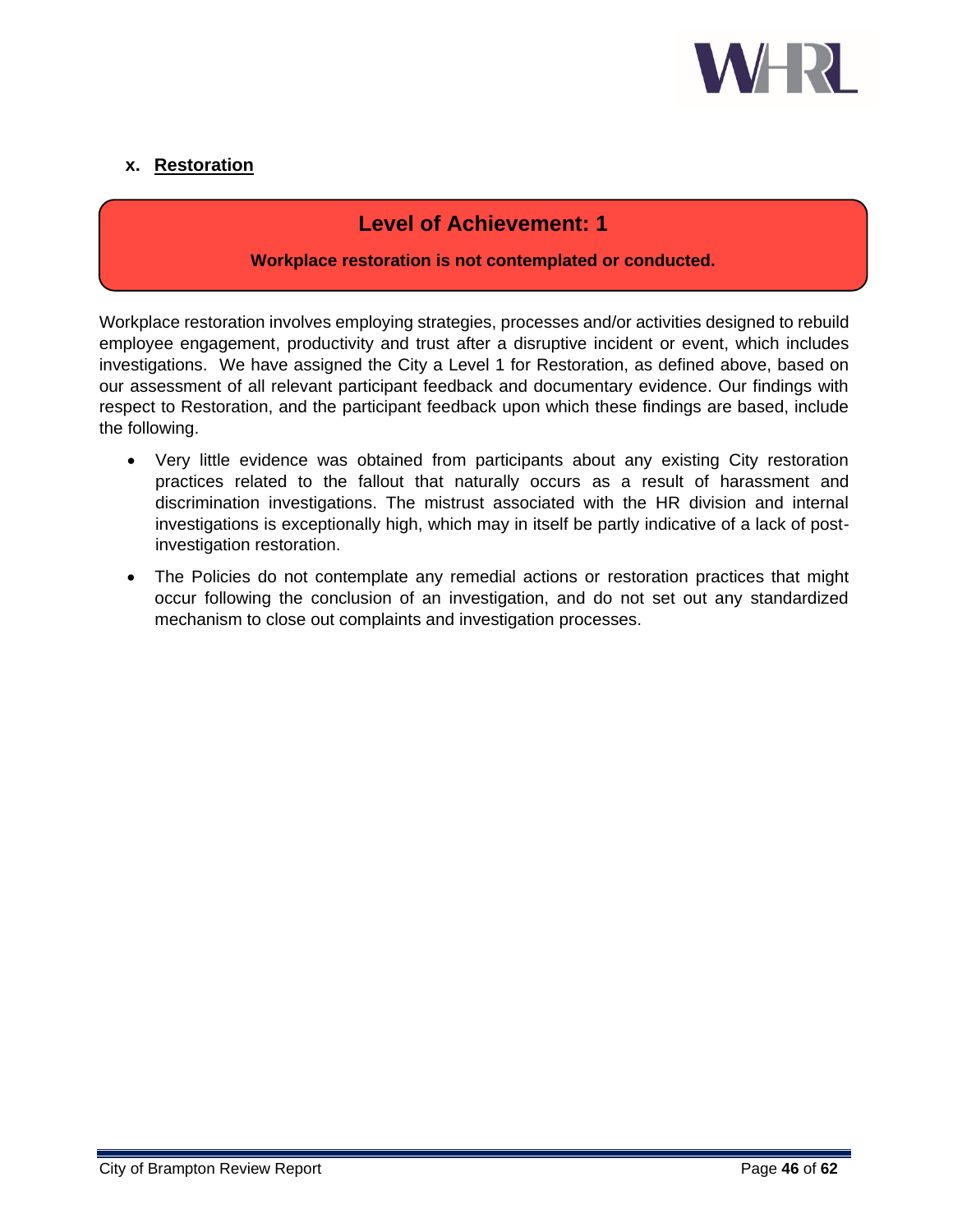### x. Restoration

**Level of Achievement: 1**

**Workplace restoration is not contemplated or conducted.**

Workplace restoration involves employing strategies, processes and/or activities designed to rebuild employee engagement, productivity and trust after a disruptive incident or event, which includes investigations. We have assigned the City a Level 1 for Restoration, as defined above, based on our assessment of all relevant participant feedback and documentary evidence. Our findings with respect to Restoration, and the participant feedback upon which these findings are based, include the following.

- Very little evidence was obtained from participants about any existing City restoration practices related to the fallout that naturally occurs as a result of harassment and discrimination investigations. The mistrust associated with the HR division and internal investigations is exceptionally high, which may in itself be partly indicative of a lack of post-investigation restoration.
- The Policies do not contemplate any remedial actions or restoration practices that might occur following the conclusion of an investigation, and do not set out any standardized mechanism to close out complaints and investigation processes.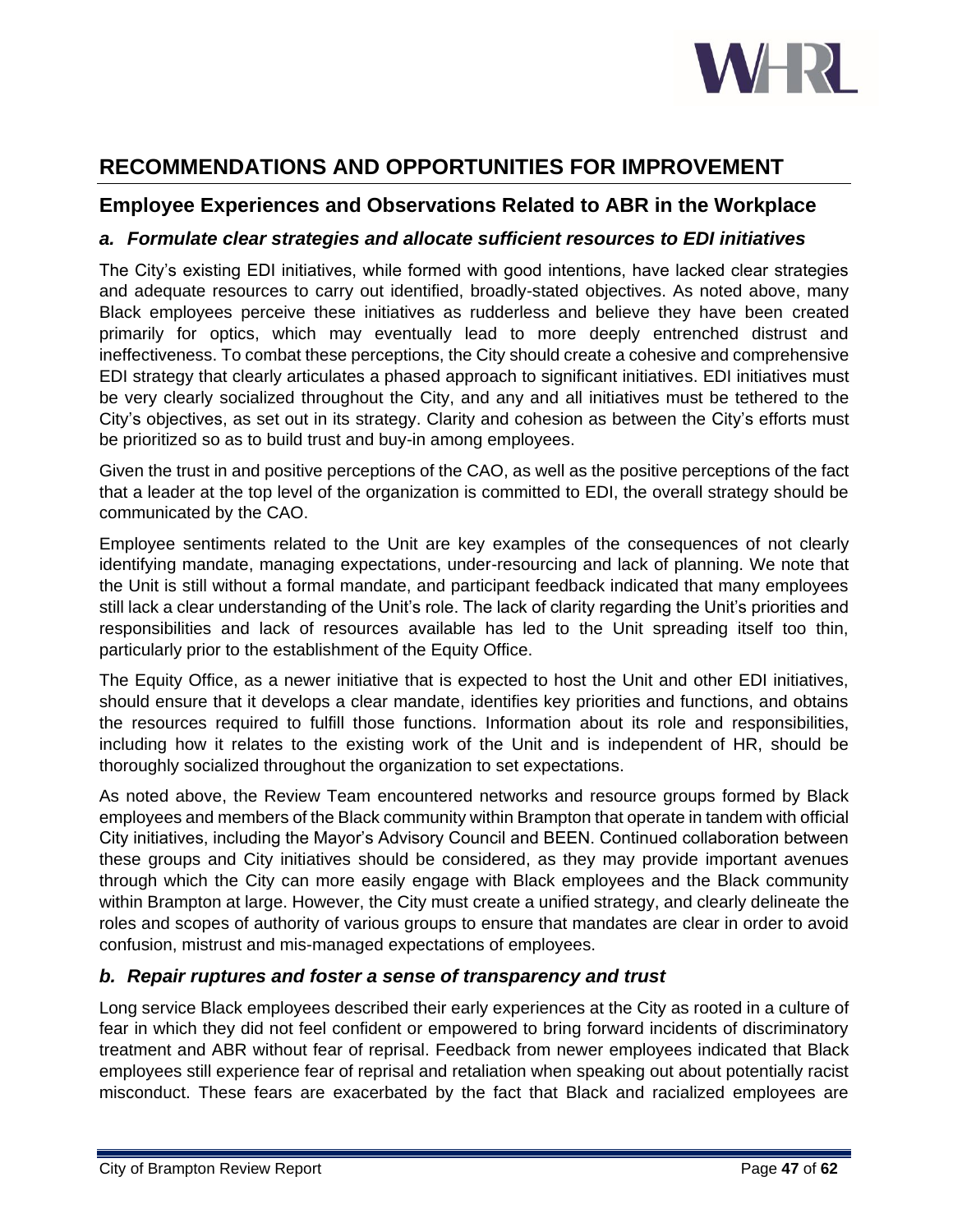## RECOMMENDATIONS AND OPPORTUNITIES FOR IMPROVEMENT

### Employee Experiences and Observations Related to ABR in the Workplace

#### *a. Formulate clear strategies and allocate sufficient resources to EDI initiatives*

The City's existing EDI initiatives, while formed with good intentions, have lacked clear strategies and adequate resources to carry out identified, broadly-stated objectives. As noted above, many Black employees perceive these initiatives as rudderless and believe they have been created primarily for optics, which may eventually lead to more deeply entrenched distrust and ineffectiveness. To combat these perceptions, the City should create a cohesive and comprehensive EDI strategy that clearly articulates a phased approach to significant initiatives. EDI initiatives must be very clearly socialized throughout the City, and any and all initiatives must be tethered to the City's objectives, as set out in its strategy. Clarity and cohesion as between the City's efforts must be prioritized so as to build trust and buy-in among employees.

Given the trust in and positive perceptions of the CAO, as well as the positive perceptions of the fact that a leader at the top level of the organization is committed to EDI, the overall strategy should be communicated by the CAO.

Employee sentiments related to the Unit are key examples of the consequences of not clearly identifying mandate, managing expectations, under-resourcing and lack of planning. We note that the Unit is still without a formal mandate, and participant feedback indicated that many employees still lack a clear understanding of the Unit's role. The lack of clarity regarding the Unit's priorities and responsibilities and lack of resources available has led to the Unit spreading itself too thin, particularly prior to the establishment of the Equity Office.

The Equity Office, as a newer initiative that is expected to host the Unit and other EDI initiatives, should ensure that it develops a clear mandate, identifies key priorities and functions, and obtains the resources required to fulfill those functions. Information about its role and responsibilities, including how it relates to the existing work of the Unit and is independent of HR, should be thoroughly socialized throughout the organization to set expectations.

As noted above, the Review Team encountered networks and resource groups formed by Black employees and members of the Black community within Brampton that operate in tandem with official City initiatives, including the Mayor's Advisory Council and BEEN. Continued collaboration between these groups and City initiatives should be considered, as they may provide important avenues through which the City can more easily engage with Black employees and the Black community within Brampton at large. However, the City must create a unified strategy, and clearly delineate the roles and scopes of authority of various groups to ensure that mandates are clear in order to avoid confusion, mistrust and mis-managed expectations of employees.

#### *b. Repair ruptures and foster a sense of transparency and trust*

Long service Black employees described their early experiences at the City as rooted in a culture of fear in which they did not feel confident or empowered to bring forward incidents of discriminatory treatment and ABR without fear of reprisal. Feedback from newer employees indicated that Black employees still experience fear of reprisal and retaliation when speaking out about potentially racist misconduct. These fears are exacerbated by the fact that Black and racialized employees are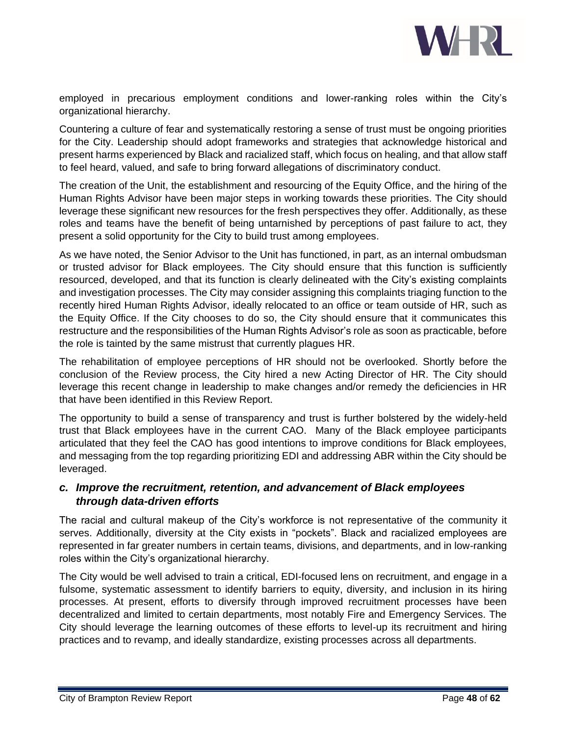employed in precarious employment conditions and lower-ranking roles within the City's organizational hierarchy.

Countering a culture of fear and systematically restoring a sense of trust must be ongoing priorities for the City. Leadership should adopt frameworks and strategies that acknowledge historical and present harms experienced by Black and racialized staff, which focus on healing, and that allow staff to feel heard, valued, and safe to bring forward allegations of discriminatory conduct.

The creation of the Unit, the establishment and resourcing of the Equity Office, and the hiring of the Human Rights Advisor have been major steps in working towards these priorities. The City should leverage these significant new resources for the fresh perspectives they offer. Additionally, as these roles and teams have the benefit of being untarnished by perceptions of past failure to act, they present a solid opportunity for the City to build trust among employees.

As we have noted, the Senior Advisor to the Unit has functioned, in part, as an internal ombudsman or trusted advisor for Black employees. The City should ensure that this function is sufficiently resourced, developed, and that its function is clearly delineated with the City's existing complaints and investigation processes. The City may consider assigning this complaints triaging function to the recently hired Human Rights Advisor, ideally relocated to an office or team outside of HR, such as the Equity Office. If the City chooses to do so, the City should ensure that it communicates this restructure and the responsibilities of the Human Rights Advisor's role as soon as practicable, before the role is tainted by the same mistrust that currently plagues HR.

The rehabilitation of employee perceptions of HR should not be overlooked. Shortly before the conclusion of the Review process, the City hired a new Acting Director of HR. The City should leverage this recent change in leadership to make changes and/or remedy the deficiencies in HR that have been identified in this Review Report.

The opportunity to build a sense of transparency and trust is further bolstered by the widely-held trust that Black employees have in the current CAO. Many of the Black employee participants articulated that they feel the CAO has good intentions to improve conditions for Black employees, and messaging from the top regarding prioritizing EDI and addressing ABR within the City should be leveraged.

### *c. Improve the recruitment, retention, and advancement of Black employees through data-driven efforts*

The racial and cultural makeup of the City's workforce is not representative of the community it serves. Additionally, diversity at the City exists in "pockets". Black and racialized employees are represented in far greater numbers in certain teams, divisions, and departments, and in low-ranking roles within the City's organizational hierarchy.

The City would be well advised to train a critical, EDI-focused lens on recruitment, and engage in a fulsome, systematic assessment to identify barriers to equity, diversity, and inclusion in its hiring processes. At present, efforts to diversify through improved recruitment processes have been decentralized and limited to certain departments, most notably Fire and Emergency Services. The City should leverage the learning outcomes of these efforts to level-up its recruitment and hiring practices and to revamp, and ideally standardize, existing processes across all departments.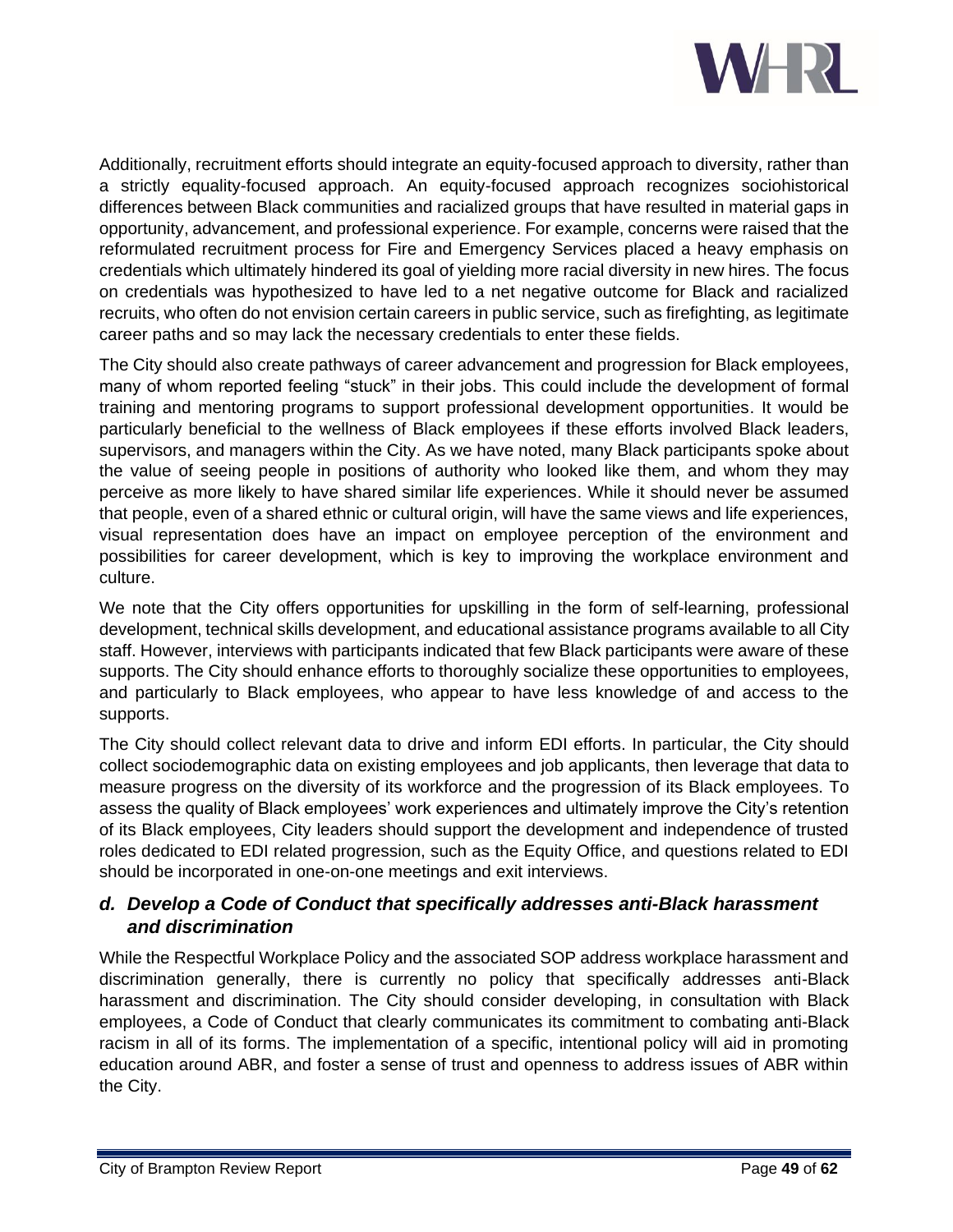Additionally, recruitment efforts should integrate an equity-focused approach to diversity, rather than a strictly equality-focused approach. An equity-focused approach recognizes sociohistorical differences between Black communities and racialized groups that have resulted in material gaps in opportunity, advancement, and professional experience. For example, concerns were raised that the reformulated recruitment process for Fire and Emergency Services placed a heavy emphasis on credentials which ultimately hindered its goal of yielding more racial diversity in new hires. The focus on credentials was hypothesized to have led to a net negative outcome for Black and racialized recruits, who often do not envision certain careers in public service, such as firefighting, as legitimate career paths and so may lack the necessary credentials to enter these fields.

The City should also create pathways of career advancement and progression for Black employees, many of whom reported feeling "stuck" in their jobs. This could include the development of formal training and mentoring programs to support professional development opportunities. It would be particularly beneficial to the wellness of Black employees if these efforts involved Black leaders, supervisors, and managers within the City. As we have noted, many Black participants spoke about the value of seeing people in positions of authority who looked like them, and whom they may perceive as more likely to have shared similar life experiences. While it should never be assumed that people, even of a shared ethnic or cultural origin, will have the same views and life experiences, visual representation does have an impact on employee perception of the environment and possibilities for career development, which is key to improving the workplace environment and culture.

We note that the City offers opportunities for upskilling in the form of self-learning, professional development, technical skills development, and educational assistance programs available to all City staff. However, interviews with participants indicated that few Black participants were aware of these supports. The City should enhance efforts to thoroughly socialize these opportunities to employees, and particularly to Black employees, who appear to have less knowledge of and access to the supports.

The City should collect relevant data to drive and inform EDI efforts. In particular, the City should collect sociodemographic data on existing employees and job applicants, then leverage that data to measure progress on the diversity of its workforce and the progression of its Black employees. To assess the quality of Black employees' work experiences and ultimately improve the City's retention of its Black employees, City leaders should support the development and independence of trusted roles dedicated to EDI related progression, such as the Equity Office, and questions related to EDI should be incorporated in one-on-one meetings and exit interviews.

### *d. Develop a Code of Conduct that specifically addresses anti-Black harassment and discrimination*

While the Respectful Workplace Policy and the associated SOP address workplace harassment and discrimination generally, there is currently no policy that specifically addresses anti-Black harassment and discrimination. The City should consider developing, in consultation with Black employees, a Code of Conduct that clearly communicates its commitment to combating anti-Black racism in all of its forms. The implementation of a specific, intentional policy will aid in promoting education around ABR, and foster a sense of trust and openness to address issues of ABR within the City.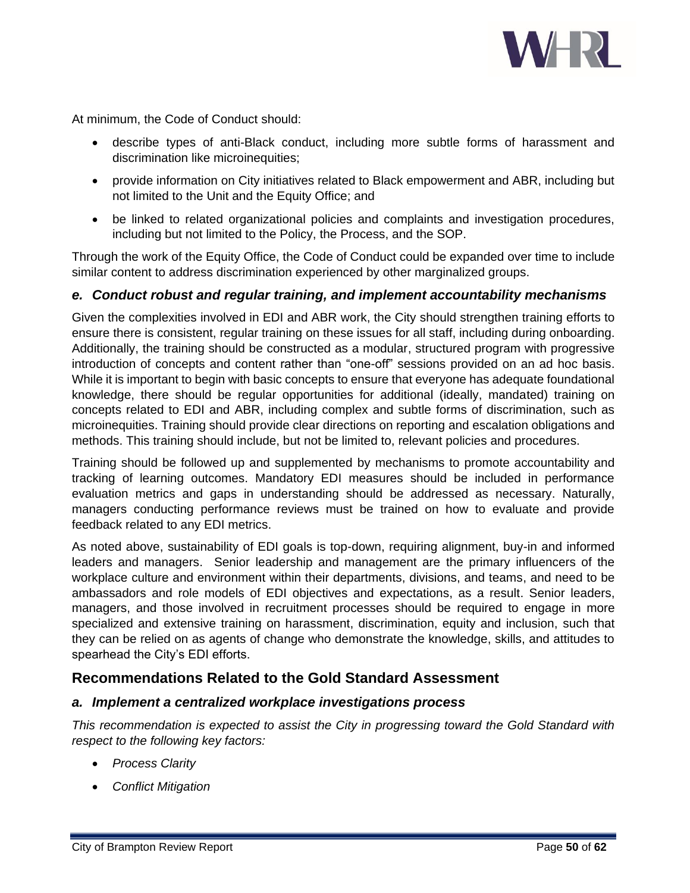At minimum, the Code of Conduct should:

- describe types of anti-Black conduct, including more subtle forms of harassment and discrimination like microinequities;
- provide information on City initiatives related to Black empowerment and ABR, including but not limited to the Unit and the Equity Office; and
- be linked to related organizational policies and complaints and investigation procedures, including but not limited to the Policy, the Process, and the SOP.

Through the work of the Equity Office, the Code of Conduct could be expanded over time to include similar content to address discrimination experienced by other marginalized groups.

### *e. Conduct robust and regular training, and implement accountability mechanisms*

Given the complexities involved in EDI and ABR work, the City should strengthen training efforts to ensure there is consistent, regular training on these issues for all staff, including during onboarding. Additionally, the training should be constructed as a modular, structured program with progressive introduction of concepts and content rather than "one-off" sessions provided on an ad hoc basis. While it is important to begin with basic concepts to ensure that everyone has adequate foundational knowledge, there should be regular opportunities for additional (ideally, mandated) training on concepts related to EDI and ABR, including complex and subtle forms of discrimination, such as microinequities. Training should provide clear directions on reporting and escalation obligations and methods. This training should include, but not be limited to, relevant policies and procedures.

Training should be followed up and supplemented by mechanisms to promote accountability and tracking of learning outcomes. Mandatory EDI measures should be included in performance evaluation metrics and gaps in understanding should be addressed as necessary. Naturally, managers conducting performance reviews must be trained on how to evaluate and provide feedback related to any EDI metrics.

As noted above, sustainability of EDI goals is top-down, requiring alignment, buy-in and informed leaders and managers. Senior leadership and management are the primary influencers of the workplace culture and environment within their departments, divisions, and teams, and need to be ambassadors and role models of EDI objectives and expectations, as a result. Senior leaders, managers, and those involved in recruitment processes should be required to engage in more specialized and extensive training on harassment, discrimination, equity and inclusion, such that they can be relied on as agents of change who demonstrate the knowledge, skills, and attitudes to spearhead the City's EDI efforts.

## Recommendations Related to the Gold Standard Assessment

### *a. Implement a centralized workplace investigations process*

*This recommendation is expected to assist the City in progressing toward the Gold Standard with respect to the following key factors:*

- *Process Clarity*
- *Conflict Mitigation*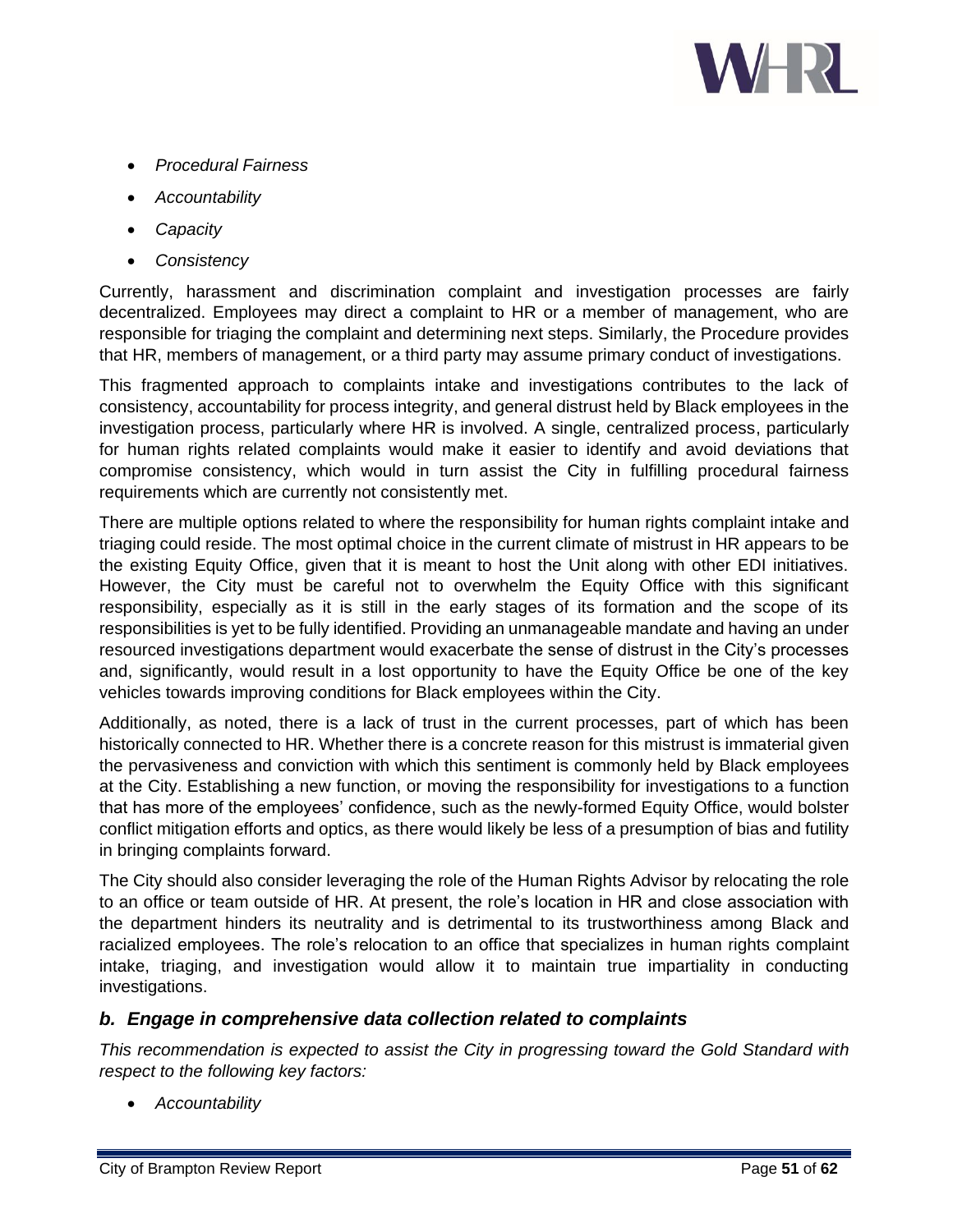- *Procedural Fairness*
- *Accountability*
- *Capacity*
- *Consistency*

Currently, harassment and discrimination complaint and investigation processes are fairly decentralized. Employees may direct a complaint to HR or a member of management, who are responsible for triaging the complaint and determining next steps. Similarly, the Procedure provides that HR, members of management, or a third party may assume primary conduct of investigations.

This fragmented approach to complaints intake and investigations contributes to the lack of consistency, accountability for process integrity, and general distrust held by Black employees in the investigation process, particularly where HR is involved. A single, centralized process, particularly for human rights related complaints would make it easier to identify and avoid deviations that compromise consistency, which would in turn assist the City in fulfilling procedural fairness requirements which are currently not consistently met.

There are multiple options related to where the responsibility for human rights complaint intake and triaging could reside. The most optimal choice in the current climate of mistrust in HR appears to be the existing Equity Office, given that it is meant to host the Unit along with other EDI initiatives. However, the City must be careful not to overwhelm the Equity Office with this significant responsibility, especially as it is still in the early stages of its formation and the scope of its responsibilities is yet to be fully identified. Providing an unmanageable mandate and having an under resourced investigations department would exacerbate the sense of distrust in the City's processes and, significantly, would result in a lost opportunity to have the Equity Office be one of the key vehicles towards improving conditions for Black employees within the City.

Additionally, as noted, there is a lack of trust in the current processes, part of which has been historically connected to HR. Whether there is a concrete reason for this mistrust is immaterial given the pervasiveness and conviction with which this sentiment is commonly held by Black employees at the City. Establishing a new function, or moving the responsibility for investigations to a function that has more of the employees' confidence, such as the newly-formed Equity Office, would bolster conflict mitigation efforts and optics, as there would likely be less of a presumption of bias and futility in bringing complaints forward.

The City should also consider leveraging the role of the Human Rights Advisor by relocating the role to an office or team outside of HR. At present, the role's location in HR and close association with the department hinders its neutrality and is detrimental to its trustworthiness among Black and racialized employees. The role's relocation to an office that specializes in human rights complaint intake, triaging, and investigation would allow it to maintain true impartiality in conducting investigations.

### *b. Engage in comprehensive data collection related to complaints*

*This recommendation is expected to assist the City in progressing toward the Gold Standard with respect to the following key factors:*

- *Accountability*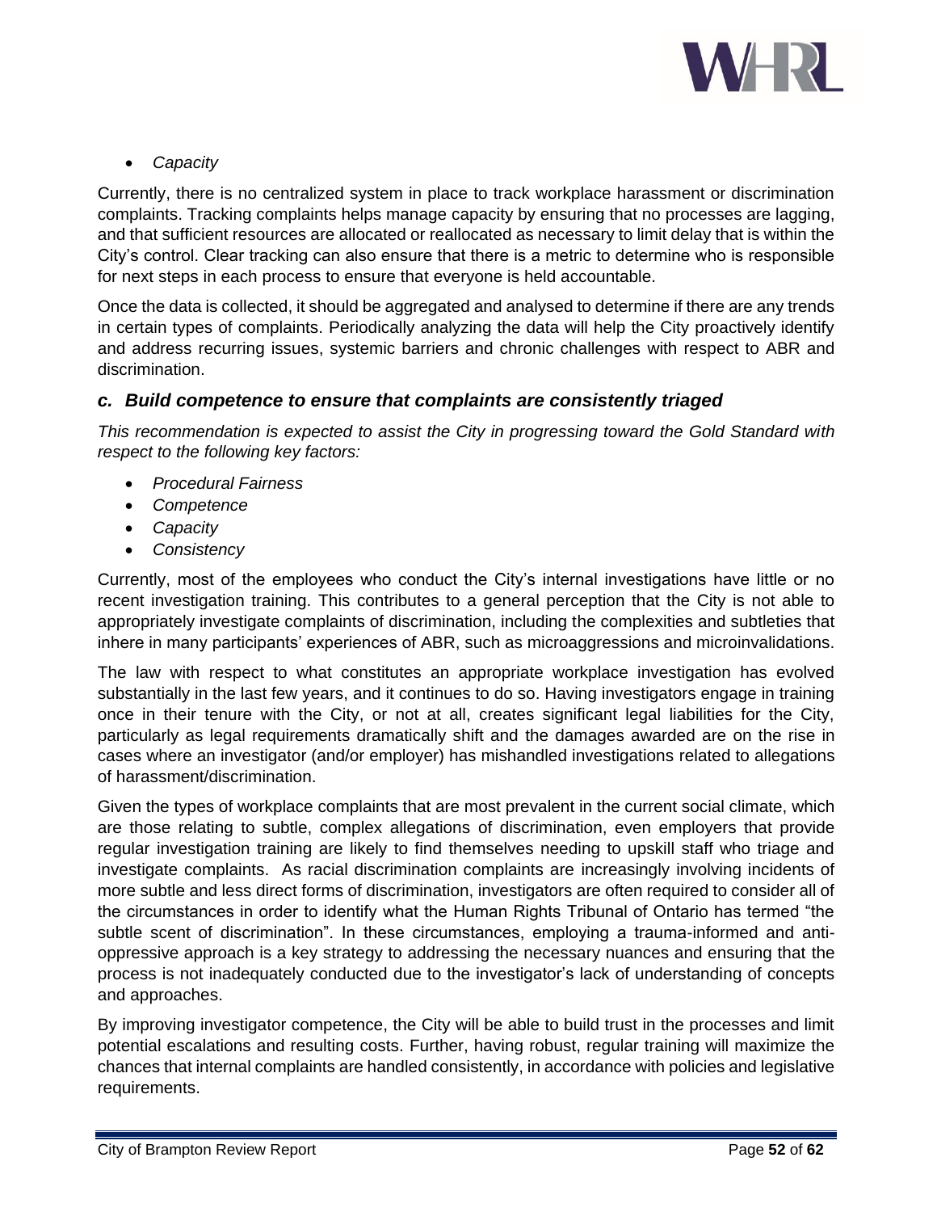- *Capacity*

Currently, there is no centralized system in place to track workplace harassment or discrimination complaints. Tracking complaints helps manage capacity by ensuring that no processes are lagging, and that sufficient resources are allocated or reallocated as necessary to limit delay that is within the City's control. Clear tracking can also ensure that there is a metric to determine who is responsible for next steps in each process to ensure that everyone is held accountable.

Once the data is collected, it should be aggregated and analysed to determine if there are any trends in certain types of complaints. Periodically analyzing the data will help the City proactively identify and address recurring issues, systemic barriers and chronic challenges with respect to ABR and discrimination.

### *c. Build competence to ensure that complaints are consistently triaged*

*This recommendation is expected to assist the City in progressing toward the Gold Standard with respect to the following key factors:*

- *Procedural Fairness*
- *Competence*
- *Capacity*
- *Consistency*

Currently, most of the employees who conduct the City's internal investigations have little or no recent investigation training. This contributes to a general perception that the City is not able to appropriately investigate complaints of discrimination, including the complexities and subtleties that inhere in many participants' experiences of ABR, such as microaggressions and microinvalidations.

The law with respect to what constitutes an appropriate workplace investigation has evolved substantially in the last few years, and it continues to do so. Having investigators engage in training once in their tenure with the City, or not at all, creates significant legal liabilities for the City, particularly as legal requirements dramatically shift and the damages awarded are on the rise in cases where an investigator (and/or employer) has mishandled investigations related to allegations of harassment/discrimination.

Given the types of workplace complaints that are most prevalent in the current social climate, which are those relating to subtle, complex allegations of discrimination, even employers that provide regular investigation training are likely to find themselves needing to upskill staff who triage and investigate complaints. As racial discrimination complaints are increasingly involving incidents of more subtle and less direct forms of discrimination, investigators are often required to consider all of the circumstances in order to identify what the Human Rights Tribunal of Ontario has termed "the subtle scent of discrimination". In these circumstances, employing a trauma-informed and anti-oppressive approach is a key strategy to addressing the necessary nuances and ensuring that the process is not inadequately conducted due to the investigator's lack of understanding of concepts and approaches.

By improving investigator competence, the City will be able to build trust in the processes and limit potential escalations and resulting costs. Further, having robust, regular training will maximize the chances that internal complaints are handled consistently, in accordance with policies and legislative requirements.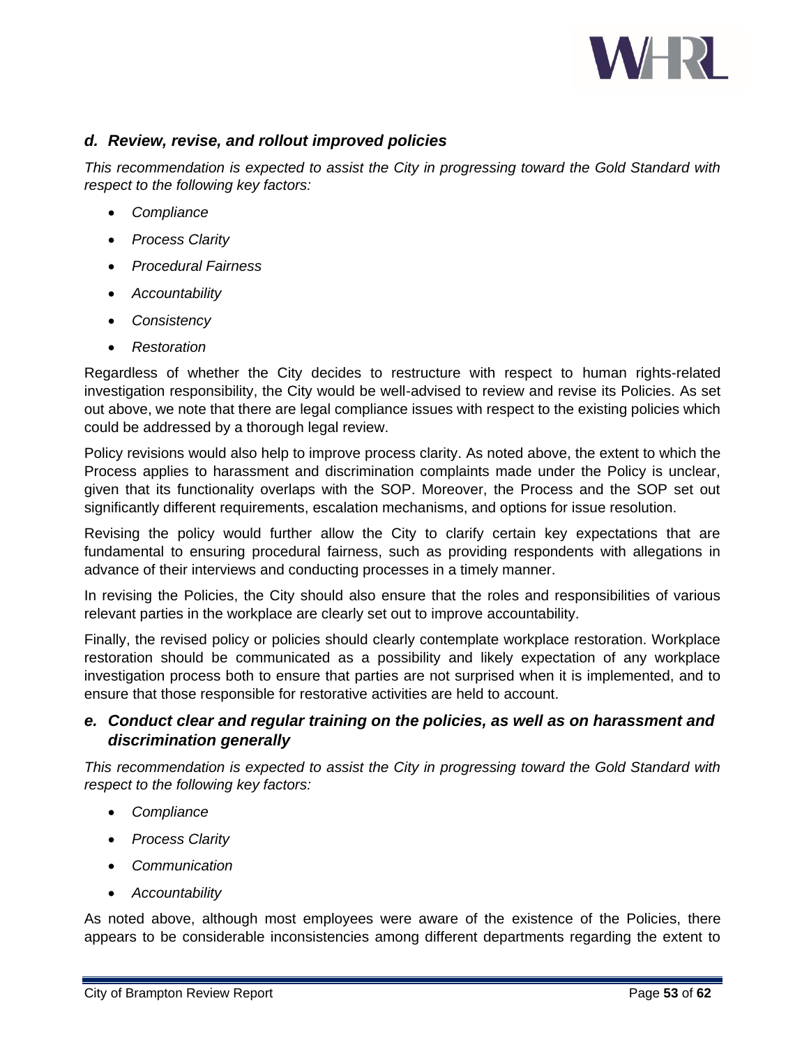### *d. Review, revise, and rollout improved policies*

*This recommendation is expected to assist the City in progressing toward the Gold Standard with respect to the following key factors:*

- *Compliance*
- *Process Clarity*
- *Procedural Fairness*
- *Accountability*
- *Consistency*
- *Restoration*

Regardless of whether the City decides to restructure with respect to human rights-related investigation responsibility, the City would be well-advised to review and revise its Policies. As set out above, we note that there are legal compliance issues with respect to the existing policies which could be addressed by a thorough legal review.

Policy revisions would also help to improve process clarity. As noted above, the extent to which the Process applies to harassment and discrimination complaints made under the Policy is unclear, given that its functionality overlaps with the SOP. Moreover, the Process and the SOP set out significantly different requirements, escalation mechanisms, and options for issue resolution.

Revising the policy would further allow the City to clarify certain key expectations that are fundamental to ensuring procedural fairness, such as providing respondents with allegations in advance of their interviews and conducting processes in a timely manner.

In revising the Policies, the City should also ensure that the roles and responsibilities of various relevant parties in the workplace are clearly set out to improve accountability.

Finally, the revised policy or policies should clearly contemplate workplace restoration. Workplace restoration should be communicated as a possibility and likely expectation of any workplace investigation process both to ensure that parties are not surprised when it is implemented, and to ensure that those responsible for restorative activities are held to account.

### *e. Conduct clear and regular training on the policies, as well as on harassment and discrimination generally*

*This recommendation is expected to assist the City in progressing toward the Gold Standard with respect to the following key factors:*

- *Compliance*
- *Process Clarity*
- *Communication*
- *Accountability*

As noted above, although most employees were aware of the existence of the Policies, there appears to be considerable inconsistencies among different departments regarding the extent to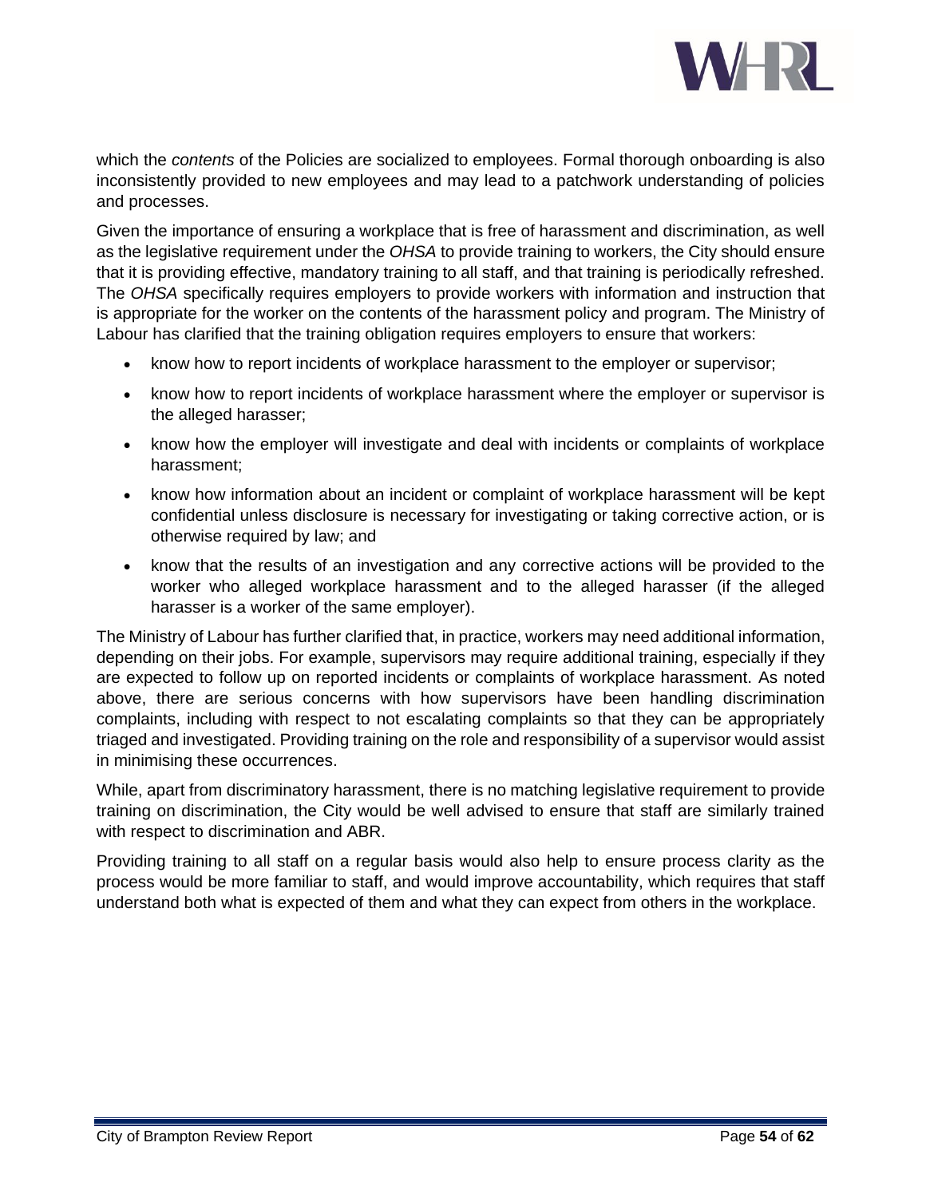which the *contents* of the Policies are socialized to employees. Formal thorough onboarding is also inconsistently provided to new employees and may lead to a patchwork understanding of policies and processes.

Given the importance of ensuring a workplace that is free of harassment and discrimination, as well as the legislative requirement under the *OHSA* to provide training to workers, the City should ensure that it is providing effective, mandatory training to all staff, and that training is periodically refreshed. The *OHSA* specifically requires employers to provide workers with information and instruction that is appropriate for the worker on the contents of the harassment policy and program. The Ministry of Labour has clarified that the training obligation requires employers to ensure that workers:

- know how to report incidents of workplace harassment to the employer or supervisor;
- know how to report incidents of workplace harassment where the employer or supervisor is the alleged harasser;
- know how the employer will investigate and deal with incidents or complaints of workplace harassment;
- know how information about an incident or complaint of workplace harassment will be kept confidential unless disclosure is necessary for investigating or taking corrective action, or is otherwise required by law; and
- know that the results of an investigation and any corrective actions will be provided to the worker who alleged workplace harassment and to the alleged harasser (if the alleged harasser is a worker of the same employer).

The Ministry of Labour has further clarified that, in practice, workers may need additional information, depending on their jobs. For example, supervisors may require additional training, especially if they are expected to follow up on reported incidents or complaints of workplace harassment. As noted above, there are serious concerns with how supervisors have been handling discrimination complaints, including with respect to not escalating complaints so that they can be appropriately triaged and investigated. Providing training on the role and responsibility of a supervisor would assist in minimising these occurrences.

While, apart from discriminatory harassment, there is no matching legislative requirement to provide training on discrimination, the City would be well advised to ensure that staff are similarly trained with respect to discrimination and ABR.

Providing training to all staff on a regular basis would also help to ensure process clarity as the process would be more familiar to staff, and would improve accountability, which requires that staff understand both what is expected of them and what they can expect from others in the workplace.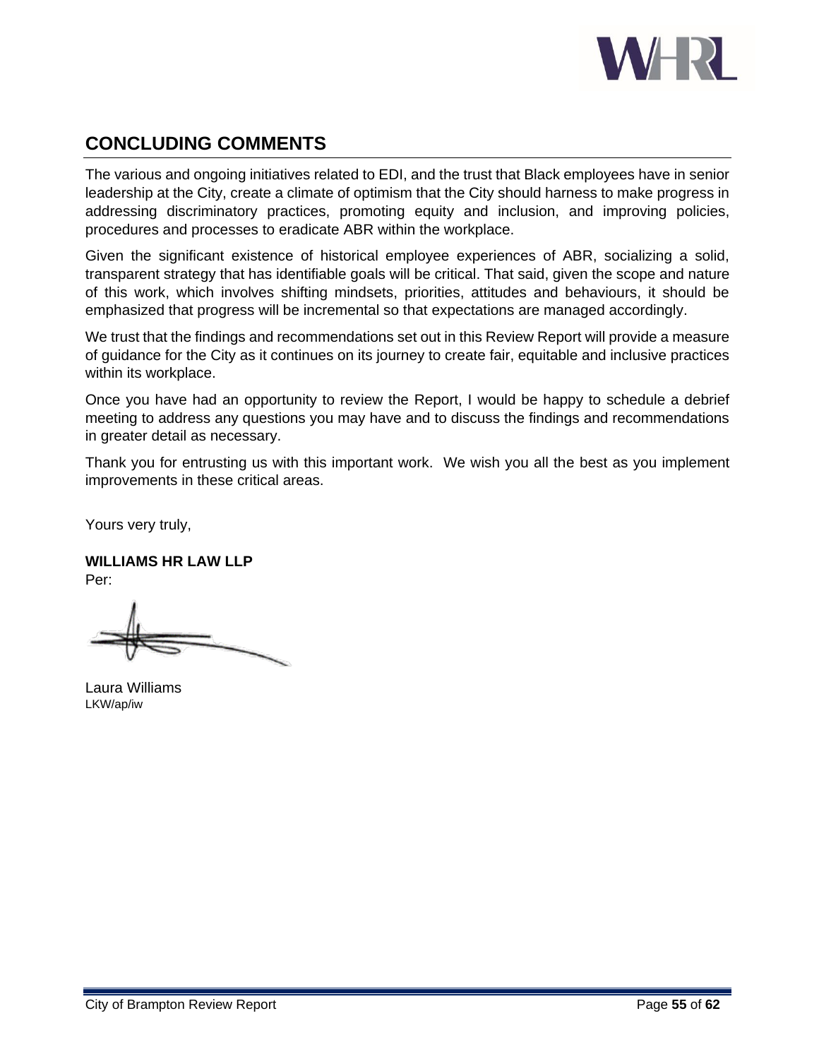## CONCLUDING COMMENTS

The various and ongoing initiatives related to EDI, and the trust that Black employees have in senior leadership at the City, create a climate of optimism that the City should harness to make progress in addressing discriminatory practices, promoting equity and inclusion, and improving policies, procedures and processes to eradicate ABR within the workplace.

Given the significant existence of historical employee experiences of ABR, socializing a solid, transparent strategy that has identifiable goals will be critical. That said, given the scope and nature of this work, which involves shifting mindsets, priorities, attitudes and behaviours, it should be emphasized that progress will be incremental so that expectations are managed accordingly.

We trust that the findings and recommendations set out in this Review Report will provide a measure of guidance for the City as it continues on its journey to create fair, equitable and inclusive practices within its workplace.

Once you have had an opportunity to review the Report, I would be happy to schedule a debrief meeting to address any questions you may have and to discuss the findings and recommendations in greater detail as necessary.

Thank you for entrusting us with this important work. We wish you all the best as you implement improvements in these critical areas.

Yours very truly,

**WILLIAMS HR LAW LLP**
Per:

Laura Williams
LKW/ap/iw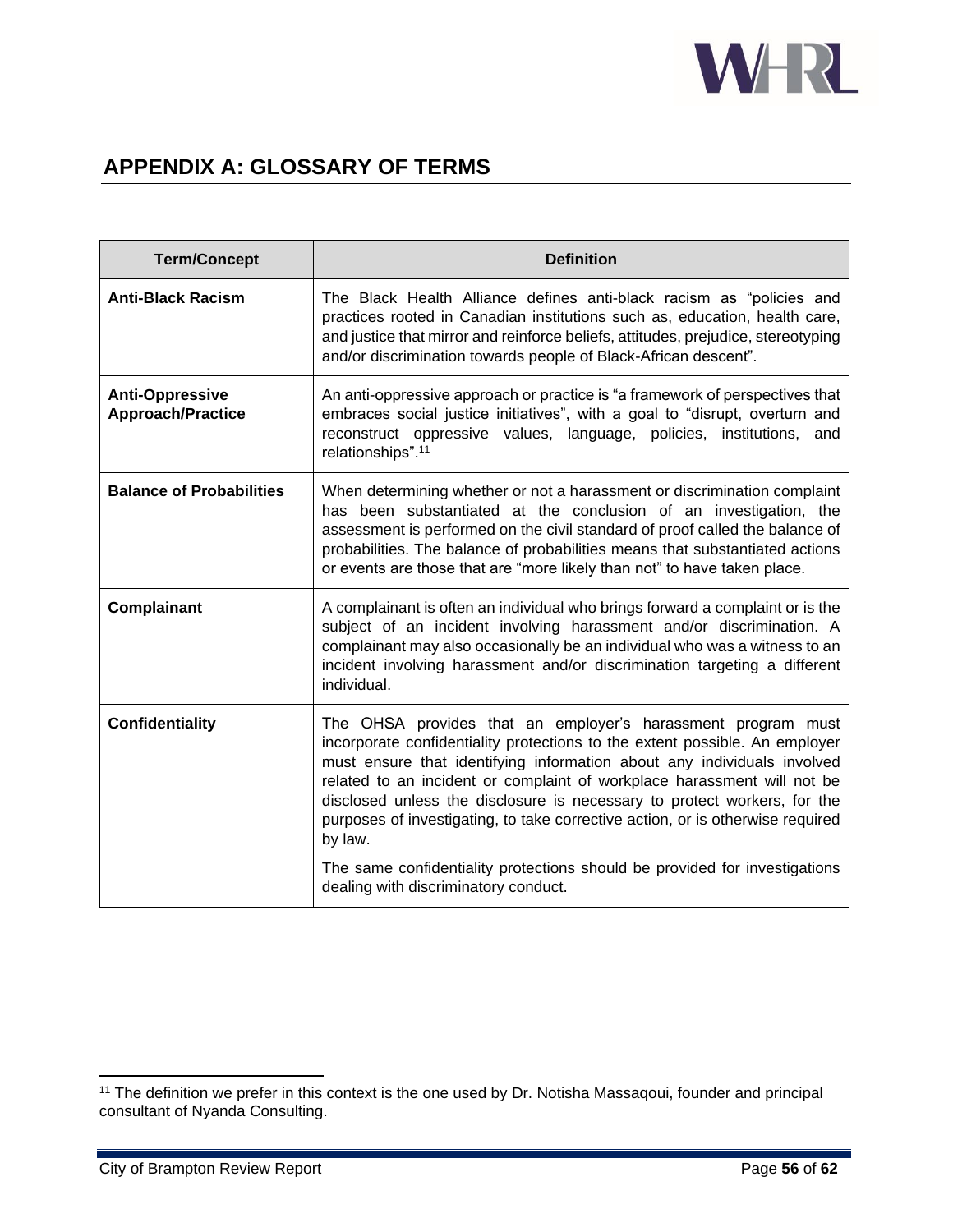## APPENDIX A: GLOSSARY OF TERMS

| Term/Concept | Definition |
|---|---|
| **Anti-Black Racism** | The Black Health Alliance defines anti-black racism as "policies and practices rooted in Canadian institutions such as, education, health care, and justice that mirror and reinforce beliefs, attitudes, prejudice, stereotyping and/or discrimination towards people of Black-African descent". |
| **Anti-Oppressive Approach/Practice** | An anti-oppressive approach or practice is "a framework of perspectives that embraces social justice initiatives", with a goal to "disrupt, overturn and reconstruct oppressive values, language, policies, institutions, and relationships".[11] |
| **Balance of Probabilities** | When determining whether or not a harassment or discrimination complaint has been substantiated at the conclusion of an investigation, the assessment is performed on the civil standard of proof called the balance of probabilities. The balance of probabilities means that substantiated actions or events are those that are "more likely than not" to have taken place. |
| **Complainant** | A complainant is often an individual who brings forward a complaint or is the subject of an incident involving harassment and/or discrimination. A complainant may also occasionally be an individual who was a witness to an incident involving harassment and/or discrimination targeting a different individual. |
| **Confidentiality** | The OHSA provides that an employer's harassment program must incorporate confidentiality protections to the extent possible. An employer must ensure that identifying information about any individuals involved related to an incident or complaint of workplace harassment will not be disclosed unless the disclosure is necessary to protect workers, for the purposes of investigating, to take corrective action, or is otherwise required by law.<br><br>The same confidentiality protections should be provided for investigations dealing with discriminatory conduct. |

[11] The definition we prefer in this context is the one used by Dr. Notisha Massaqoui, founder and principal consultant of Nyanda Consulting.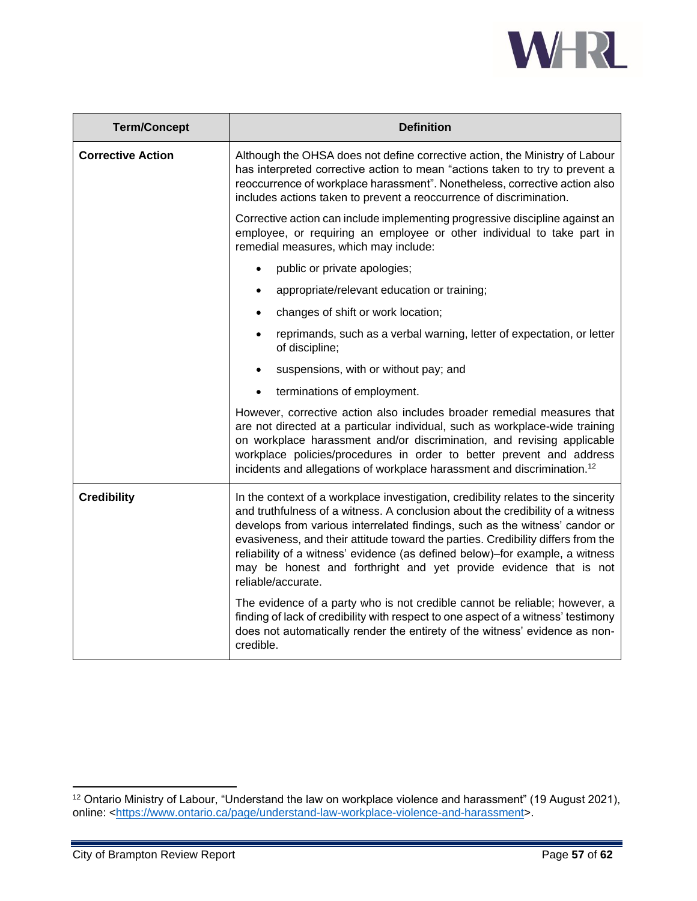| Term/Concept | Definition |
|---|---|
| **Corrective Action** | Although the OHSA does not define corrective action, the Ministry of Labour has interpreted corrective action to mean "actions taken to try to prevent a reoccurrence of workplace harassment". Nonetheless, corrective action also includes actions taken to prevent a reoccurrence of discrimination.<br><br>Corrective action can include implementing progressive discipline against an employee, or requiring an employee or other individual to take part in remedial measures, which may include:<br><br>• public or private apologies;<br>• appropriate/relevant education or training;<br>• changes of shift or work location;<br>• reprimands, such as a verbal warning, letter of expectation, or letter of discipline;<br>• suspensions, with or without pay; and<br>• terminations of employment.<br><br>However, corrective action also includes broader remedial measures that are not directed at a particular individual, such as workplace-wide training on workplace harassment and/or discrimination, and revising applicable workplace policies/procedures in order to better prevent and address incidents and allegations of workplace harassment and discrimination.[12] |
| **Credibility** | In the context of a workplace investigation, credibility relates to the sincerity and truthfulness of a witness. A conclusion about the credibility of a witness develops from various interrelated findings, such as the witness' candor or evasiveness, and their attitude toward the parties. Credibility differs from the reliability of a witness' evidence (as defined below)–for example, a witness may be honest and forthright and yet provide evidence that is not reliable/accurate.<br><br>The evidence of a party who is not credible cannot be reliable; however, a finding of lack of credibility with respect to one aspect of a witness' testimony does not automatically render the entirety of the witness' evidence as non-credible. |

[12] Ontario Ministry of Labour, "Understand the law on workplace violence and harassment" (19 August 2021), online: <https://www.ontario.ca/page/understand-law-workplace-violence-and-harassment>.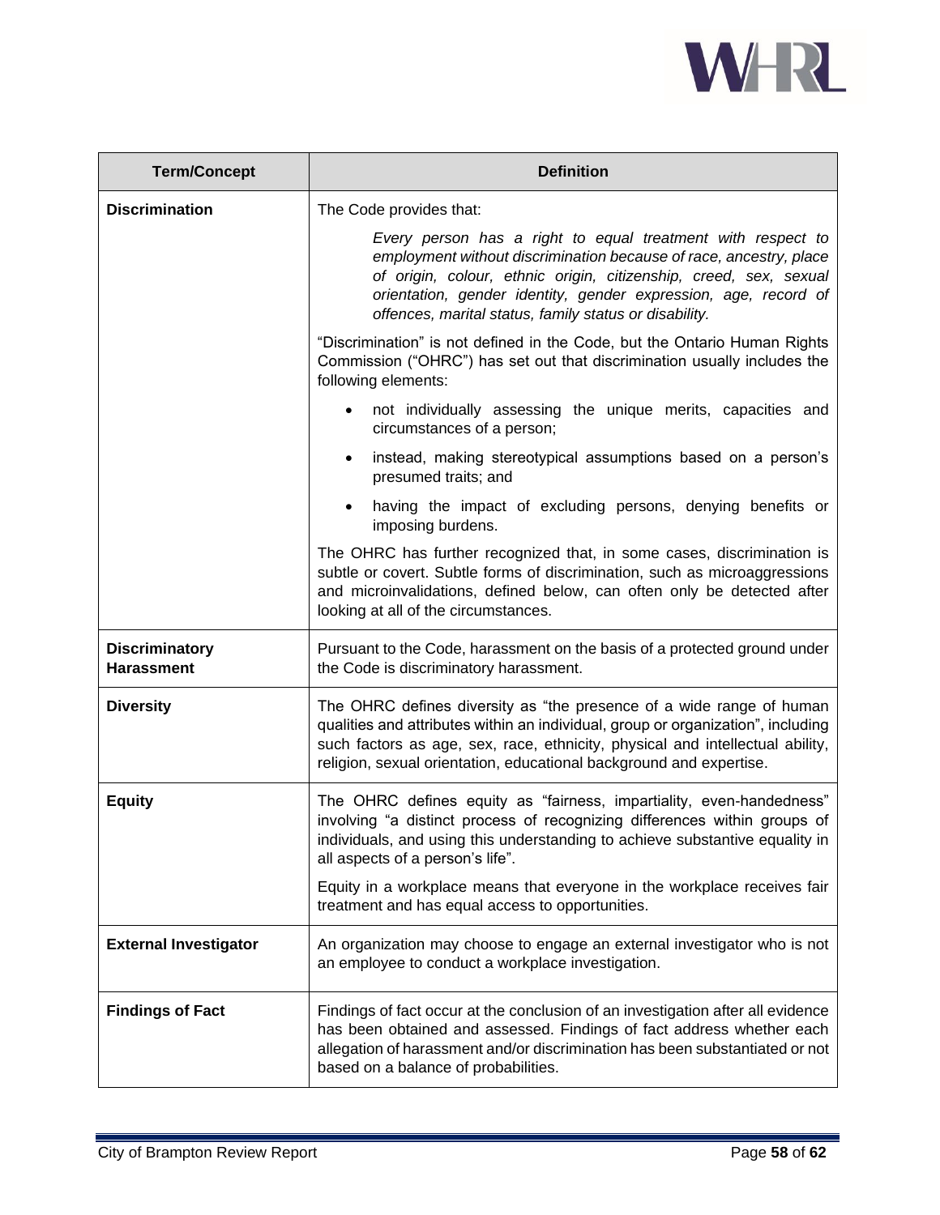| Term/Concept | Definition |
|---|---|
| **Discrimination** | The Code provides that: *Every person has a right to equal treatment with respect to employment without discrimination because of race, ancestry, place of origin, colour, ethnic origin, citizenship, creed, sex, sexual orientation, gender identity, gender expression, age, record of offences, marital status, family status or disability.* "Discrimination" is not defined in the Code, but the Ontario Human Rights Commission ("OHRC") has set out that discrimination usually includes the following elements: • not individually assessing the unique merits, capacities and circumstances of a person; • instead, making stereotypical assumptions based on a person's presumed traits; and • having the impact of excluding persons, denying benefits or imposing burdens. The OHRC has further recognized that, in some cases, discrimination is subtle or covert. Subtle forms of discrimination, such as microaggressions and microinvalidations, defined below, can often only be detected after looking at all of the circumstances. |
| **Discriminatory Harassment** | Pursuant to the Code, harassment on the basis of a protected ground under the Code is discriminatory harassment. |
| **Diversity** | The OHRC defines diversity as "the presence of a wide range of human qualities and attributes within an individual, group or organization", including such factors as age, sex, race, ethnicity, physical and intellectual ability, religion, sexual orientation, educational background and expertise. |
| **Equity** | The OHRC defines equity as "fairness, impartiality, even-handedness" involving "a distinct process of recognizing differences within groups of individuals, and using this understanding to achieve substantive equality in all aspects of a person's life". Equity in a workplace means that everyone in the workplace receives fair treatment and has equal access to opportunities. |
| **External Investigator** | An organization may choose to engage an external investigator who is not an employee to conduct a workplace investigation. |
| **Findings of Fact** | Findings of fact occur at the conclusion of an investigation after all evidence has been obtained and assessed. Findings of fact address whether each allegation of harassment and/or discrimination has been substantiated or not based on a balance of probabilities. |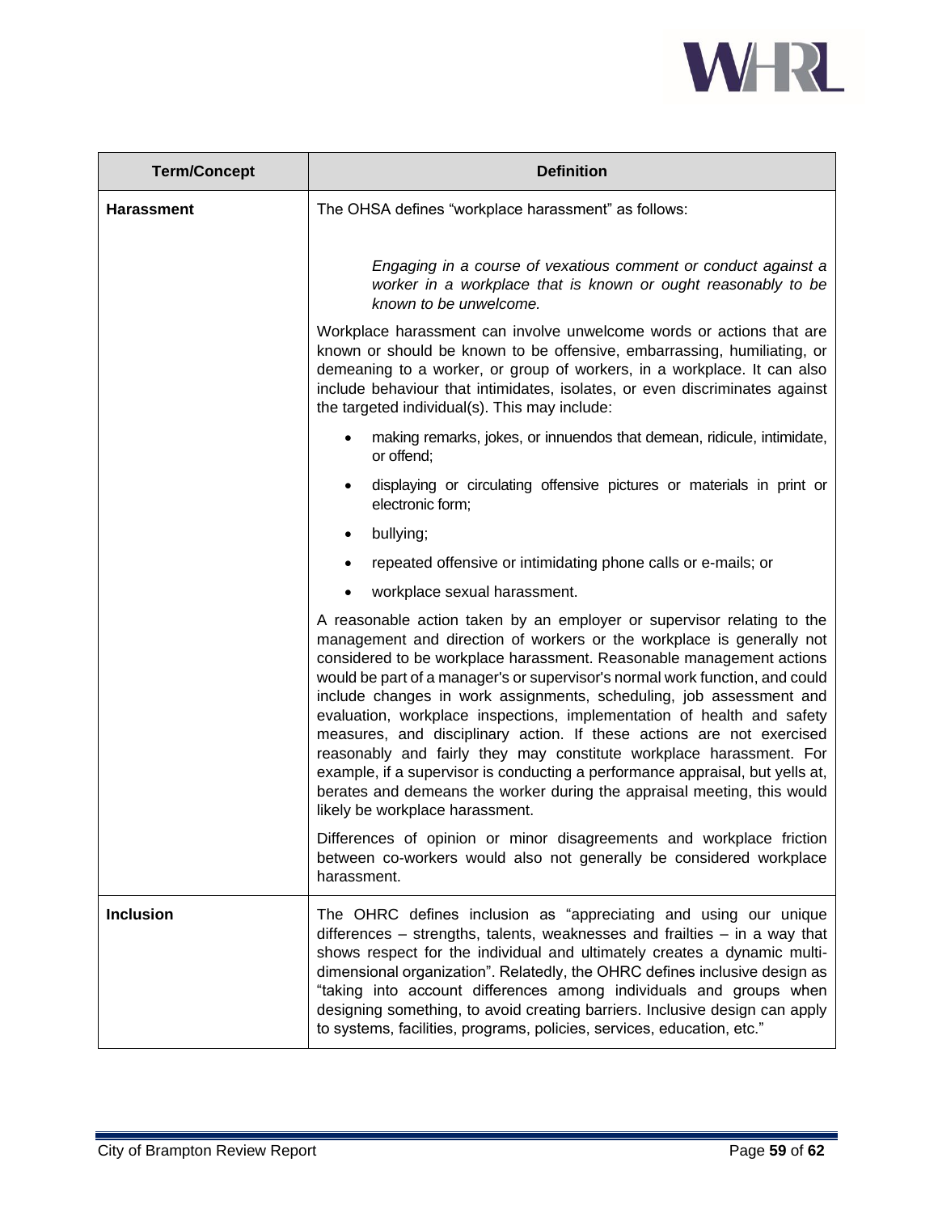| Term/Concept | Definition |
|---|---|
| **Harassment** | The OHSA defines "workplace harassment" as follows:<br><br>*Engaging in a course of vexatious comment or conduct against a worker in a workplace that is known or ought reasonably to be known to be unwelcome.*<br><br>Workplace harassment can involve unwelcome words or actions that are known or should be known to be offensive, embarrassing, humiliating, or demeaning to a worker, or group of workers, in a workplace. It can also include behaviour that intimidates, isolates, or even discriminates against the targeted individual(s). This may include:<br><br>• making remarks, jokes, or innuendos that demean, ridicule, intimidate, or offend;<br>• displaying or circulating offensive pictures or materials in print or electronic form;<br>• bullying;<br>• repeated offensive or intimidating phone calls or e-mails; or<br>• workplace sexual harassment.<br><br>A reasonable action taken by an employer or supervisor relating to the management and direction of workers or the workplace is generally not considered to be workplace harassment. Reasonable management actions would be part of a manager's or supervisor's normal work function, and could include changes in work assignments, scheduling, job assessment and evaluation, workplace inspections, implementation of health and safety measures, and disciplinary action. If these actions are not exercised reasonably and fairly they may constitute workplace harassment. For example, if a supervisor is conducting a performance appraisal, but yells at, berates and demeans the worker during the appraisal meeting, this would likely be workplace harassment.<br><br>Differences of opinion or minor disagreements and workplace friction between co-workers would also not generally be considered workplace harassment. |
| **Inclusion** | The OHRC defines inclusion as "appreciating and using our unique differences – strengths, talents, weaknesses and frailties – in a way that shows respect for the individual and ultimately creates a dynamic multi-dimensional organization". Relatedly, the OHRC defines inclusive design as "taking into account differences among individuals and groups when designing something, to avoid creating barriers. Inclusive design can apply to systems, facilities, programs, policies, services, education, etc." |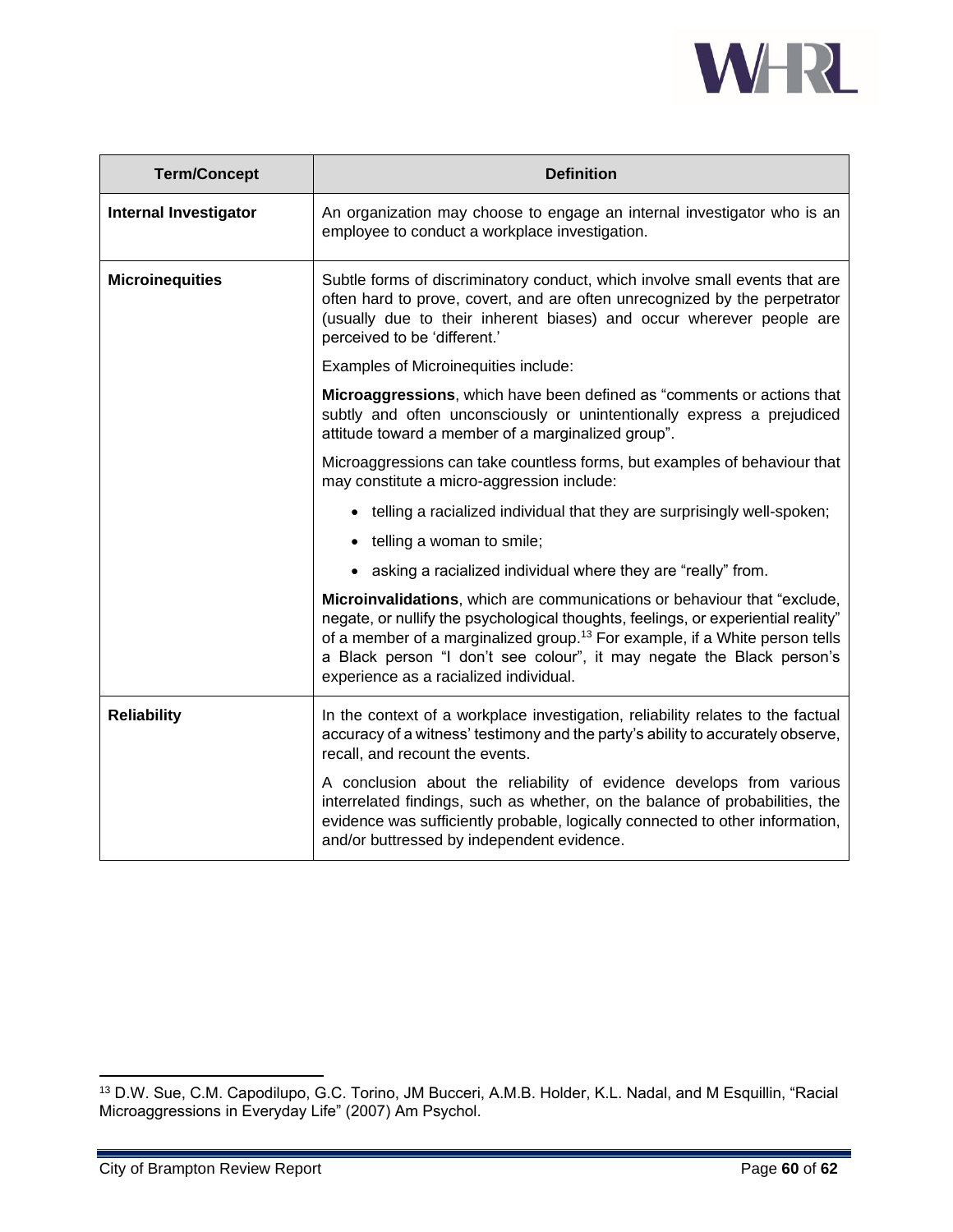| Term/Concept | Definition |
| --- | --- |
| **Internal Investigator** | An organization may choose to engage an internal investigator who is an employee to conduct a workplace investigation. |
| **Microinequities** | Subtle forms of discriminatory conduct, which involve small events that are often hard to prove, covert, and are often unrecognized by the perpetrator (usually due to their inherent biases) and occur wherever people are perceived to be 'different.'<br><br>Examples of Microinequities include:<br><br>**Microaggressions**, which have been defined as "comments or actions that subtly and often unconsciously or unintentionally express a prejudiced attitude toward a member of a marginalized group".<br><br>Microaggressions can take countless forms, but examples of behaviour that may constitute a micro-aggression include:<br><br>• telling a racialized individual that they are surprisingly well-spoken;<br>• telling a woman to smile;<br>• asking a racialized individual where they are "really" from.<br><br>**Microinvalidations**, which are communications or behaviour that "exclude, negate, or nullify the psychological thoughts, feelings, or experiential reality" of a member of a marginalized group.[13] For example, if a White person tells a Black person "I don't see colour", it may negate the Black person's experience as a racialized individual. |
| **Reliability** | In the context of a workplace investigation, reliability relates to the factual accuracy of a witness' testimony and the party's ability to accurately observe, recall, and recount the events.<br><br>A conclusion about the reliability of evidence develops from various interrelated findings, such as whether, on the balance of probabilities, the evidence was sufficiently probable, logically connected to other information, and/or buttressed by independent evidence. |

[13] D.W. Sue, C.M. Capodilupo, G.C. Torino, JM Bucceri, A.M.B. Holder, K.L. Nadal, and M Esquillin, "Racial Microaggressions in Everyday Life" (2007) Am Psychol.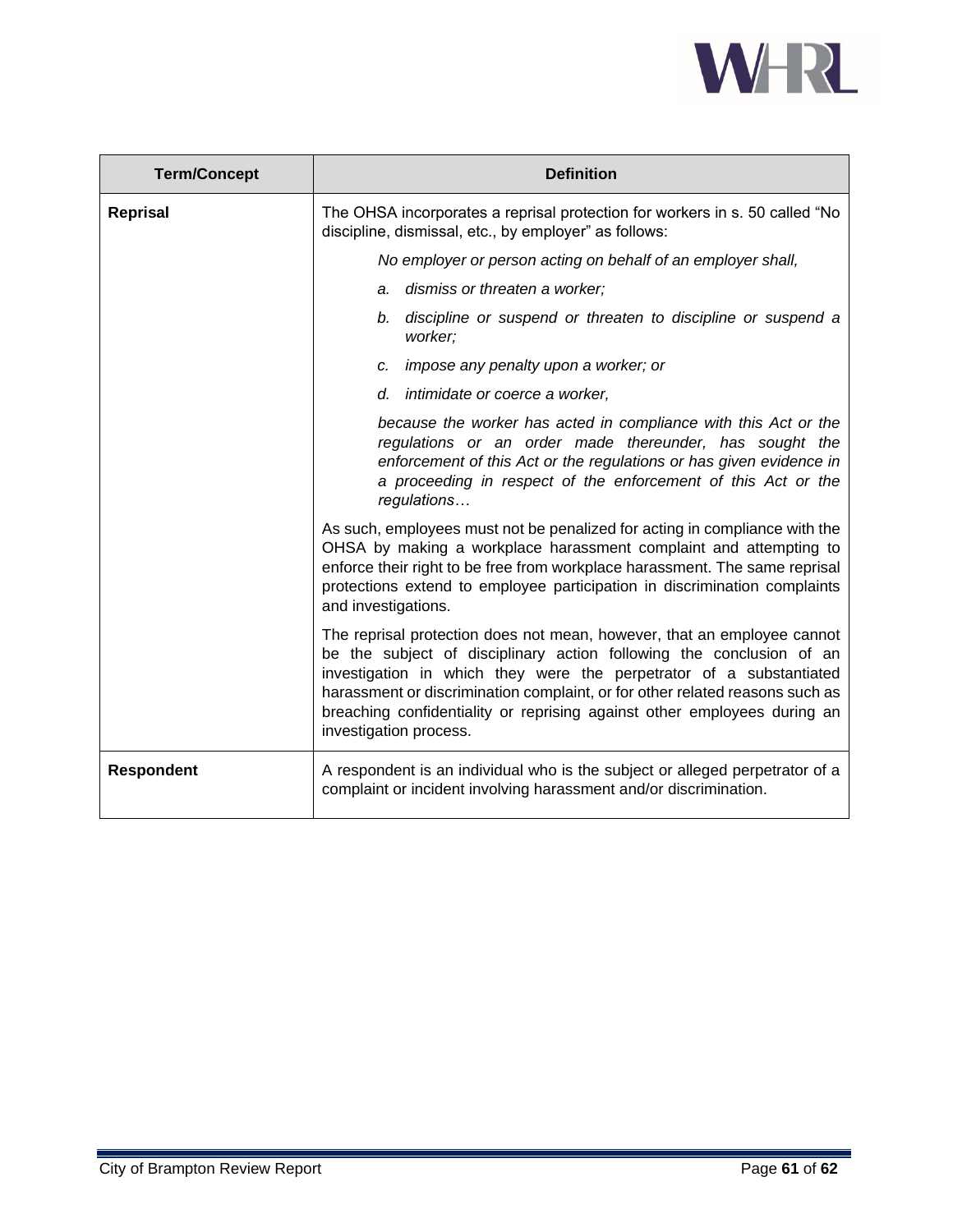| Term/Concept | Definition |
|---|---|
| **Reprisal** | The OHSA incorporates a reprisal protection for workers in s. 50 called "No discipline, dismissal, etc., by employer" as follows: *No employer or person acting on behalf of an employer shall,* *a. dismiss or threaten a worker;* *b. discipline or suspend or threaten to discipline or suspend a worker;* *c. impose any penalty upon a worker; or* *d. intimidate or coerce a worker,* *because the worker has acted in compliance with this Act or the regulations or an order made thereunder, has sought the enforcement of this Act or the regulations or has given evidence in a proceeding in respect of the enforcement of this Act or the regulations…* As such, employees must not be penalized for acting in compliance with the OHSA by making a workplace harassment complaint and attempting to enforce their right to be free from workplace harassment. The same reprisal protections extend to employee participation in discrimination complaints and investigations. The reprisal protection does not mean, however, that an employee cannot be the subject of disciplinary action following the conclusion of an investigation in which they were the perpetrator of a substantiated harassment or discrimination complaint, or for other related reasons such as breaching confidentiality or reprising against other employees during an investigation process. |
| **Respondent** | A respondent is an individual who is the subject or alleged perpetrator of a complaint or incident involving harassment and/or discrimination. |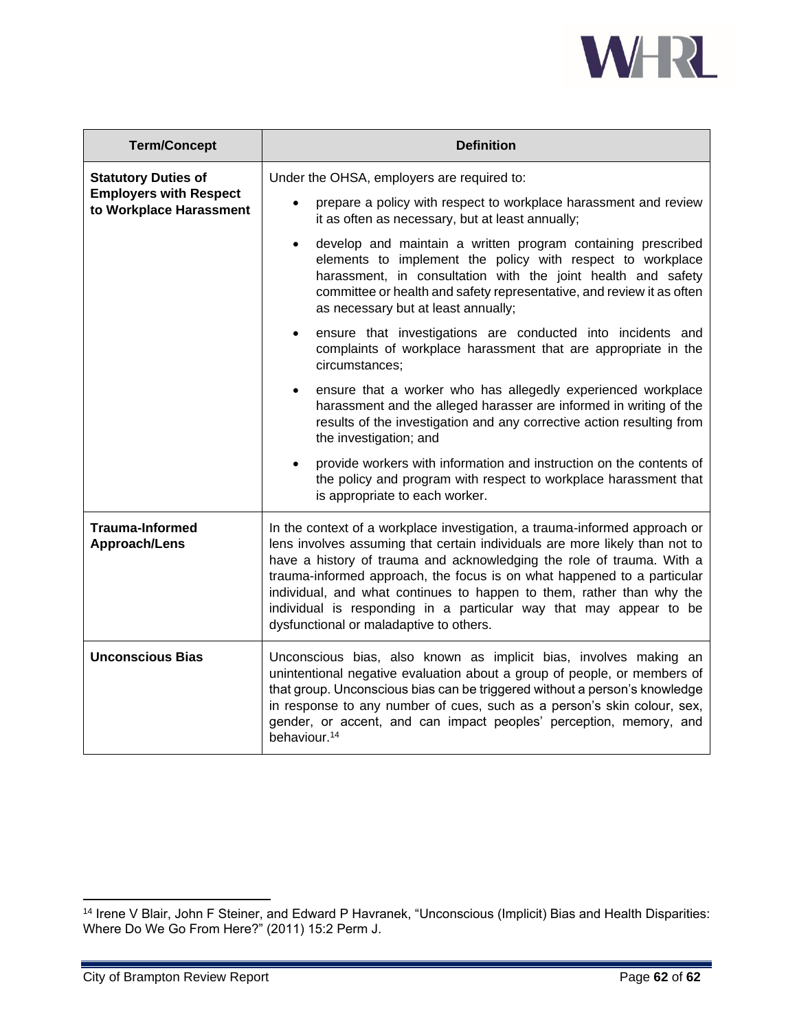| Term/Concept | Definition |
|---|---|
| **Statutory Duties of Employers with Respect to Workplace Harassment** | Under the OHSA, employers are required to: <br>• prepare a policy with respect to workplace harassment and review it as often as necessary, but at least annually; <br>• develop and maintain a written program containing prescribed elements to implement the policy with respect to workplace harassment, in consultation with the joint health and safety committee or health and safety representative, and review it as often as necessary but at least annually; <br>• ensure that investigations are conducted into incidents and complaints of workplace harassment that are appropriate in the circumstances; <br>• ensure that a worker who has allegedly experienced workplace harassment and the alleged harasser are informed in writing of the results of the investigation and any corrective action resulting from the investigation; and <br>• provide workers with information and instruction on the contents of the policy and program with respect to workplace harassment that is appropriate to each worker. |
| **Trauma-Informed Approach/Lens** | In the context of a workplace investigation, a trauma-informed approach or lens involves assuming that certain individuals are more likely than not to have a history of trauma and acknowledging the role of trauma. With a trauma-informed approach, the focus is on what happened to a particular individual, and what continues to happen to them, rather than why the individual is responding in a particular way that may appear to be dysfunctional or maladaptive to others. |
| **Unconscious Bias** | Unconscious bias, also known as implicit bias, involves making an unintentional negative evaluation about a group of people, or members of that group. Unconscious bias can be triggered without a person's knowledge in response to any number of cues, such as a person's skin colour, sex, gender, or accent, and can impact peoples' perception, memory, and behaviour.[14] |

[14] Irene V Blair, John F Steiner, and Edward P Havranek, "Unconscious (Implicit) Bias and Health Disparities: Where Do We Go From Here?" (2011) 15:2 Perm J.